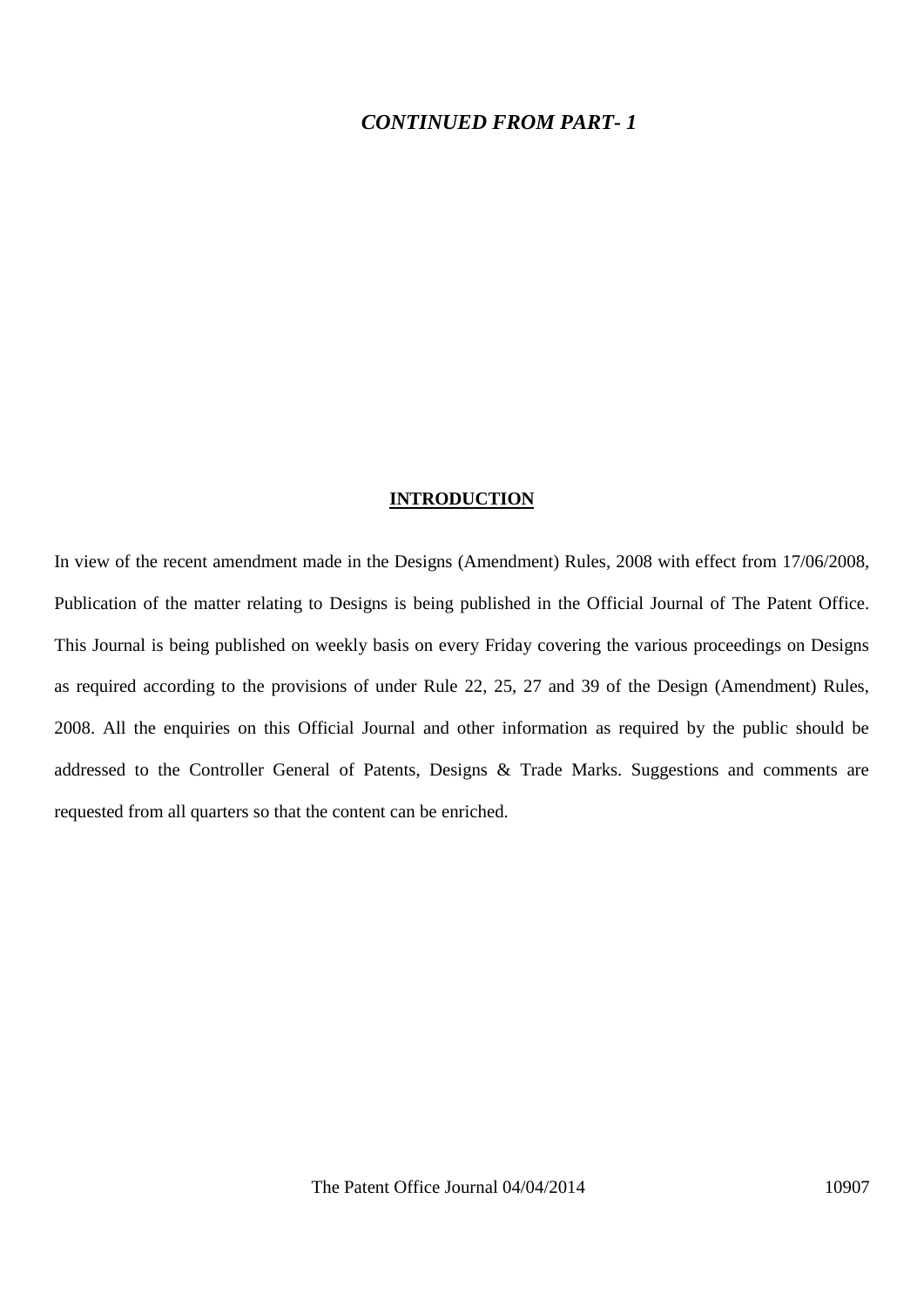***CONTINUED FROM PART- 1***

## INTRODUCTION

In view of the recent amendment made in the Designs (Amendment) Rules, 2008 with effect from 17/06/2008, Publication of the matter relating to Designs is being published in the Official Journal of The Patent Office. This Journal is being published on weekly basis on every Friday covering the various proceedings on Designs as required according to the provisions of under Rule 22, 25, 27 and 39 of the Design (Amendment) Rules, 2008. All the enquiries on this Official Journal and other information as required by the public should be addressed to the Controller General of Patents, Designs & Trade Marks. Suggestions and comments are requested from all quarters so that the content can be enriched.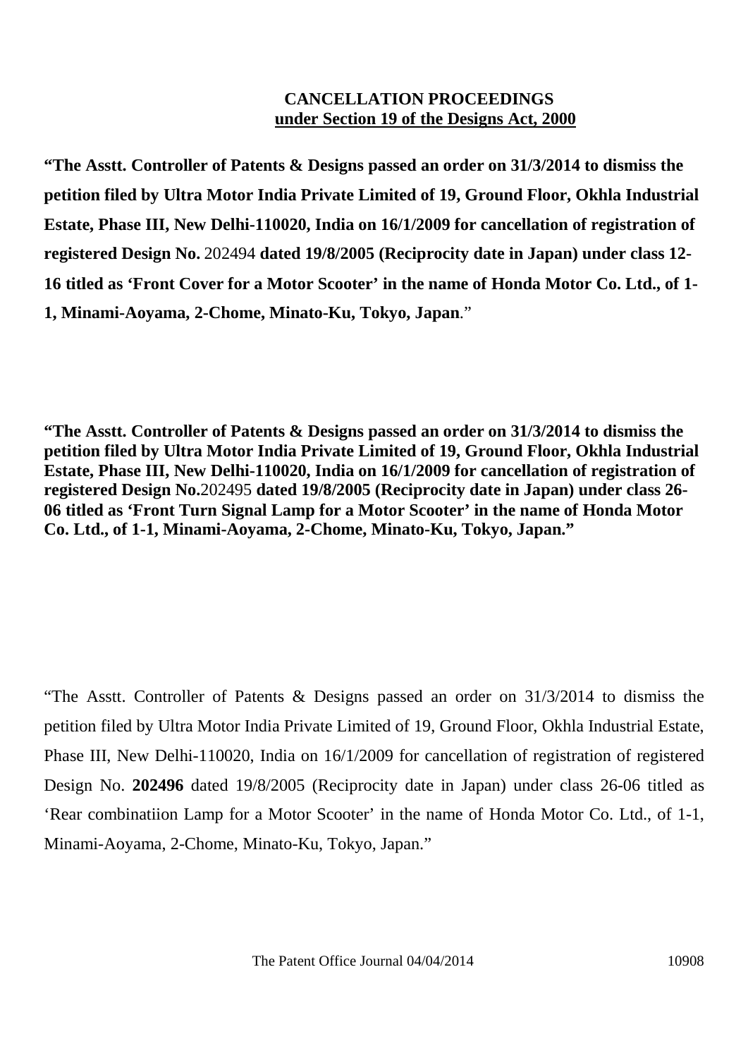**CANCELLATION PROCEEDINGS**
**under Section 19 of the Designs Act, 2000**

**“The Asstt. Controller of Patents & Designs passed an order on 31/3/2014 to dismiss the petition filed by Ultra Motor India Private Limited of 19, Ground Floor, Okhla Industrial Estate, Phase III, New Delhi-110020, India on 16/1/2009 for cancellation of registration of registered Design No.** 202494 **dated 19/8/2005 (Reciprocity date in Japan) under class 12-16 titled as ‘Front Cover for a Motor Scooter’ in the name of Honda Motor Co. Ltd., of 1-1, Minami-Aoyama, 2-Chome, Minato-Ku, Tokyo, Japan**.”

**“The Asstt. Controller of Patents & Designs passed an order on 31/3/2014 to dismiss the petition filed by Ultra Motor India Private Limited of 19, Ground Floor, Okhla Industrial Estate, Phase III, New Delhi-110020, India on 16/1/2009 for cancellation of registration of registered Design No.**202495 **dated 19/8/2005 (Reciprocity date in Japan) under class 26-06 titled as ‘Front Turn Signal Lamp for a Motor Scooter’ in the name of Honda Motor Co. Ltd., of 1-1, Minami-Aoyama, 2-Chome, Minato-Ku, Tokyo, Japan.”**

“The Asstt. Controller of Patents & Designs passed an order on 31/3/2014 to dismiss the petition filed by Ultra Motor India Private Limited of 19, Ground Floor, Okhla Industrial Estate, Phase III, New Delhi-110020, India on 16/1/2009 for cancellation of registration of registered Design No. **202496** dated 19/8/2005 (Reciprocity date in Japan) under class 26-06 titled as ‘Rear combinatiion Lamp for a Motor Scooter’ in the name of Honda Motor Co. Ltd., of 1-1, Minami-Aoyama, 2-Chome, Minato-Ku, Tokyo, Japan.”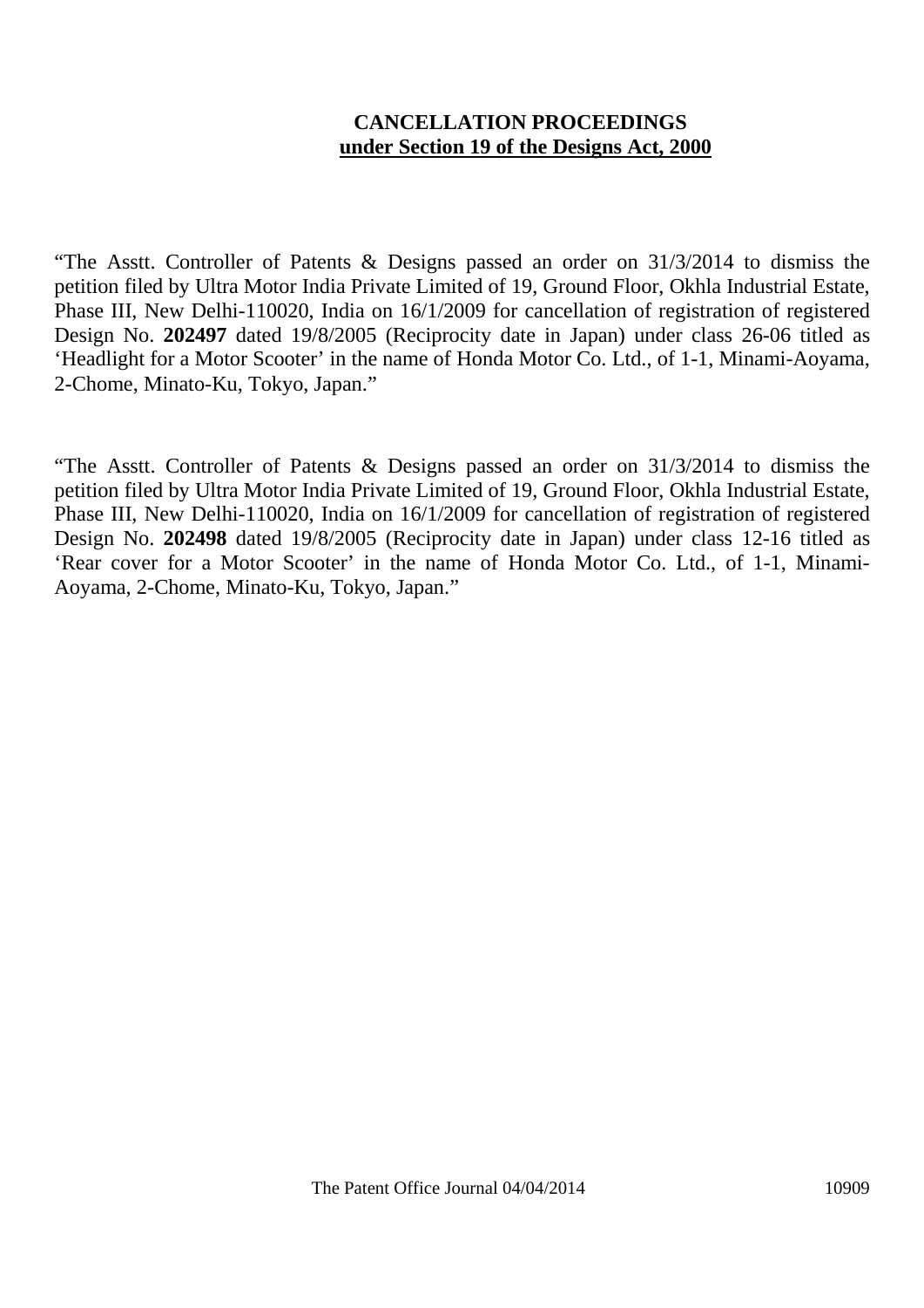**CANCELLATION PROCEEDINGS**
**under Section 19 of the Designs Act, 2000**

"The Asstt. Controller of Patents & Designs passed an order on 31/3/2014 to dismiss the petition filed by Ultra Motor India Private Limited of 19, Ground Floor, Okhla Industrial Estate, Phase III, New Delhi-110020, India on 16/1/2009 for cancellation of registration of registered Design No. **202497** dated 19/8/2005 (Reciprocity date in Japan) under class 26-06 titled as 'Headlight for a Motor Scooter' in the name of Honda Motor Co. Ltd., of 1-1, Minami-Aoyama, 2-Chome, Minato-Ku, Tokyo, Japan."

"The Asstt. Controller of Patents & Designs passed an order on 31/3/2014 to dismiss the petition filed by Ultra Motor India Private Limited of 19, Ground Floor, Okhla Industrial Estate, Phase III, New Delhi-110020, India on 16/1/2009 for cancellation of registration of registered Design No. **202498** dated 19/8/2005 (Reciprocity date in Japan) under class 12-16 titled as 'Rear cover for a Motor Scooter' in the name of Honda Motor Co. Ltd., of 1-1, Minami-Aoyama, 2-Chome, Minato-Ku, Tokyo, Japan."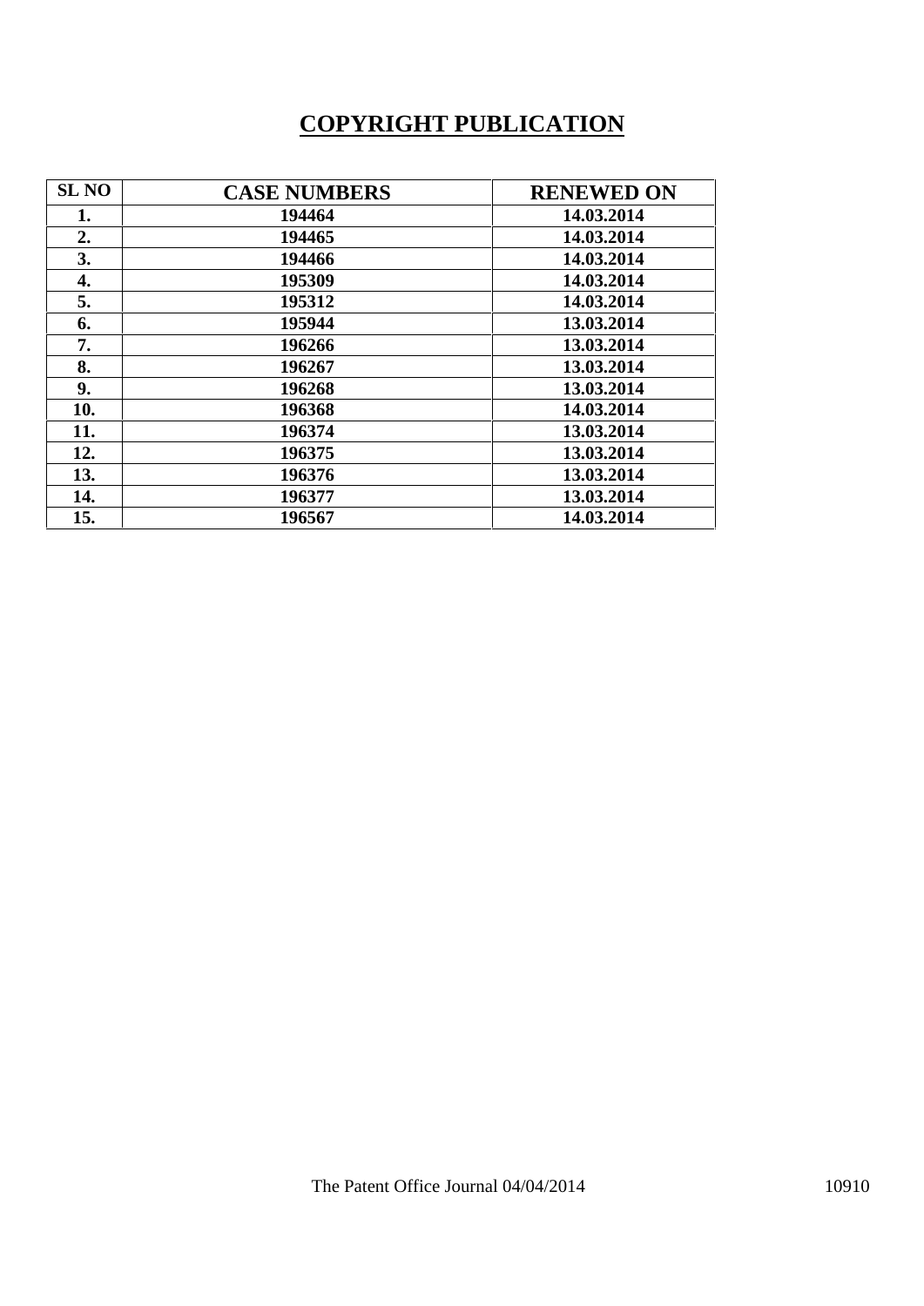# COPYRIGHT PUBLICATION

| SL NO | CASE NUMBERS | RENEWED ON |
|---|---|---|
| 1. | 194464 | 14.03.2014 |
| 2. | 194465 | 14.03.2014 |
| 3. | 194466 | 14.03.2014 |
| 4. | 195309 | 14.03.2014 |
| 5. | 195312 | 14.03.2014 |
| 6. | 195944 | 13.03.2014 |
| 7. | 196266 | 13.03.2014 |
| 8. | 196267 | 13.03.2014 |
| 9. | 196268 | 13.03.2014 |
| 10. | 196368 | 14.03.2014 |
| 11. | 196374 | 13.03.2014 |
| 12. | 196375 | 13.03.2014 |
| 13. | 196376 | 13.03.2014 |
| 14. | 196377 | 13.03.2014 |
| 15. | 196567 | 14.03.2014 |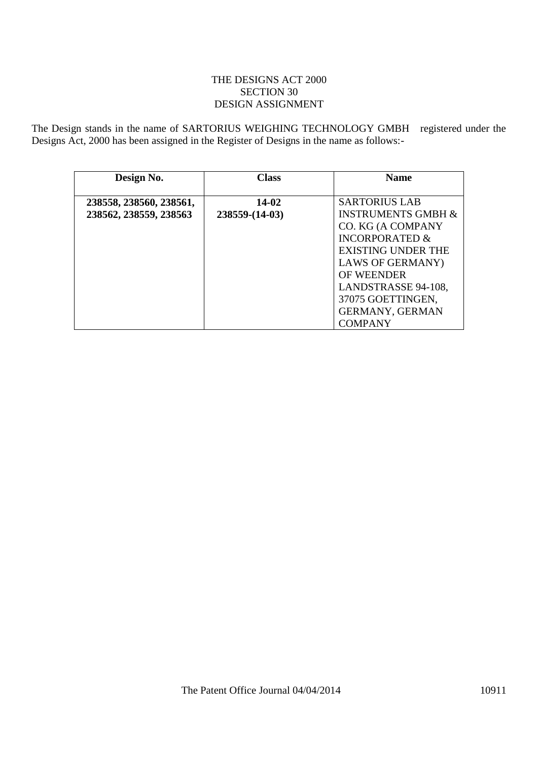THE DESIGNS ACT 2000
SECTION 30
DESIGN ASSIGNMENT

The Design stands in the name of SARTORIUS WEIGHING TECHNOLOGY GMBH registered under the Designs Act, 2000 has been assigned in the Register of Designs in the name as follows:-

| Design No. | Class | Name |
|---|---|---|
| **238558, 238560, 238561, 238562, 238559, 238563** | **14-02 238559-(14-03)** | SARTORIUS LAB INSTRUMENTS GMBH & CO. KG (A COMPANY INCORPORATED & EXISTING UNDER THE LAWS OF GERMANY) OF WEENDER LANDSTRASSE 94-108, 37075 GOETTINGEN, GERMANY, GERMAN COMPANY |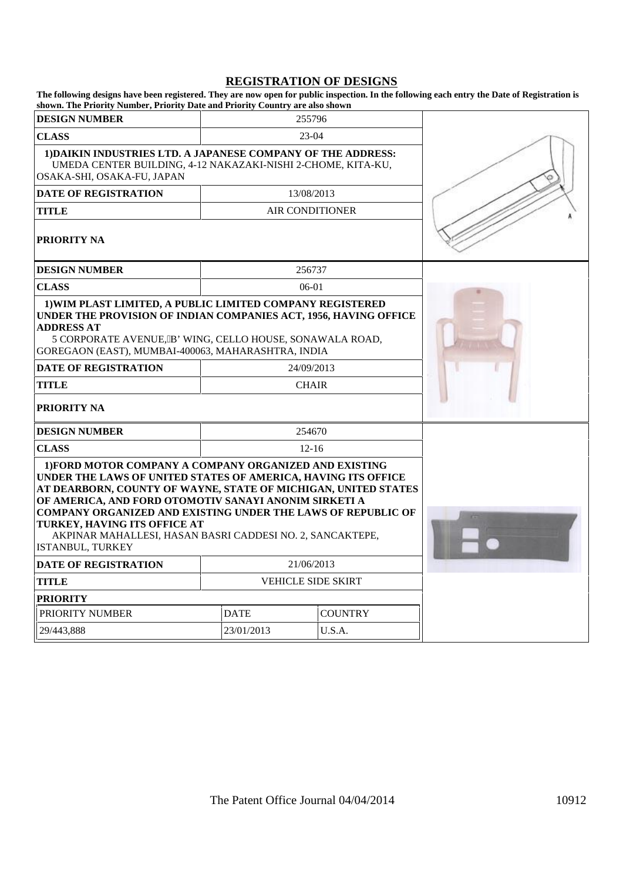## REGISTRATION OF DESIGNS

**The following designs have been registered. They are now open for public inspection. In the following each entry the Date of Registration is shown. The Priority Number, Priority Date and Priority Country are also shown**

| | |
|---|---|
| **DESIGN NUMBER** | 255796 |
| **CLASS** | 23-04 |
| **1)DAIKIN INDUSTRIES LTD. A JAPANESE COMPANY OF THE ADDRESS:** UMEDA CENTER BUILDING, 4-12 NAKAZAKI-NISHI 2-CHOME, KITA-KU, OSAKA-SHI, OSAKA-FU, JAPAN | |
| **DATE OF REGISTRATION** | 13/08/2013 |
| **TITLE** | AIR CONDITIONER |
| **PRIORITY NA** | |

| | |
|---|---|
| **DESIGN NUMBER** | 256737 |
| **CLASS** | 06-01 |
| **1)WIM PLAST LIMITED, A PUBLIC LIMITED COMPANY REGISTERED UNDER THE PROVISION OF INDIAN COMPANIES ACT, 1956, HAVING OFFICE ADDRESS AT** 5 CORPORATE AVENUE,'B' WING, CELLO HOUSE, SONAWALA ROAD, GOREGAON (EAST), MUMBAI-400063, MAHARASHTRA, INDIA | |
| **DATE OF REGISTRATION** | 24/09/2013 |
| **TITLE** | CHAIR |
| **PRIORITY NA** | |

| | | |
|---|---|---|
| **DESIGN NUMBER** | 254670 | |
| **CLASS** | 12-16 | |
| **1)FORD MOTOR COMPANY A COMPANY ORGANIZED AND EXISTING UNDER THE LAWS OF UNITED STATES OF AMERICA, HAVING ITS OFFICE AT DEARBORN, COUNTY OF WAYNE, STATE OF MICHIGAN, UNITED STATES OF AMERICA, AND FORD OTOMOTIV SANAYI ANONIM SIRKETI A COMPANY ORGANIZED AND EXISTING UNDER THE LAWS OF REPUBLIC OF TURKEY, HAVING ITS OFFICE AT** AKPINAR MAHALLESI, HASAN BASRI CADDESI NO. 2, SANCAKTEPE, ISTANBUL, TURKEY | | |
| **DATE OF REGISTRATION** | 21/06/2013 | |
| **TITLE** | VEHICLE SIDE SKIRT | |
| **PRIORITY** | | |
| PRIORITY NUMBER | DATE | COUNTRY |
| 29/443,888 | 23/01/2013 | U.S.A. |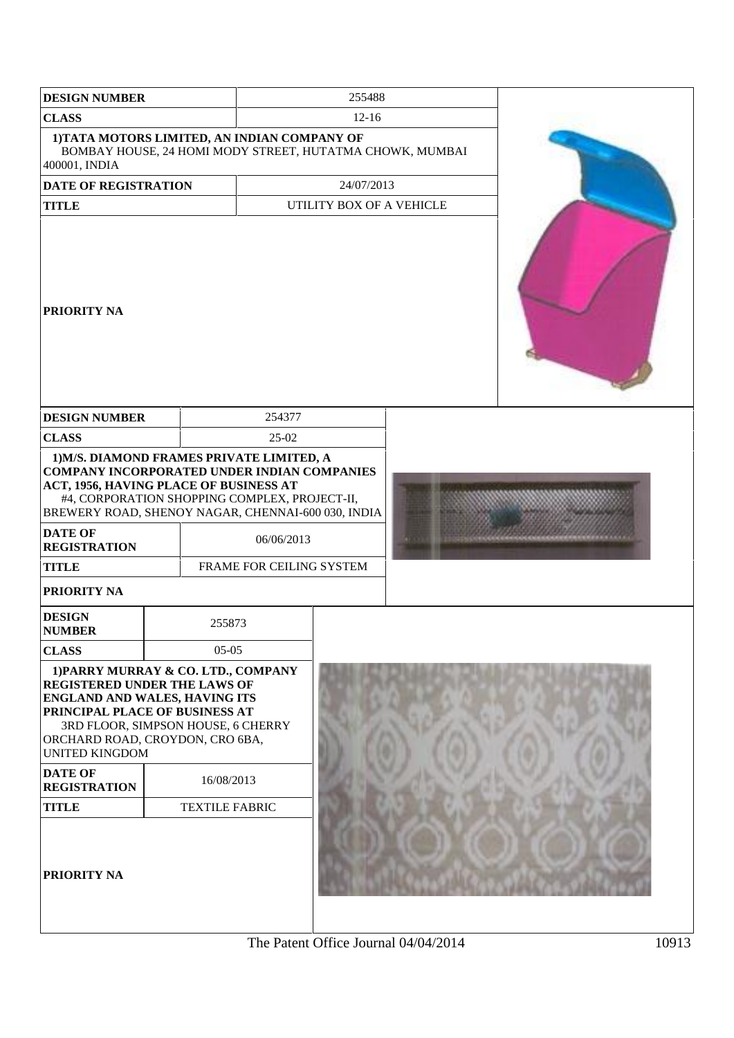| DESIGN NUMBER | 255488 |
| --- | --- |
| CLASS | 12-16 |
| 1)TATA MOTORS LIMITED, AN INDIAN COMPANY OF BOMBAY HOUSE, 24 HOMI MODY STREET, HUTATMA CHOWK, MUMBAI 400001, INDIA | |
| DATE OF REGISTRATION | 24/07/2013 |
| TITLE | UTILITY BOX OF A VEHICLE |
| PRIORITY NA | |

| DESIGN NUMBER | 254377 |
| --- | --- |
| CLASS | 25-02 |
| 1)M/S. DIAMOND FRAMES PRIVATE LIMITED, A COMPANY INCORPORATED UNDER INDIAN COMPANIES ACT, 1956, HAVING PLACE OF BUSINESS AT #4, CORPORATION SHOPPING COMPLEX, PROJECT-II, BREWERY ROAD, SHENOY NAGAR, CHENNAI-600 030, INDIA | |
| DATE OF REGISTRATION | 06/06/2013 |
| TITLE | FRAME FOR CEILING SYSTEM |
| PRIORITY NA | |

| DESIGN NUMBER | 255873 |
| --- | --- |
| CLASS | 05-05 |
| 1)PARRY MURRAY & CO. LTD., COMPANY REGISTERED UNDER THE LAWS OF ENGLAND AND WALES, HAVING ITS PRINCIPAL PLACE OF BUSINESS AT 3RD FLOOR, SIMPSON HOUSE, 6 CHERRY ORCHARD ROAD, CROYDON, CRO 6BA, UNITED KINGDOM | |
| DATE OF REGISTRATION | 16/08/2013 |
| TITLE | TEXTILE FABRIC |
| PRIORITY NA | |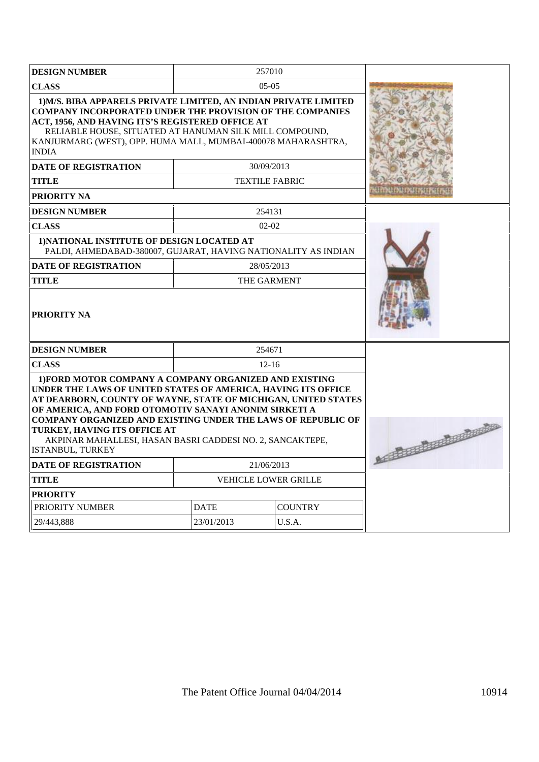| DESIGN NUMBER | 257010 | |
|---|---|---|
| CLASS | 05-05 | |
| **1)M/S. BIBA APPARELS PRIVATE LIMITED, AN INDIAN PRIVATE LIMITED COMPANY INCORPORATED UNDER THE PROVISION OF THE COMPANIES ACT, 1956, AND HAVING ITS'S REGISTERED OFFICE AT** RELIABLE HOUSE, SITUATED AT HANUMAN SILK MILL COMPOUND, KANJURMARG (WEST), OPP. HUMA MALL, MUMBAI-400078 MAHARASHTRA, INDIA | | |
| DATE OF REGISTRATION | 30/09/2013 | |
| TITLE | TEXTILE FABRIC | |
| PRIORITY NA | | |

| DESIGN NUMBER | 254131 | |
|---|---|---|
| CLASS | 02-02 | |
| **1)NATIONAL INSTITUTE OF DESIGN LOCATED AT** PALDI, AHMEDABAD-380007, GUJARAT, HAVING NATIONALITY AS INDIAN | | |
| DATE OF REGISTRATION | 28/05/2013 | |
| TITLE | THE GARMENT | |
| PRIORITY NA | | |

| DESIGN NUMBER | 254671 | |
|---|---|---|
| CLASS | 12-16 | |
| **1)FORD MOTOR COMPANY A COMPANY ORGANIZED AND EXISTING UNDER THE LAWS OF UNITED STATES OF AMERICA, HAVING ITS OFFICE AT DEARBORN, COUNTY OF WAYNE, STATE OF MICHIGAN, UNITED STATES OF AMERICA, AND FORD OTOMOTIV SANAYI ANONIM SIRKETI A COMPANY ORGANIZED AND EXISTING UNDER THE LAWS OF REPUBLIC OF TURKEY, HAVING ITS OFFICE AT** AKPINAR MAHALLESI, HASAN BASRI CADDESI NO. 2, SANCAKTEPE, ISTANBUL, TURKEY | | |
| DATE OF REGISTRATION | 21/06/2013 | |
| TITLE | VEHICLE LOWER GRILLE | |
| PRIORITY | | |
| PRIORITY NUMBER | DATE | COUNTRY |
| 29/443,888 | 23/01/2013 | U.S.A. |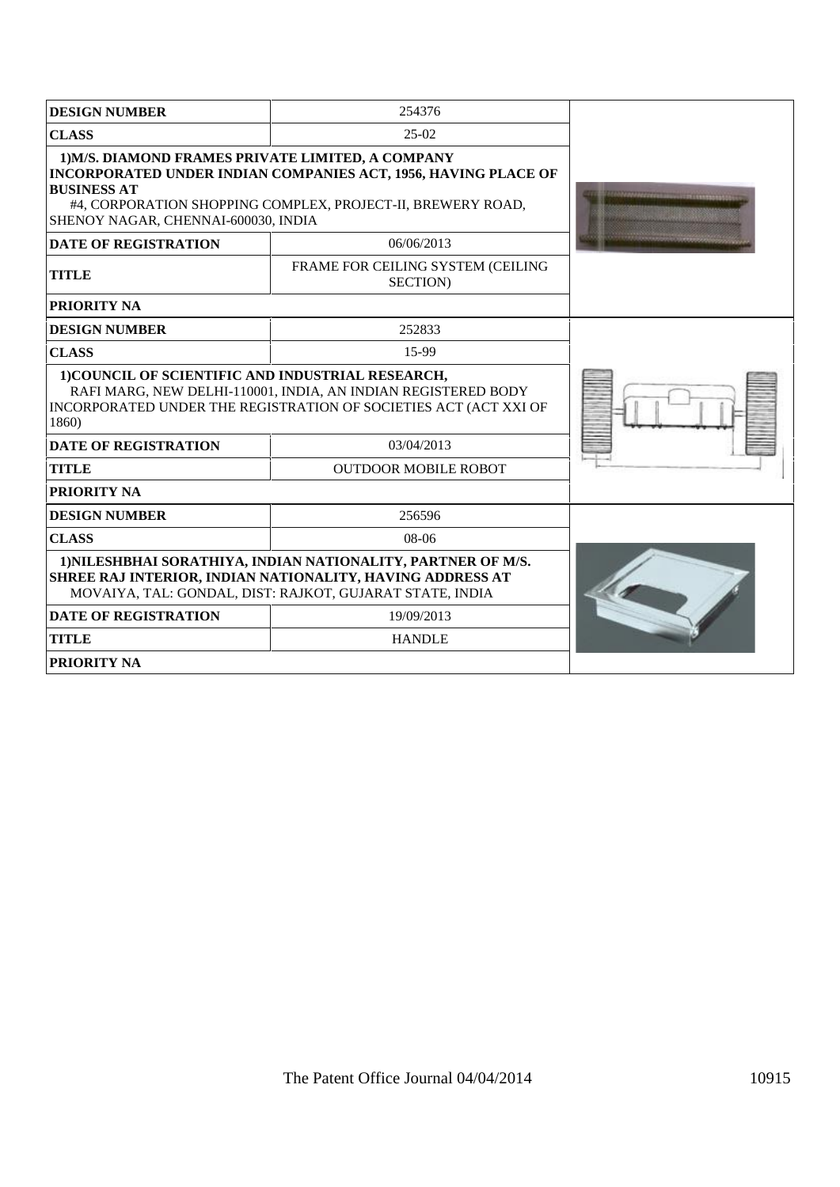| DESIGN NUMBER | 254376 |
|---|---|
| CLASS | 25-02 |
| 1)M/S. DIAMOND FRAMES PRIVATE LIMITED, A COMPANY INCORPORATED UNDER INDIAN COMPANIES ACT, 1956, HAVING PLACE OF BUSINESS AT #4, CORPORATION SHOPPING COMPLEX, PROJECT-II, BREWERY ROAD, SHENOY NAGAR, CHENNAI-600030, INDIA | |
| DATE OF REGISTRATION | 06/06/2013 |
| TITLE | FRAME FOR CEILING SYSTEM (CEILING SECTION) |
| PRIORITY NA | |

| DESIGN NUMBER | 252833 |
|---|---|
| CLASS | 15-99 |
| 1)COUNCIL OF SCIENTIFIC AND INDUSTRIAL RESEARCH, RAFI MARG, NEW DELHI-110001, INDIA, AN INDIAN REGISTERED BODY INCORPORATED UNDER THE REGISTRATION OF SOCIETIES ACT (ACT XXI OF 1860) | |
| DATE OF REGISTRATION | 03/04/2013 |
| TITLE | OUTDOOR MOBILE ROBOT |
| PRIORITY NA | |

| DESIGN NUMBER | 256596 |
|---|---|
| CLASS | 08-06 |
| 1)NILESHBHAI SORATHIYA, INDIAN NATIONALITY, PARTNER OF M/S. SHREE RAJ INTERIOR, INDIAN NATIONALITY, HAVING ADDRESS AT MOVAIYA, TAL: GONDAL, DIST: RAJKOT, GUJARAT STATE, INDIA | |
| DATE OF REGISTRATION | 19/09/2013 |
| TITLE | HANDLE |
| PRIORITY NA | |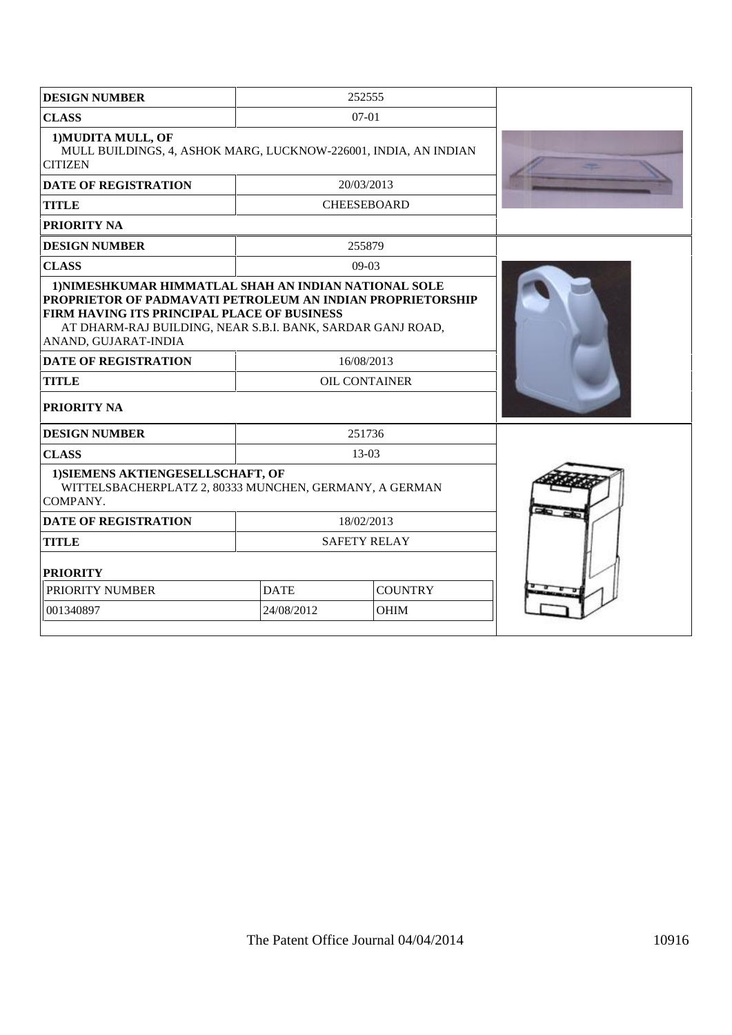| DESIGN NUMBER | 252555 |
| --- | --- |
| CLASS | 07-01 |
| **1)MUDITA MULL, OF** MULL BUILDINGS, 4, ASHOK MARG, LUCKNOW-226001, INDIA, AN INDIAN CITIZEN | |
| DATE OF REGISTRATION | 20/03/2013 |
| TITLE | CHEESEBOARD |
| PRIORITY NA | |

| DESIGN NUMBER | 255879 |
| --- | --- |
| CLASS | 09-03 |
| **1)NIMESHKUMAR HIMMATLAL SHAH AN INDIAN NATIONAL SOLE PROPRIETOR OF PADMAVATI PETROLEUM AN INDIAN PROPRIETORSHIP FIRM HAVING ITS PRINCIPAL PLACE OF BUSINESS** AT DHARM-RAJ BUILDING, NEAR S.B.I. BANK, SARDAR GANJ ROAD, ANAND, GUJARAT-INDIA | |
| DATE OF REGISTRATION | 16/08/2013 |
| TITLE | OIL CONTAINER |
| PRIORITY NA | |

| DESIGN NUMBER | 251736 | |
| --- | --- | --- |
| CLASS | 13-03 | |
| **1)SIEMENS AKTIENGESELLSCHAFT, OF** WITTELSBACHERPLATZ 2, 80333 MUNCHEN, GERMANY, A GERMAN COMPANY. | | |
| DATE OF REGISTRATION | 18/02/2013 | |
| TITLE | SAFETY RELAY | |
| **PRIORITY** | | |
| PRIORITY NUMBER | DATE | COUNTRY |
| 001340897 | 24/08/2012 | OHIM |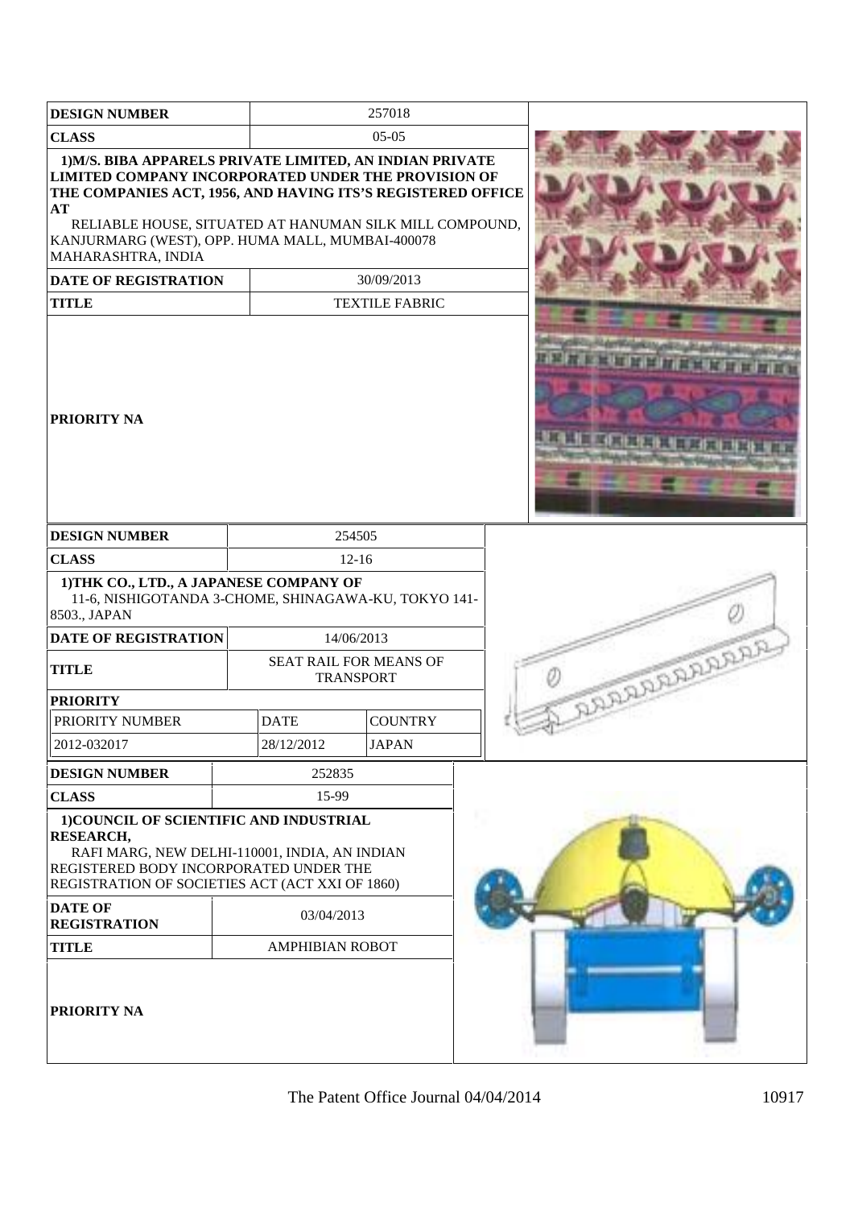| DESIGN NUMBER | 257018 |
|---|---|
| CLASS | 05-05 |
| **1)M/S. BIBA APPARELS PRIVATE LIMITED, AN INDIAN PRIVATE LIMITED COMPANY INCORPORATED UNDER THE PROVISION OF THE COMPANIES ACT, 1956, AND HAVING ITS'S REGISTERED OFFICE AT** RELIABLE HOUSE, SITUATED AT HANUMAN SILK MILL COMPOUND, KANJURMARG (WEST), OPP. HUMA MALL, MUMBAI-400078 MAHARASHTRA, INDIA | |
| DATE OF REGISTRATION | 30/09/2013 |
| TITLE | TEXTILE FABRIC |
| PRIORITY NA | |

| DESIGN NUMBER | 254505 | |
|---|---|---|
| CLASS | 12-16 | |
| **1)THK CO., LTD., A JAPANESE COMPANY OF** 11-6, NISHIGOTANDA 3-CHOME, SHINAGAWA-KU, TOKYO 141-8503., JAPAN | | |
| DATE OF REGISTRATION | 14/06/2013 | |
| TITLE | SEAT RAIL FOR MEANS OF TRANSPORT | |
| **PRIORITY** | | |
| PRIORITY NUMBER | DATE | COUNTRY |
| 2012-032017 | 28/12/2012 | JAPAN |

| DESIGN NUMBER | 252835 |
|---|---|
| CLASS | 15-99 |
| **1)COUNCIL OF SCIENTIFIC AND INDUSTRIAL RESEARCH,** RAFI MARG, NEW DELHI-110001, INDIA, AN INDIAN REGISTERED BODY INCORPORATED UNDER THE REGISTRATION OF SOCIETIES ACT (ACT XXI OF 1860) | |
| DATE OF REGISTRATION | 03/04/2013 |
| TITLE | AMPHIBIAN ROBOT |
| PRIORITY NA | |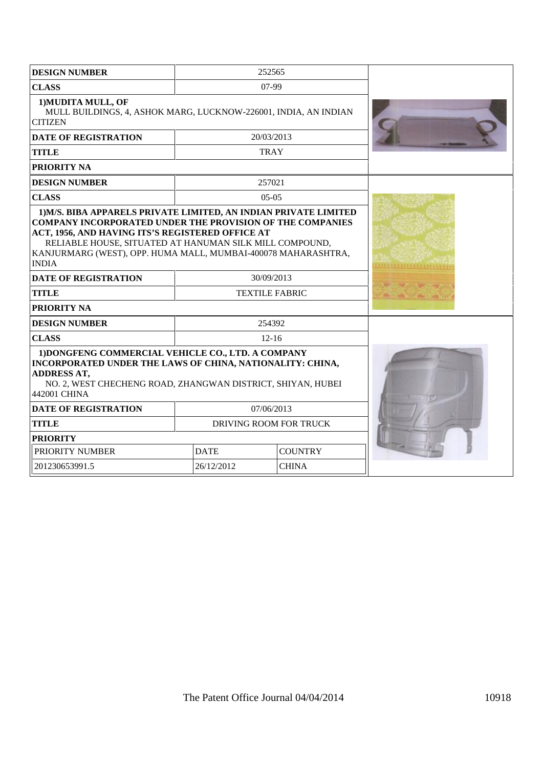| DESIGN NUMBER | 252565 |
|---|---|
| CLASS | 07-99 |
| 1)MUDITA MULL, OF MULL BUILDINGS, 4, ASHOK MARG, LUCKNOW-226001, INDIA, AN INDIAN CITIZEN | |
| DATE OF REGISTRATION | 20/03/2013 |
| TITLE | TRAY |
| PRIORITY NA | |

| DESIGN NUMBER | 257021 |
|---|---|
| CLASS | 05-05 |
| 1)M/S. BIBA APPARELS PRIVATE LIMITED, AN INDIAN PRIVATE LIMITED COMPANY INCORPORATED UNDER THE PROVISION OF THE COMPANIES ACT, 1956, AND HAVING ITS'S REGISTERED OFFICE AT RELIABLE HOUSE, SITUATED AT HANUMAN SILK MILL COMPOUND, KANJURMARG (WEST), OPP. HUMA MALL, MUMBAI-400078 MAHARASHTRA, INDIA | |
| DATE OF REGISTRATION | 30/09/2013 |
| TITLE | TEXTILE FABRIC |
| PRIORITY NA | |

| DESIGN NUMBER | 254392 | |
|---|---|---|
| CLASS | 12-16 | |
| 1)DONGFENG COMMERCIAL VEHICLE CO., LTD. A COMPANY INCORPORATED UNDER THE LAWS OF CHINA, NATIONALITY: CHINA, ADDRESS AT, NO. 2, WEST CHECHENG ROAD, ZHANGWAN DISTRICT, SHIYAN, HUBEI 442001 CHINA | | |
| DATE OF REGISTRATION | 07/06/2013 | |
| TITLE | DRIVING ROOM FOR TRUCK | |
| PRIORITY | | |
| PRIORITY NUMBER | DATE | COUNTRY |
| 201230653991.5 | 26/12/2012 | CHINA |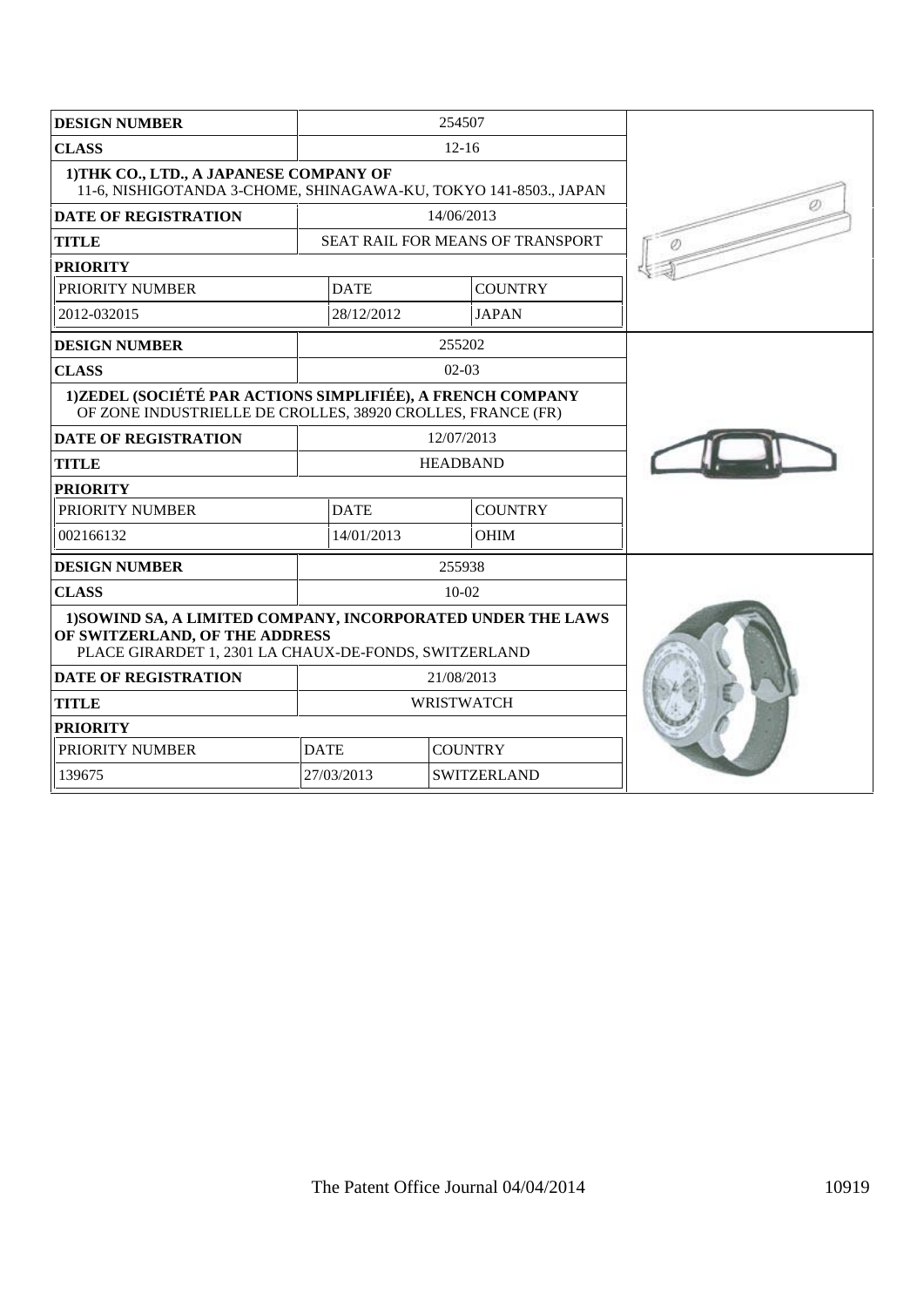| DESIGN NUMBER | 254507 | |
|---|---|---|
| CLASS | 12-16 | |
| 1)THK CO., LTD., A JAPANESE COMPANY OF 11-6, NISHIGOTANDA 3-CHOME, SHINAGAWA-KU, TOKYO 141-8503., JAPAN | | |
| DATE OF REGISTRATION | 14/06/2013 | |
| TITLE | SEAT RAIL FOR MEANS OF TRANSPORT | |
| PRIORITY | | |
| PRIORITY NUMBER | DATE | COUNTRY |
| 2012-032015 | 28/12/2012 | JAPAN |

| DESIGN NUMBER | 255202 | |
|---|---|---|
| CLASS | 02-03 | |
| 1)ZEDEL (SOCIÉTÉ PAR ACTIONS SIMPLIFIÉE), A FRENCH COMPANY OF ZONE INDUSTRIELLE DE CROLLES, 38920 CROLLES, FRANCE (FR) | | |
| DATE OF REGISTRATION | 12/07/2013 | |
| TITLE | HEADBAND | |
| PRIORITY | | |
| PRIORITY NUMBER | DATE | COUNTRY |
| 002166132 | 14/01/2013 | OHIM |

| DESIGN NUMBER | 255938 | |
|---|---|---|
| CLASS | 10-02 | |
| 1)SOWIND SA, A LIMITED COMPANY, INCORPORATED UNDER THE LAWS OF SWITZERLAND, OF THE ADDRESS PLACE GIRARDET 1, 2301 LA CHAUX-DE-FONDS, SWITZERLAND | | |
| DATE OF REGISTRATION | 21/08/2013 | |
| TITLE | WRISTWATCH | |
| PRIORITY | | |
| PRIORITY NUMBER | DATE | COUNTRY |
| 139675 | 27/03/2013 | SWITZERLAND |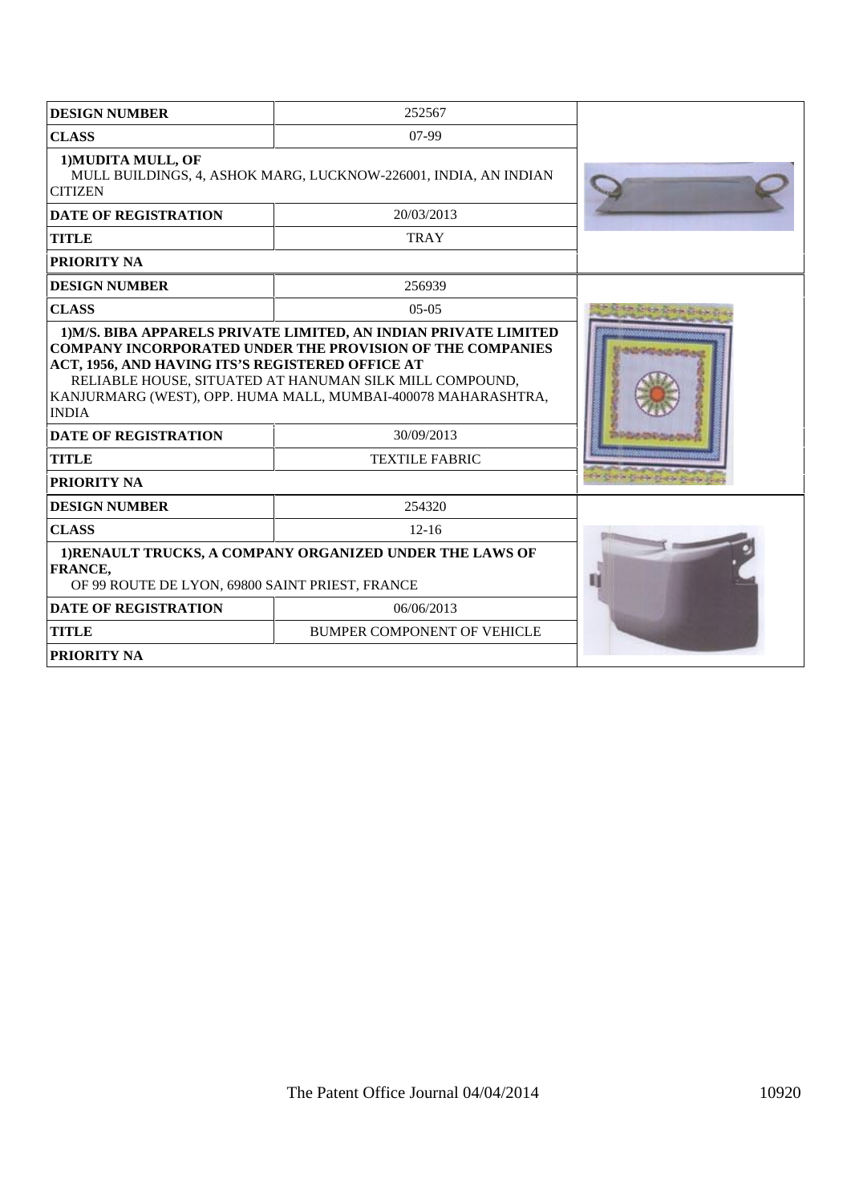| DESIGN NUMBER | 252567 |
|---|---|
| CLASS | 07-99 |
| **1)MUDITA MULL, OF** MULL BUILDINGS, 4, ASHOK MARG, LUCKNOW-226001, INDIA, AN INDIAN CITIZEN | |
| DATE OF REGISTRATION | 20/03/2013 |
| TITLE | TRAY |
| PRIORITY NA | |

| DESIGN NUMBER | 256939 |
|---|---|
| CLASS | 05-05 |
| **1)M/S. BIBA APPARELS PRIVATE LIMITED, AN INDIAN PRIVATE LIMITED COMPANY INCORPORATED UNDER THE PROVISION OF THE COMPANIES ACT, 1956, AND HAVING ITS'S REGISTERED OFFICE AT** RELIABLE HOUSE, SITUATED AT HANUMAN SILK MILL COMPOUND, KANJURMARG (WEST), OPP. HUMA MALL, MUMBAI-400078 MAHARASHTRA, INDIA | |
| DATE OF REGISTRATION | 30/09/2013 |
| TITLE | TEXTILE FABRIC |
| PRIORITY NA | |

| DESIGN NUMBER | 254320 |
|---|---|
| CLASS | 12-16 |
| **1)RENAULT TRUCKS, A COMPANY ORGANIZED UNDER THE LAWS OF FRANCE,** OF 99 ROUTE DE LYON, 69800 SAINT PRIEST, FRANCE | |
| DATE OF REGISTRATION | 06/06/2013 |
| TITLE | BUMPER COMPONENT OF VEHICLE |
| PRIORITY NA | |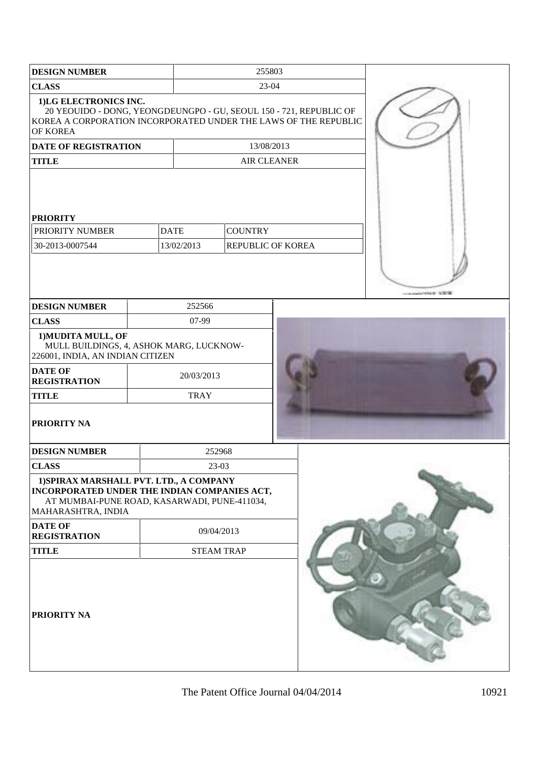| DESIGN NUMBER | 255803 |
|---|---|
| CLASS | 23-04 |
| 1)LG ELECTRONICS INC. 20 YEOUIDO - DONG, YEONGDEUNGPO - GU, SEOUL 150 - 721, REPUBLIC OF KOREA A CORPORATION INCORPORATED UNDER THE LAWS OF THE REPUBLIC OF KOREA | |
| DATE OF REGISTRATION | 13/08/2013 |
| TITLE | AIR CLEANER |

**PRIORITY**

| PRIORITY NUMBER | DATE | COUNTRY |
|---|---|---|
| 30-2013-0007544 | 13/02/2013 | REPUBLIC OF KOREA |

| DESIGN NUMBER | 252566 |
|---|---|
| CLASS | 07-99 |
| 1)MUDITA MULL, OF MULL BUILDINGS, 4, ASHOK MARG, LUCKNOW-226001, INDIA, AN INDIAN CITIZEN | |
| DATE OF REGISTRATION | 20/03/2013 |
| TITLE | TRAY |

**PRIORITY NA**

| DESIGN NUMBER | 252968 |
|---|---|
| CLASS | 23-03 |
| 1)SPIRAX MARSHALL PVT. LTD., A COMPANY INCORPORATED UNDER THE INDIAN COMPANIES ACT, AT MUMBAI-PUNE ROAD, KASARWADI, PUNE-411034, MAHARASHTRA, INDIA | |
| DATE OF REGISTRATION | 09/04/2013 |
| TITLE | STEAM TRAP |

**PRIORITY NA**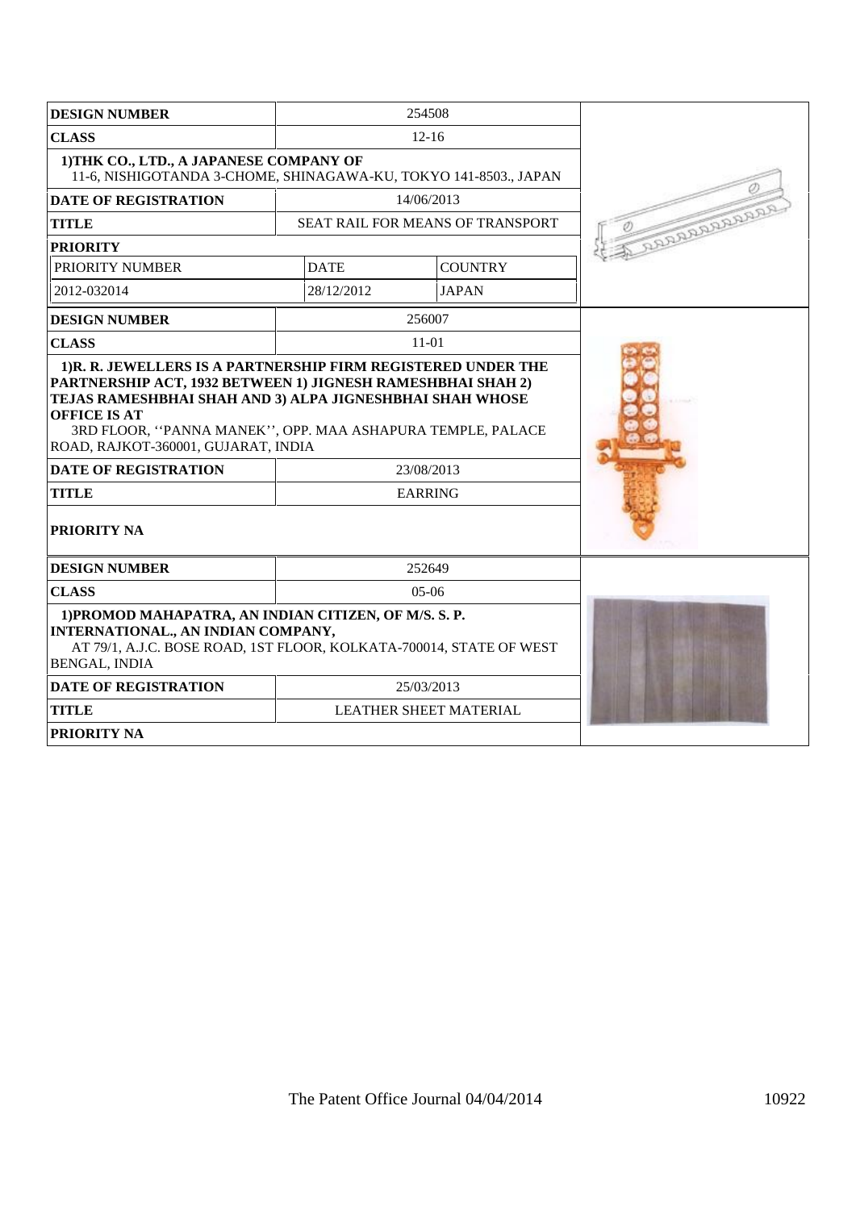| DESIGN NUMBER | 254508 | |
|---|---|---|
| CLASS | 12-16 | |
| 1)THK CO., LTD., A JAPANESE COMPANY OF 11-6, NISHIGOTANDA 3-CHOME, SHINAGAWA-KU, TOKYO 141-8503., JAPAN | | |
| DATE OF REGISTRATION | 14/06/2013 | |
| TITLE | SEAT RAIL FOR MEANS OF TRANSPORT | |
| PRIORITY | | |
| PRIORITY NUMBER | DATE | COUNTRY |
| 2012-032014 | 28/12/2012 | JAPAN |

| DESIGN NUMBER | 256007 |
|---|---|
| CLASS | 11-01 |
| 1)R. R. JEWELLERS IS A PARTNERSHIP FIRM REGISTERED UNDER THE PARTNERSHIP ACT, 1932 BETWEEN 1) JIGNESH RAMESHBHAI SHAH 2) TEJAS RAMESHBHAI SHAH AND 3) ALPA JIGNESHBHAI SHAH WHOSE OFFICE IS AT 3RD FLOOR, ''PANNA MANEK'', OPP. MAA ASHAPURA TEMPLE, PALACE ROAD, RAJKOT-360001, GUJARAT, INDIA | |
| DATE OF REGISTRATION | 23/08/2013 |
| TITLE | EARRING |
| PRIORITY NA | |

| DESIGN NUMBER | 252649 |
|---|---|
| CLASS | 05-06 |
| 1)PROMOD MAHAPATRA, AN INDIAN CITIZEN, OF M/S. S. P. INTERNATIONAL., AN INDIAN COMPANY, AT 79/1, A.J.C. BOSE ROAD, 1ST FLOOR, KOLKATA-700014, STATE OF WEST BENGAL, INDIA | |
| DATE OF REGISTRATION | 25/03/2013 |
| TITLE | LEATHER SHEET MATERIAL |
| PRIORITY NA | |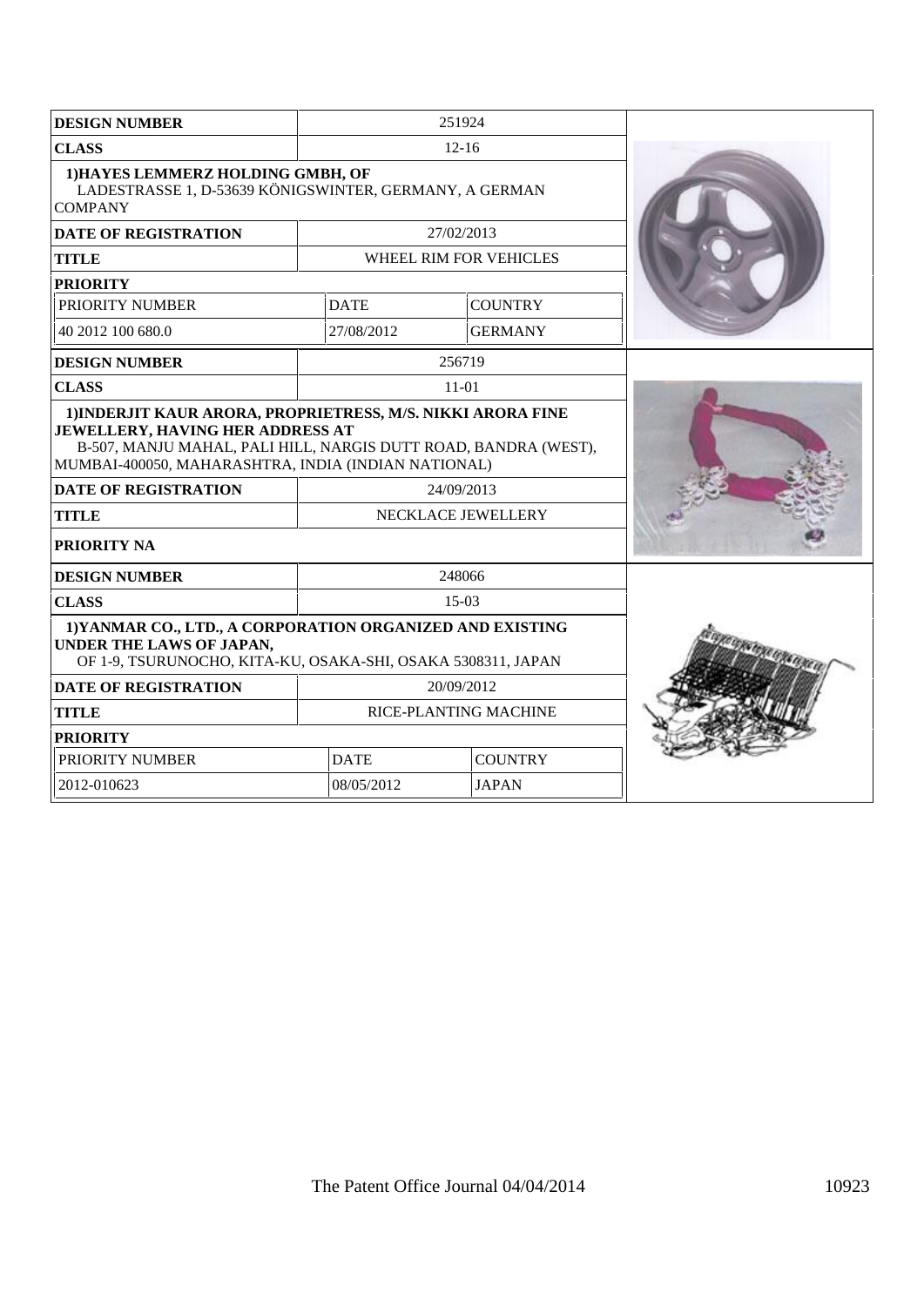| DESIGN NUMBER | 251924 | |
|---|---|---|
| CLASS | 12-16 | |
| 1)HAYES LEMMERZ HOLDING GMBH, OF LADESTRASSE 1, D-53639 KÖNIGSWINTER, GERMANY, A GERMAN COMPANY | | |
| DATE OF REGISTRATION | 27/02/2013 | |
| TITLE | WHEEL RIM FOR VEHICLES | |
| PRIORITY | | |
| PRIORITY NUMBER | DATE | COUNTRY |
| 40 2012 100 680.0 | 27/08/2012 | GERMANY |

| DESIGN NUMBER | 256719 |
|---|---|
| CLASS | 11-01 |
| 1)INDERJIT KAUR ARORA, PROPRIETRESS, M/S. NIKKI ARORA FINE JEWELLERY, HAVING HER ADDRESS AT B-507, MANJU MAHAL, PALI HILL, NARGIS DUTT ROAD, BANDRA (WEST), MUMBAI-400050, MAHARASHTRA, INDIA (INDIAN NATIONAL) | |
| DATE OF REGISTRATION | 24/09/2013 |
| TITLE | NECKLACE JEWELLERY |
| PRIORITY NA | |

| DESIGN NUMBER | 248066 | |
|---|---|---|
| CLASS | 15-03 | |
| 1)YANMAR CO., LTD., A CORPORATION ORGANIZED AND EXISTING UNDER THE LAWS OF JAPAN, OF 1-9, TSURUNOCHO, KITA-KU, OSAKA-SHI, OSAKA 5308311, JAPAN | | |
| DATE OF REGISTRATION | 20/09/2012 | |
| TITLE | RICE-PLANTING MACHINE | |
| PRIORITY | | |
| PRIORITY NUMBER | DATE | COUNTRY |
| 2012-010623 | 08/05/2012 | JAPAN |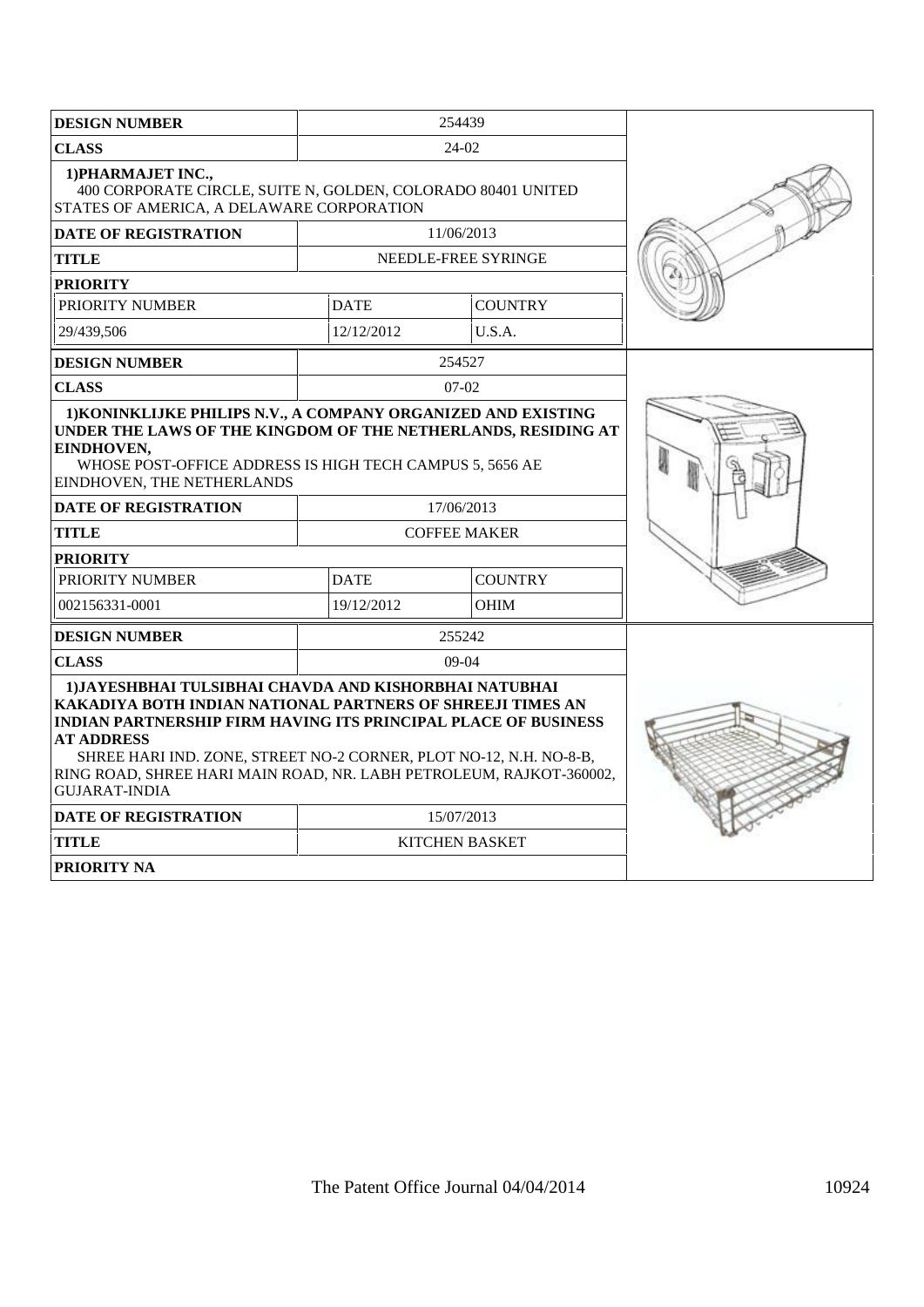| DESIGN NUMBER | 254439 | |
|---|---|---|
| CLASS | 24-02 | |
| 1)PHARMAJET INC., 400 CORPORATE CIRCLE, SUITE N, GOLDEN, COLORADO 80401 UNITED STATES OF AMERICA, A DELAWARE CORPORATION | | |
| DATE OF REGISTRATION | 11/06/2013 | |
| TITLE | NEEDLE-FREE SYRINGE | |
| PRIORITY | | |
| PRIORITY NUMBER | DATE | COUNTRY |
| 29/439,506 | 12/12/2012 | U.S.A. |

| DESIGN NUMBER | 254527 | |
|---|---|---|
| CLASS | 07-02 | |
| 1)KONINKLIJKE PHILIPS N.V., A COMPANY ORGANIZED AND EXISTING UNDER THE LAWS OF THE KINGDOM OF THE NETHERLANDS, RESIDING AT EINDHOVEN, WHOSE POST-OFFICE ADDRESS IS HIGH TECH CAMPUS 5, 5656 AE EINDHOVEN, THE NETHERLANDS | | |
| DATE OF REGISTRATION | 17/06/2013 | |
| TITLE | COFFEE MAKER | |
| PRIORITY | | |
| PRIORITY NUMBER | DATE | COUNTRY |
| 002156331-0001 | 19/12/2012 | OHIM |

| DESIGN NUMBER | 255242 |
|---|---|
| CLASS | 09-04 |
| 1)JAYESHBHAI TULSIBHAI CHAVDA AND KISHORBHAI NATUBHAI KAKADIYA BOTH INDIAN NATIONAL PARTNERS OF SHREEJI TIMES AN INDIAN PARTNERSHIP FIRM HAVING ITS PRINCIPAL PLACE OF BUSINESS AT ADDRESS SHREE HARI IND. ZONE, STREET NO-2 CORNER, PLOT NO-12, N.H. NO-8-B, RING ROAD, SHREE HARI MAIN ROAD, NR. LABH PETROLEUM, RAJKOT-360002, GUJARAT-INDIA | |
| DATE OF REGISTRATION | 15/07/2013 |
| TITLE | KITCHEN BASKET |
| PRIORITY NA | |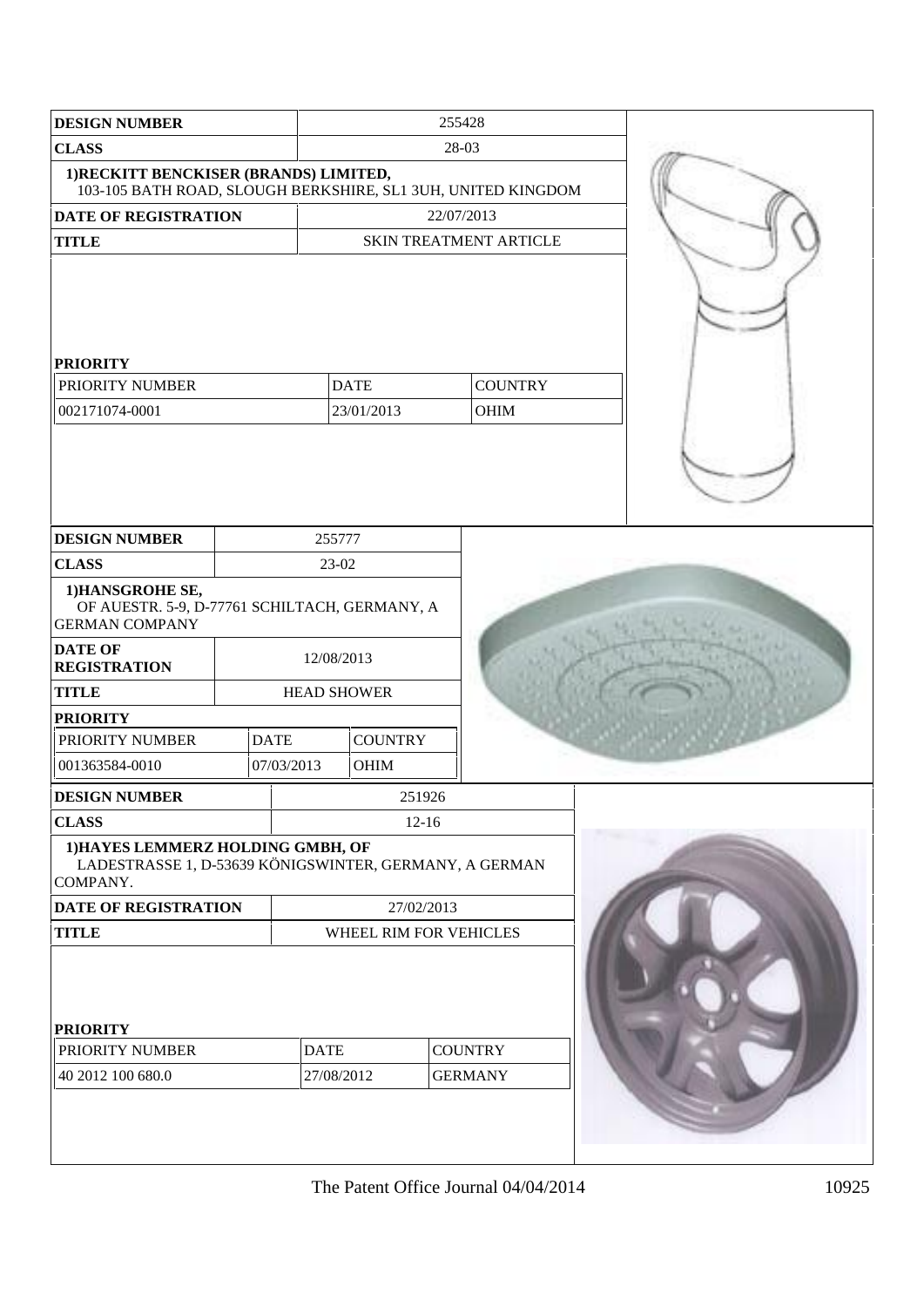| DESIGN NUMBER | 255428 |
|---|---|
| CLASS | 28-03 |
| 1)RECKITT BENCKISER (BRANDS) LIMITED, 103-105 BATH ROAD, SLOUGH BERKSHIRE, SL1 3UH, UNITED KINGDOM | |
| DATE OF REGISTRATION | 22/07/2013 |
| TITLE | SKIN TREATMENT ARTICLE |

**PRIORITY**

| PRIORITY NUMBER | DATE | COUNTRY |
|---|---|---|
| 002171074-0001 | 23/01/2013 | OHIM |

| DESIGN NUMBER | 255777 |
|---|---|
| CLASS | 23-02 |
| 1)HANSGROHE SE, OF AUESTR. 5-9, D-77761 SCHILTACH, GERMANY, A GERMAN COMPANY | |
| DATE OF REGISTRATION | 12/08/2013 |
| TITLE | HEAD SHOWER |

**PRIORITY**

| PRIORITY NUMBER | DATE | COUNTRY |
|---|---|---|
| 001363584-0010 | 07/03/2013 | OHIM |

| DESIGN NUMBER | 251926 |
|---|---|
| CLASS | 12-16 |
| 1)HAYES LEMMERZ HOLDING GMBH, OF LADESTRASSE 1, D-53639 KÖNIGSWINTER, GERMANY, A GERMAN COMPANY. | |
| DATE OF REGISTRATION | 27/02/2013 |
| TITLE | WHEEL RIM FOR VEHICLES |

**PRIORITY**

| PRIORITY NUMBER | DATE | COUNTRY |
|---|---|---|
| 40 2012 100 680.0 | 27/08/2012 | GERMANY |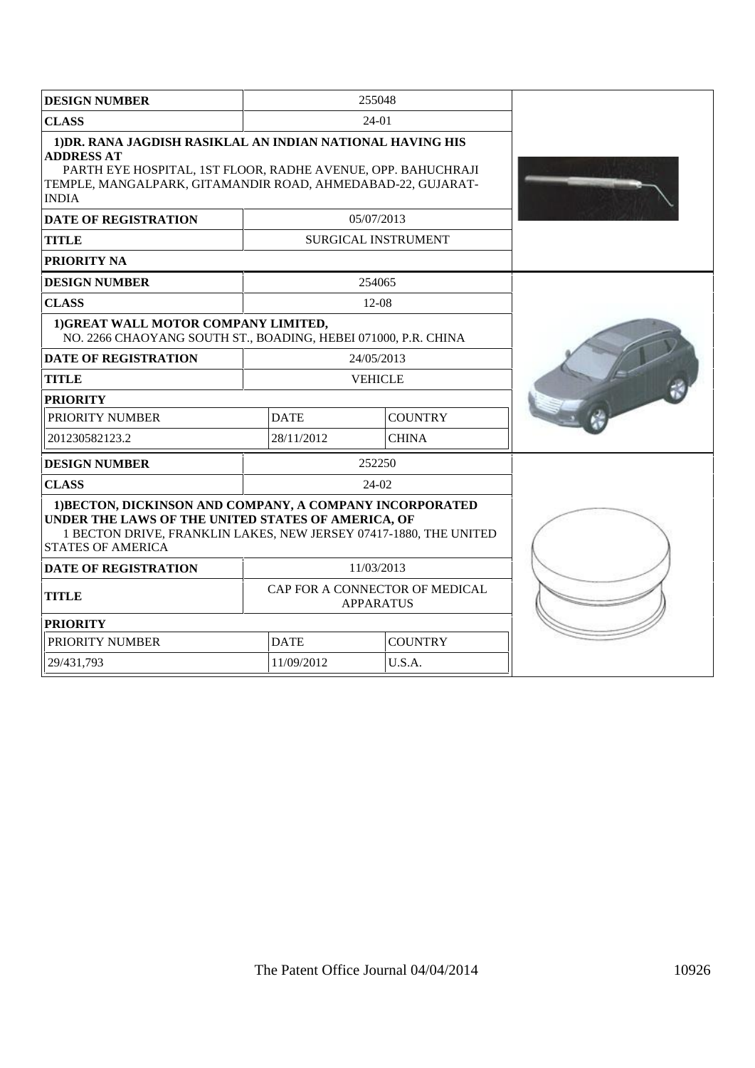| DESIGN NUMBER | 255048 | |
|---|---|---|
| CLASS | 24-01 | |
| 1)DR. RANA JAGDISH RASIKLAL AN INDIAN NATIONAL HAVING HIS ADDRESS AT PARTH EYE HOSPITAL, 1ST FLOOR, RADHE AVENUE, OPP. BAHUCHRAJI TEMPLE, MANGALPARK, GITAMANDIR ROAD, AHMEDABAD-22, GUJARAT-INDIA | | |
| DATE OF REGISTRATION | 05/07/2013 | |
| TITLE | SURGICAL INSTRUMENT | |
| PRIORITY NA | | |

| DESIGN NUMBER | 254065 | |
|---|---|---|
| CLASS | 12-08 | |
| 1)GREAT WALL MOTOR COMPANY LIMITED, NO. 2266 CHAOYANG SOUTH ST., BOADING, HEBEI 071000, P.R. CHINA | | |
| DATE OF REGISTRATION | 24/05/2013 | |
| TITLE | VEHICLE | |
| PRIORITY | | |
| PRIORITY NUMBER | DATE | COUNTRY |
| 201230582123.2 | 28/11/2012 | CHINA |

| DESIGN NUMBER | 252250 | |
|---|---|---|
| CLASS | 24-02 | |
| 1)BECTON, DICKINSON AND COMPANY, A COMPANY INCORPORATED UNDER THE LAWS OF THE UNITED STATES OF AMERICA, OF 1 BECTON DRIVE, FRANKLIN LAKES, NEW JERSEY 07417-1880, THE UNITED STATES OF AMERICA | | |
| DATE OF REGISTRATION | 11/03/2013 | |
| TITLE | CAP FOR A CONNECTOR OF MEDICAL APPARATUS | |
| PRIORITY | | |
| PRIORITY NUMBER | DATE | COUNTRY |
| 29/431,793 | 11/09/2012 | U.S.A. |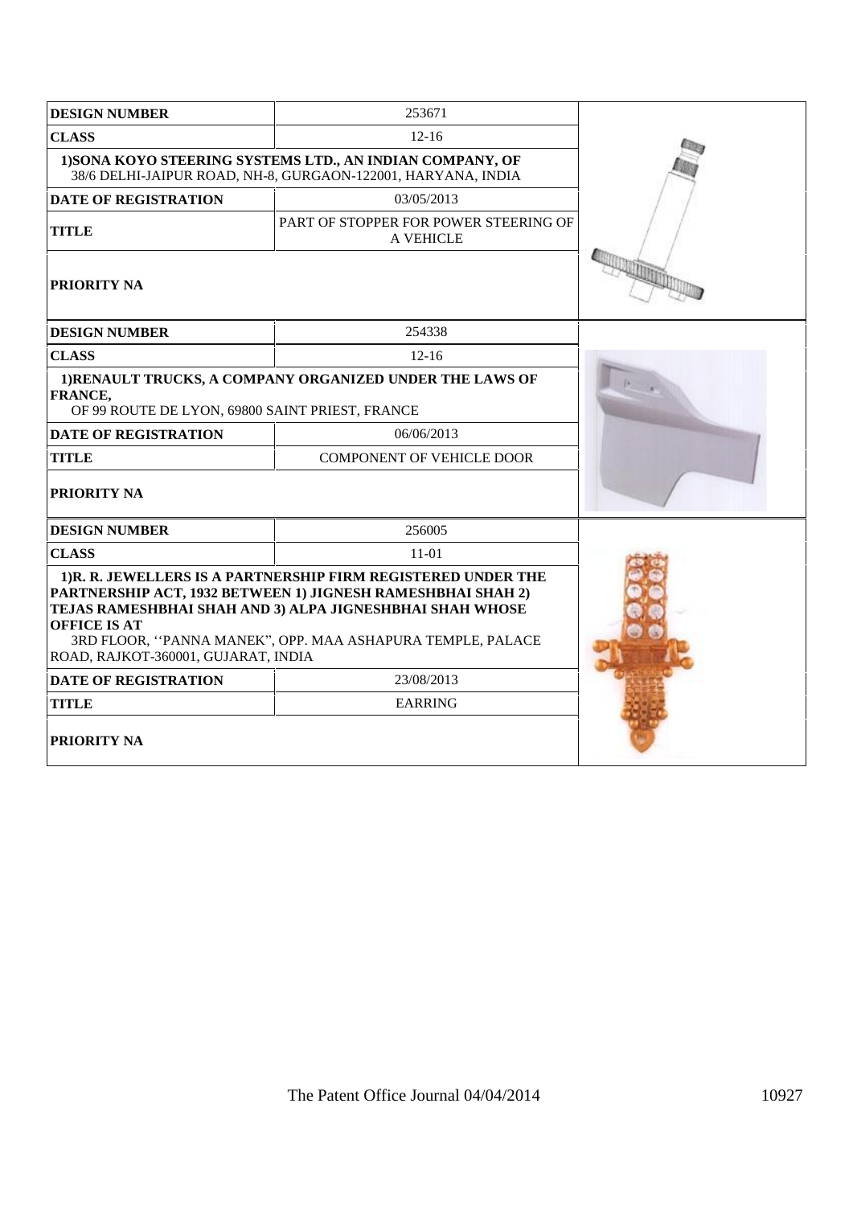| DESIGN NUMBER | 253671 |
|---|---|
| CLASS | 12-16 |
| 1)SONA KOYO STEERING SYSTEMS LTD., AN INDIAN COMPANY, OF 38/6 DELHI-JAIPUR ROAD, NH-8, GURGAON-122001, HARYANA, INDIA | |
| DATE OF REGISTRATION | 03/05/2013 |
| TITLE | PART OF STOPPER FOR POWER STEERING OF A VEHICLE |
| PRIORITY NA | |

| DESIGN NUMBER | 254338 |
|---|---|
| CLASS | 12-16 |
| 1)RENAULT TRUCKS, A COMPANY ORGANIZED UNDER THE LAWS OF FRANCE, OF 99 ROUTE DE LYON, 69800 SAINT PRIEST, FRANCE | |
| DATE OF REGISTRATION | 06/06/2013 |
| TITLE | COMPONENT OF VEHICLE DOOR |
| PRIORITY NA | |

| DESIGN NUMBER | 256005 |
|---|---|
| CLASS | 11-01 |
| 1)R. R. JEWELLERS IS A PARTNERSHIP FIRM REGISTERED UNDER THE PARTNERSHIP ACT, 1932 BETWEEN 1) JIGNESH RAMESHBHAI SHAH 2) TEJAS RAMESHBHAI SHAH AND 3) ALPA JIGNESHBHAI SHAH WHOSE OFFICE IS AT 3RD FLOOR, ''PANNA MANEK", OPP. MAA ASHAPURA TEMPLE, PALACE ROAD, RAJKOT-360001, GUJARAT, INDIA | |
| DATE OF REGISTRATION | 23/08/2013 |
| TITLE | EARRING |
| PRIORITY NA | |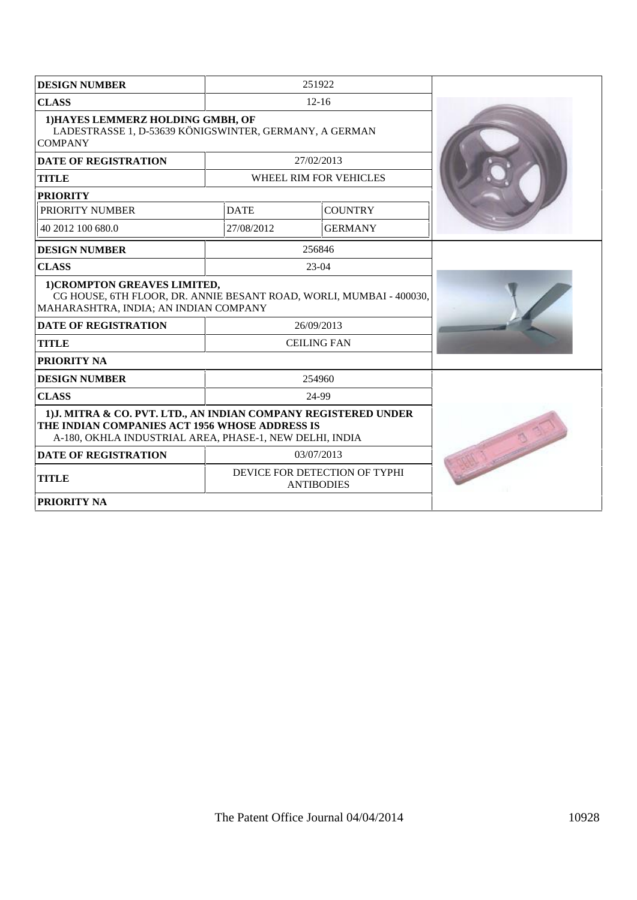| DESIGN NUMBER | 251922 | |
|---|---|---|
| CLASS | 12-16 | |
| 1)HAYES LEMMERZ HOLDING GMBH, OF LADESTRASSE 1, D-53639 KÖNIGSWINTER, GERMANY, A GERMAN COMPANY | | |
| DATE OF REGISTRATION | 27/02/2013 | |
| TITLE | WHEEL RIM FOR VEHICLES | |
| PRIORITY | | |
| PRIORITY NUMBER | DATE | COUNTRY |
| 40 2012 100 680.0 | 27/08/2012 | GERMANY |

| DESIGN NUMBER | 256846 |
|---|---|
| CLASS | 23-04 |
| 1)CROMPTON GREAVES LIMITED, CG HOUSE, 6TH FLOOR, DR. ANNIE BESANT ROAD, WORLI, MUMBAI - 400030, MAHARASHTRA, INDIA; AN INDIAN COMPANY | |
| DATE OF REGISTRATION | 26/09/2013 |
| TITLE | CEILING FAN |
| PRIORITY NA | |

| DESIGN NUMBER | 254960 |
|---|---|
| CLASS | 24-99 |
| 1)J. MITRA & CO. PVT. LTD., AN INDIAN COMPANY REGISTERED UNDER THE INDIAN COMPANIES ACT 1956 WHOSE ADDRESS IS A-180, OKHLA INDUSTRIAL AREA, PHASE-1, NEW DELHI, INDIA | |
| DATE OF REGISTRATION | 03/07/2013 |
| TITLE | DEVICE FOR DETECTION OF TYPHI ANTIBODIES |
| PRIORITY NA | |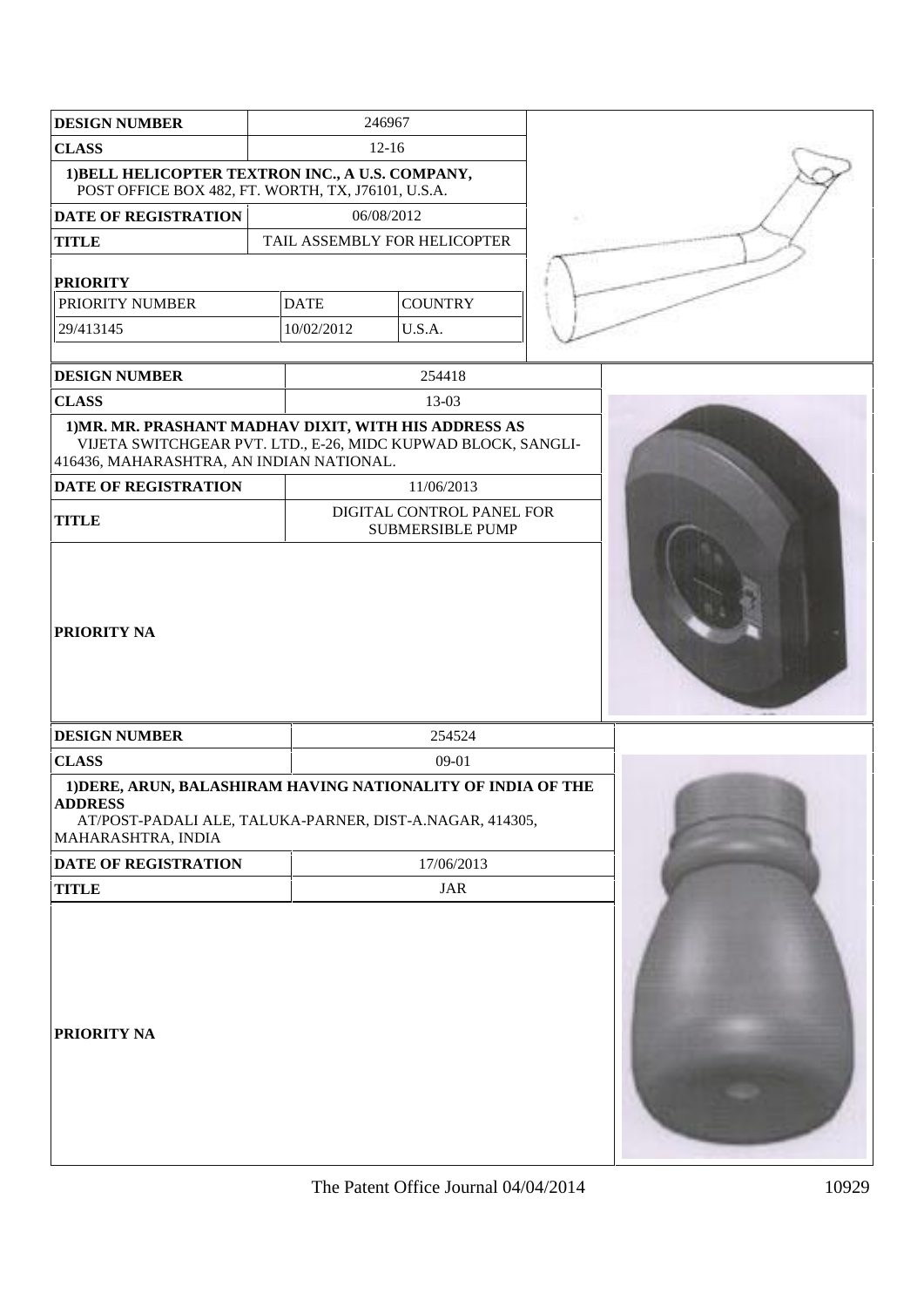| DESIGN NUMBER | 246967 | |
|---|---|---|
| CLASS | 12-16 | |
| 1)BELL HELICOPTER TEXTRON INC., A U.S. COMPANY, POST OFFICE BOX 482, FT. WORTH, TX, J76101, U.S.A. | | |
| DATE OF REGISTRATION | 06/08/2012 | |
| TITLE | TAIL ASSEMBLY FOR HELICOPTER | |
| PRIORITY | | |
| PRIORITY NUMBER | DATE | COUNTRY |
| 29/413145 | 10/02/2012 | U.S.A. |

| DESIGN NUMBER | 254418 |
|---|---|
| CLASS | 13-03 |
| 1)MR. MR. PRASHANT MADHAV DIXIT, WITH HIS ADDRESS AS VIJETA SWITCHGEAR PVT. LTD., E-26, MIDC KUPWAD BLOCK, SANGLI-416436, MAHARASHTRA, AN INDIAN NATIONAL. | |
| DATE OF REGISTRATION | 11/06/2013 |
| TITLE | DIGITAL CONTROL PANEL FOR SUBMERSIBLE PUMP |
| PRIORITY NA | |

| DESIGN NUMBER | 254524 |
|---|---|
| CLASS | 09-01 |
| 1)DERE, ARUN, BALASHIRAM HAVING NATIONALITY OF INDIA OF THE ADDRESS AT/POST-PADALI ALE, TALUKA-PARNER, DIST-A.NAGAR, 414305, MAHARASHTRA, INDIA | |
| DATE OF REGISTRATION | 17/06/2013 |
| TITLE | JAR |
| PRIORITY NA | |

The Patent Office Journal 04/04/2014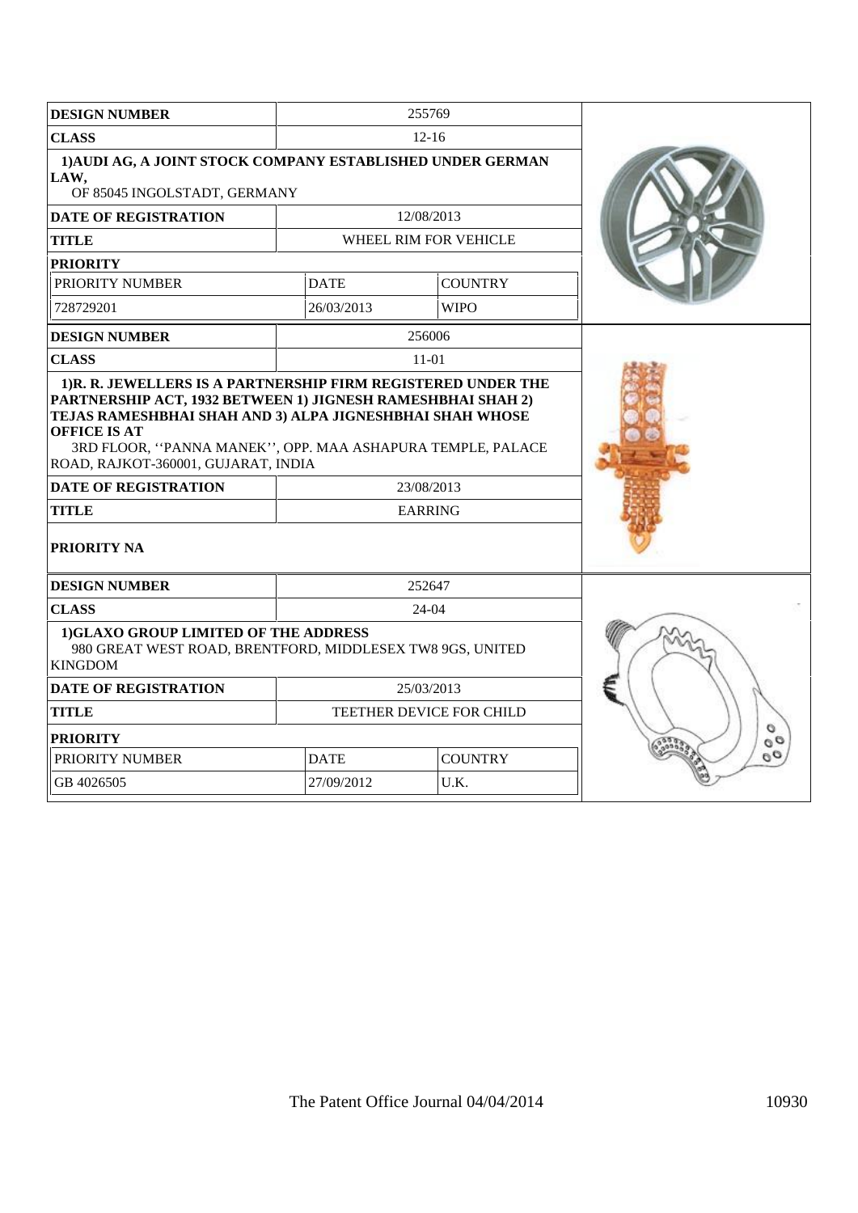| DESIGN NUMBER | 255769 | |
|---|---|---|
| CLASS | 12-16 | |
| 1)AUDI AG, A JOINT STOCK COMPANY ESTABLISHED UNDER GERMAN LAW, OF 85045 INGOLSTADT, GERMANY | | |
| DATE OF REGISTRATION | 12/08/2013 | |
| TITLE | WHEEL RIM FOR VEHICLE | |
| PRIORITY | | |
| PRIORITY NUMBER | DATE | COUNTRY |
| 728729201 | 26/03/2013 | WIPO |

| DESIGN NUMBER | 256006 |
|---|---|
| CLASS | 11-01 |
| 1)R. R. JEWELLERS IS A PARTNERSHIP FIRM REGISTERED UNDER THE PARTNERSHIP ACT, 1932 BETWEEN 1) JIGNESH RAMESHBHAI SHAH 2) TEJAS RAMESHBHAI SHAH AND 3) ALPA JIGNESHBHAI SHAH WHOSE OFFICE IS AT 3RD FLOOR, ''PANNA MANEK'', OPP. MAA ASHAPURA TEMPLE, PALACE ROAD, RAJKOT-360001, GUJARAT, INDIA | |
| DATE OF REGISTRATION | 23/08/2013 |
| TITLE | EARRING |
| PRIORITY NA | |

| DESIGN NUMBER | 252647 | |
|---|---|---|
| CLASS | 24-04 | |
| 1)GLAXO GROUP LIMITED OF THE ADDRESS 980 GREAT WEST ROAD, BRENTFORD, MIDDLESEX TW8 9GS, UNITED KINGDOM | | |
| DATE OF REGISTRATION | 25/03/2013 | |
| TITLE | TEETHER DEVICE FOR CHILD | |
| PRIORITY | | |
| PRIORITY NUMBER | DATE | COUNTRY |
| GB 4026505 | 27/09/2012 | U.K. |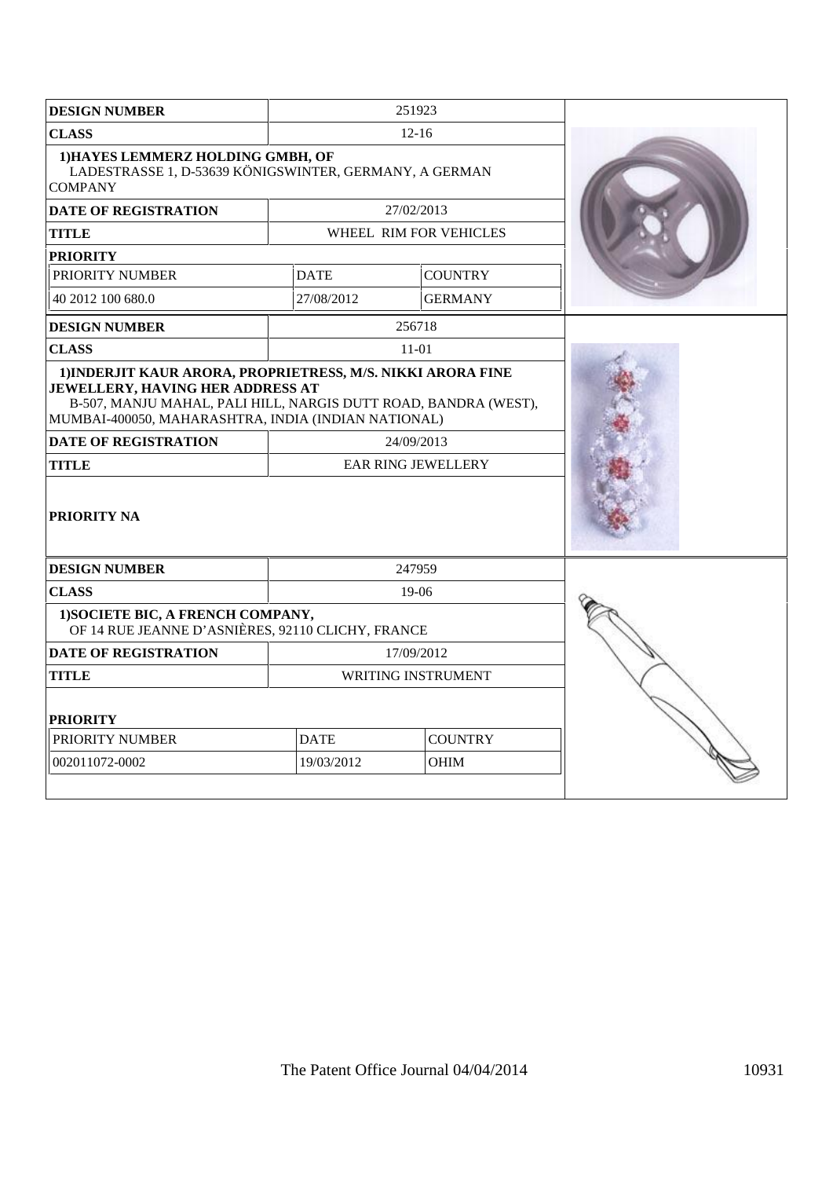| DESIGN NUMBER | 251923 | |
|---|---|---|
| CLASS | 12-16 | |
| **1)HAYES LEMMERZ HOLDING GMBH, OF** LADESTRASSE 1, D-53639 KÖNIGSWINTER, GERMANY, A GERMAN COMPANY | | |
| DATE OF REGISTRATION | 27/02/2013 | |
| TITLE | WHEEL RIM FOR VEHICLES | |
| PRIORITY | | |
| PRIORITY NUMBER | DATE | COUNTRY |
| 40 2012 100 680.0 | 27/08/2012 | GERMANY |

| DESIGN NUMBER | 256718 |
|---|---|
| CLASS | 11-01 |
| **1)INDERJIT KAUR ARORA, PROPRIETRESS, M/S. NIKKI ARORA FINE JEWELLERY, HAVING HER ADDRESS AT** B-507, MANJU MAHAL, PALI HILL, NARGIS DUTT ROAD, BANDRA (WEST), MUMBAI-400050, MAHARASHTRA, INDIA (INDIAN NATIONAL) | |
| DATE OF REGISTRATION | 24/09/2013 |
| TITLE | EAR RING JEWELLERY |
| PRIORITY NA | |

| DESIGN NUMBER | 247959 | |
|---|---|---|
| CLASS | 19-06 | |
| **1)SOCIETE BIC, A FRENCH COMPANY,** OF 14 RUE JEANNE D'ASNIÈRES, 92110 CLICHY, FRANCE | | |
| DATE OF REGISTRATION | 17/09/2012 | |
| TITLE | WRITING INSTRUMENT | |
| PRIORITY | | |
| PRIORITY NUMBER | DATE | COUNTRY |
| 002011072-0002 | 19/03/2012 | OHIM |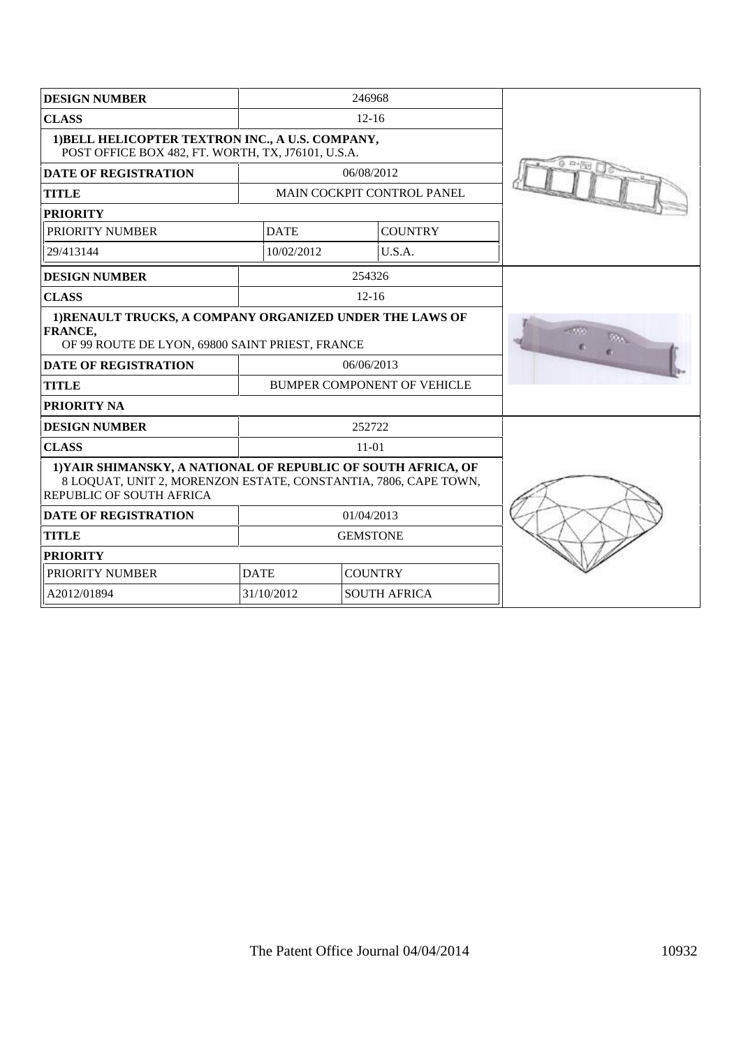| DESIGN NUMBER | 246968 | |
|---|---|---|
| CLASS | 12-16 | |
| 1)BELL HELICOPTER TEXTRON INC., A U.S. COMPANY, POST OFFICE BOX 482, FT. WORTH, TX, J76101, U.S.A. | | |
| DATE OF REGISTRATION | 06/08/2012 | |
| TITLE | MAIN COCKPIT CONTROL PANEL | |
| PRIORITY | | |
| PRIORITY NUMBER | DATE | COUNTRY |
| 29/413144 | 10/02/2012 | U.S.A. |

| DESIGN NUMBER | 254326 |
|---|---|
| CLASS | 12-16 |
| 1)RENAULT TRUCKS, A COMPANY ORGANIZED UNDER THE LAWS OF FRANCE, OF 99 ROUTE DE LYON, 69800 SAINT PRIEST, FRANCE | |
| DATE OF REGISTRATION | 06/06/2013 |
| TITLE | BUMPER COMPONENT OF VEHICLE |
| PRIORITY NA | |

| DESIGN NUMBER | 252722 | |
|---|---|---|
| CLASS | 11-01 | |
| 1)YAIR SHIMANSKY, A NATIONAL OF REPUBLIC OF SOUTH AFRICA, OF 8 LOQUAT, UNIT 2, MORENZON ESTATE, CONSTANTIA, 7806, CAPE TOWN, REPUBLIC OF SOUTH AFRICA | | |
| DATE OF REGISTRATION | 01/04/2013 | |
| TITLE | GEMSTONE | |
| PRIORITY | | |
| PRIORITY NUMBER | DATE | COUNTRY |
| A2012/01894 | 31/10/2012 | SOUTH AFRICA |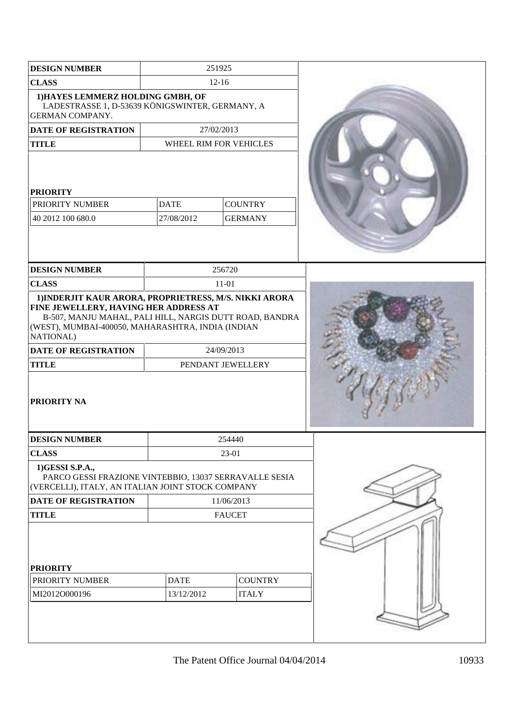| DESIGN NUMBER | 251925 | |
|---|---|---|
| CLASS | 12-16 | |
| 1)HAYES LEMMERZ HOLDING GMBH, OF LADESTRASSE 1, D-53639 KÖNIGSWINTER, GERMANY, A GERMAN COMPANY. | | |
| DATE OF REGISTRATION | 27/02/2013 | |
| TITLE | WHEEL RIM FOR VEHICLES | |
| PRIORITY | | |
| PRIORITY NUMBER | DATE | COUNTRY |
| 40 2012 100 680.0 | 27/08/2012 | GERMANY |

| DESIGN NUMBER | 256720 |
|---|---|
| CLASS | 11-01 |
| 1)INDERJIT KAUR ARORA, PROPRIETRESS, M/S. NIKKI ARORA FINE JEWELLERY, HAVING HER ADDRESS AT B-507, MANJU MAHAL, PALI HILL, NARGIS DUTT ROAD, BANDRA (WEST), MUMBAI-400050, MAHARASHTRA, INDIA (INDIAN NATIONAL) | |
| DATE OF REGISTRATION | 24/09/2013 |
| TITLE | PENDANT JEWELLERY |
| PRIORITY NA | |

| DESIGN NUMBER | 254440 | |
|---|---|---|
| CLASS | 23-01 | |
| 1)GESSI S.P.A., PARCO GESSI FRAZIONE VINTEBBIO, 13037 SERRAVALLE SESIA (VERCELLI), ITALY, AN ITALIAN JOINT STOCK COMPANY | | |
| DATE OF REGISTRATION | 11/06/2013 | |
| TITLE | FAUCET | |
| PRIORITY | | |
| PRIORITY NUMBER | DATE | COUNTRY |
| MI2012O000196 | 13/12/2012 | ITALY |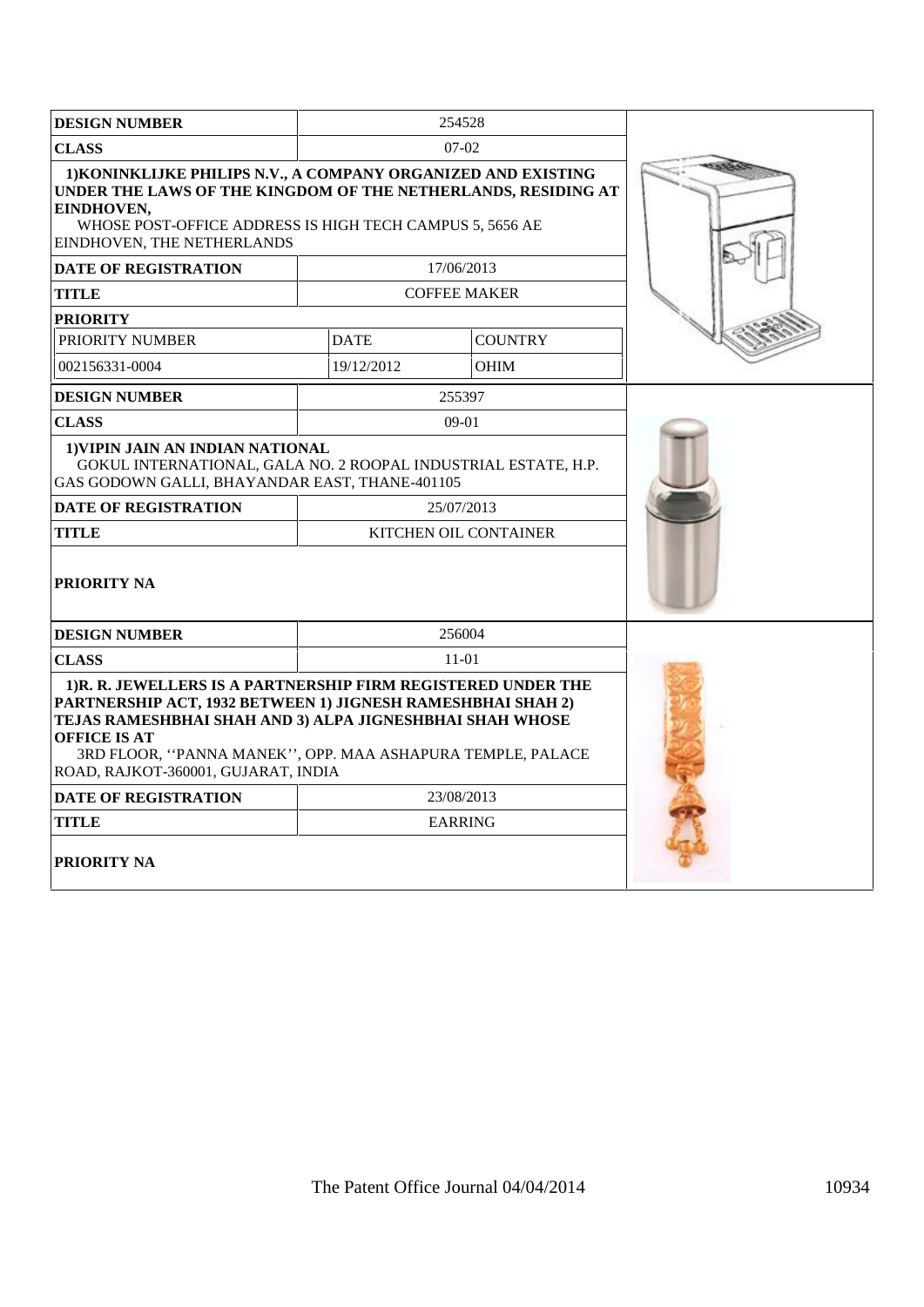| DESIGN NUMBER | 254528 | |
|---|---|---|
| CLASS | 07-02 | |
| **1)KONINKLIJKE PHILIPS N.V., A COMPANY ORGANIZED AND EXISTING UNDER THE LAWS OF THE KINGDOM OF THE NETHERLANDS, RESIDING AT EINDHOVEN,** WHOSE POST-OFFICE ADDRESS IS HIGH TECH CAMPUS 5, 5656 AE EINDHOVEN, THE NETHERLANDS | | |
| DATE OF REGISTRATION | 17/06/2013 | |
| TITLE | COFFEE MAKER | |
| PRIORITY | | |
| PRIORITY NUMBER | DATE | COUNTRY |
| 002156331-0004 | 19/12/2012 | OHIM |

| DESIGN NUMBER | 255397 |
|---|---|
| CLASS | 09-01 |
| **1)VIPIN JAIN AN INDIAN NATIONAL** GOKUL INTERNATIONAL, GALA NO. 2 ROOPAL INDUSTRIAL ESTATE, H.P. GAS GODOWN GALLI, BHAYANDAR EAST, THANE-401105 | |
| DATE OF REGISTRATION | 25/07/2013 |
| TITLE | KITCHEN OIL CONTAINER |
| PRIORITY NA | |

| DESIGN NUMBER | 256004 |
|---|---|
| CLASS | 11-01 |
| **1)R. R. JEWELLERS IS A PARTNERSHIP FIRM REGISTERED UNDER THE PARTNERSHIP ACT, 1932 BETWEEN 1) JIGNESH RAMESHBHAI SHAH 2) TEJAS RAMESHBHAI SHAH AND 3) ALPA JIGNESHBHAI SHAH WHOSE OFFICE IS AT** 3RD FLOOR, ''PANNA MANEK'', OPP. MAA ASHAPURA TEMPLE, PALACE ROAD, RAJKOT-360001, GUJARAT, INDIA | |
| DATE OF REGISTRATION | 23/08/2013 |
| TITLE | EARRING |
| PRIORITY NA | |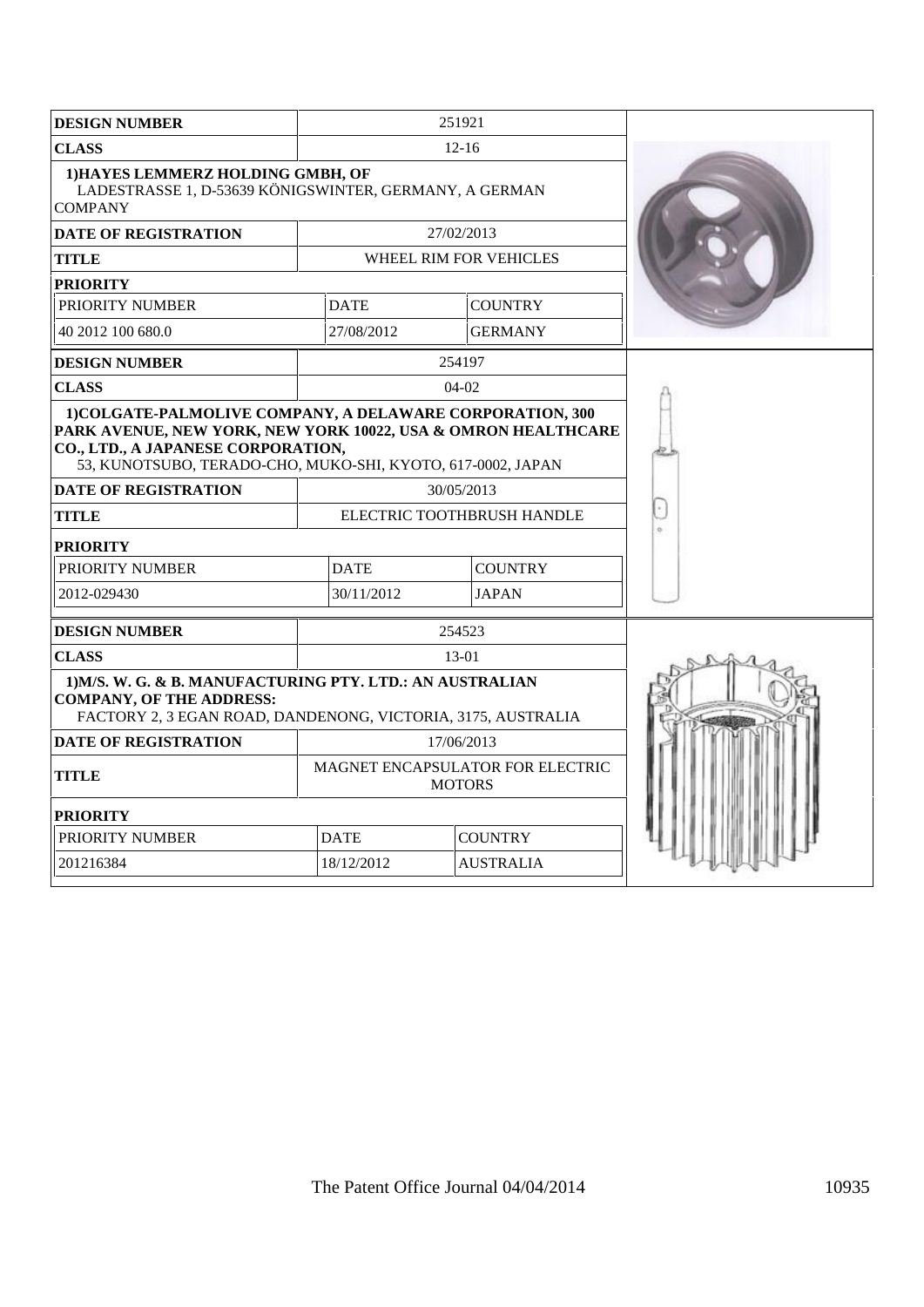| DESIGN NUMBER | 251921 | |
|---|---|---|
| CLASS | 12-16 | |
| 1)HAYES LEMMERZ HOLDING GMBH, OF LADESTRASSE 1, D-53639 KÖNIGSWINTER, GERMANY, A GERMAN COMPANY | | |
| DATE OF REGISTRATION | 27/02/2013 | |
| TITLE | WHEEL RIM FOR VEHICLES | |
| PRIORITY | | |
| PRIORITY NUMBER | DATE | COUNTRY |
| 40 2012 100 680.0 | 27/08/2012 | GERMANY |

| DESIGN NUMBER | 254197 | |
|---|---|---|
| CLASS | 04-02 | |
| 1)COLGATE-PALMOLIVE COMPANY, A DELAWARE CORPORATION, 300 PARK AVENUE, NEW YORK, NEW YORK 10022, USA & OMRON HEALTHCARE CO., LTD., A JAPANESE CORPORATION, 53, KUNOTSUBO, TERADO-CHO, MUKO-SHI, KYOTO, 617-0002, JAPAN | | |
| DATE OF REGISTRATION | 30/05/2013 | |
| TITLE | ELECTRIC TOOTHBRUSH HANDLE | |
| PRIORITY | | |
| PRIORITY NUMBER | DATE | COUNTRY |
| 2012-029430 | 30/11/2012 | JAPAN |

| DESIGN NUMBER | 254523 | |
|---|---|---|
| CLASS | 13-01 | |
| 1)M/S. W. G. & B. MANUFACTURING PTY. LTD.: AN AUSTRALIAN COMPANY, OF THE ADDRESS: FACTORY 2, 3 EGAN ROAD, DANDENONG, VICTORIA, 3175, AUSTRALIA | | |
| DATE OF REGISTRATION | 17/06/2013 | |
| TITLE | MAGNET ENCAPSULATOR FOR ELECTRIC MOTORS | |
| PRIORITY | | |
| PRIORITY NUMBER | DATE | COUNTRY |
| 201216384 | 18/12/2012 | AUSTRALIA |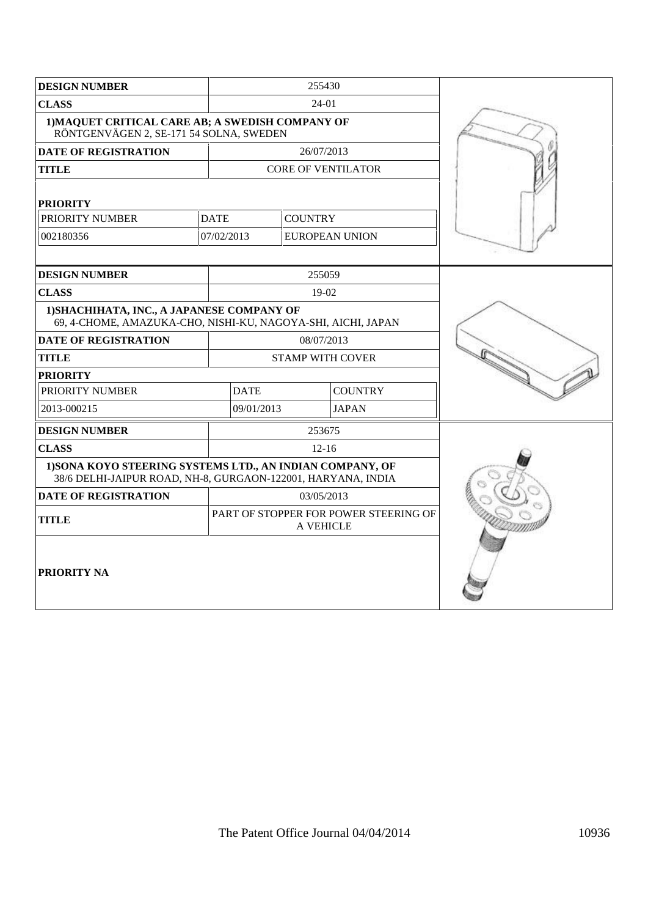| DESIGN NUMBER | 255430 | |
|---|---|---|
| CLASS | 24-01 | |
| 1)MAQUET CRITICAL CARE AB; A SWEDISH COMPANY OF RÖNTGENVÄGEN 2, SE-171 54 SOLNA, SWEDEN | | |
| DATE OF REGISTRATION | 26/07/2013 | |
| TITLE | CORE OF VENTILATOR | |

**PRIORITY**

| PRIORITY NUMBER | DATE | COUNTRY |
|---|---|---|
| 002180356 | 07/02/2013 | EUROPEAN UNION |

| DESIGN NUMBER | 255059 |
|---|---|
| CLASS | 19-02 |
| 1)SHACHIHATA, INC., A JAPANESE COMPANY OF 69, 4-CHOME, AMAZUKA-CHO, NISHI-KU, NAGOYA-SHI, AICHI, JAPAN | |
| DATE OF REGISTRATION | 08/07/2013 |
| TITLE | STAMP WITH COVER |

**PRIORITY**

| PRIORITY NUMBER | DATE | COUNTRY |
|---|---|---|
| 2013-000215 | 09/01/2013 | JAPAN |

| DESIGN NUMBER | 253675 |
|---|---|
| CLASS | 12-16 |
| 1)SONA KOYO STEERING SYSTEMS LTD., AN INDIAN COMPANY, OF 38/6 DELHI-JAIPUR ROAD, NH-8, GURGAON-122001, HARYANA, INDIA | |
| DATE OF REGISTRATION | 03/05/2013 |
| TITLE | PART OF STOPPER FOR POWER STEERING OF A VEHICLE |

**PRIORITY NA**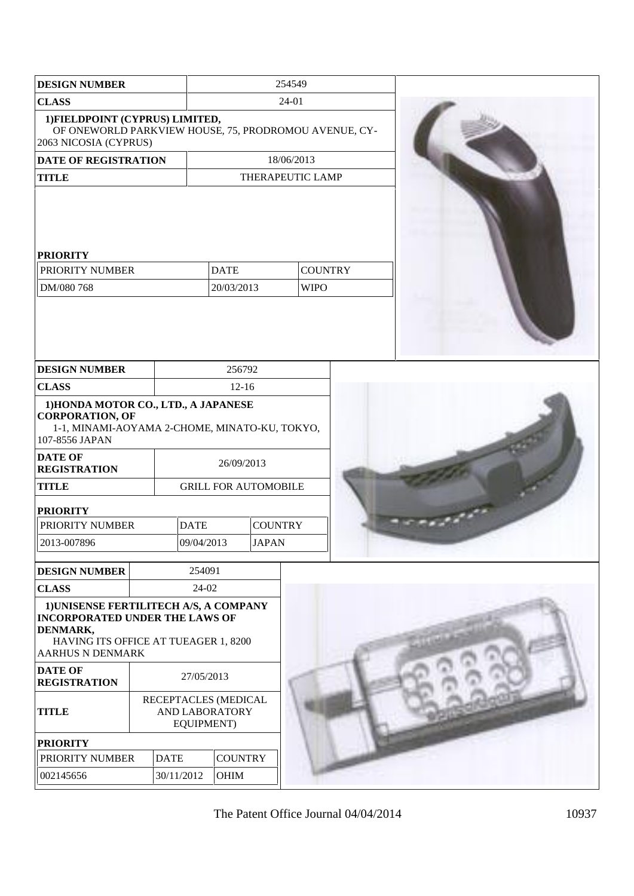| DESIGN NUMBER | 254549 |
|---|---|
| CLASS | 24-01 |
| 1)FIELDPOINT (CYPRUS) LIMITED, OF ONEWORLD PARKVIEW HOUSE, 75, PRODROMOU AVENUE, CY-2063 NICOSIA (CYPRUS) | |
| DATE OF REGISTRATION | 18/06/2013 |
| TITLE | THERAPEUTIC LAMP |

**PRIORITY**

| PRIORITY NUMBER | DATE | COUNTRY |
|---|---|---|
| DM/080 768 | 20/03/2013 | WIPO |

| DESIGN NUMBER | 256792 |
|---|---|
| CLASS | 12-16 |
| 1)HONDA MOTOR CO., LTD., A JAPANESE CORPORATION, OF 1-1, MINAMI-AOYAMA 2-CHOME, MINATO-KU, TOKYO, 107-8556 JAPAN | |
| DATE OF REGISTRATION | 26/09/2013 |
| TITLE | GRILL FOR AUTOMOBILE |

**PRIORITY**

| PRIORITY NUMBER | DATE | COUNTRY |
|---|---|---|
| 2013-007896 | 09/04/2013 | JAPAN |

| DESIGN NUMBER | 254091 |
|---|---|
| CLASS | 24-02 |
| 1)UNISENSE FERTILITECH A/S, A COMPANY INCORPORATED UNDER THE LAWS OF DENMARK, HAVING ITS OFFICE AT TUEAGER 1, 8200 AARHUS N DENMARK | |
| DATE OF REGISTRATION | 27/05/2013 |
| TITLE | RECEPTACLES (MEDICAL AND LABORATORY EQUIPMENT) |

**PRIORITY**

| PRIORITY NUMBER | DATE | COUNTRY |
|---|---|---|
| 002145656 | 30/11/2012 | OHIM |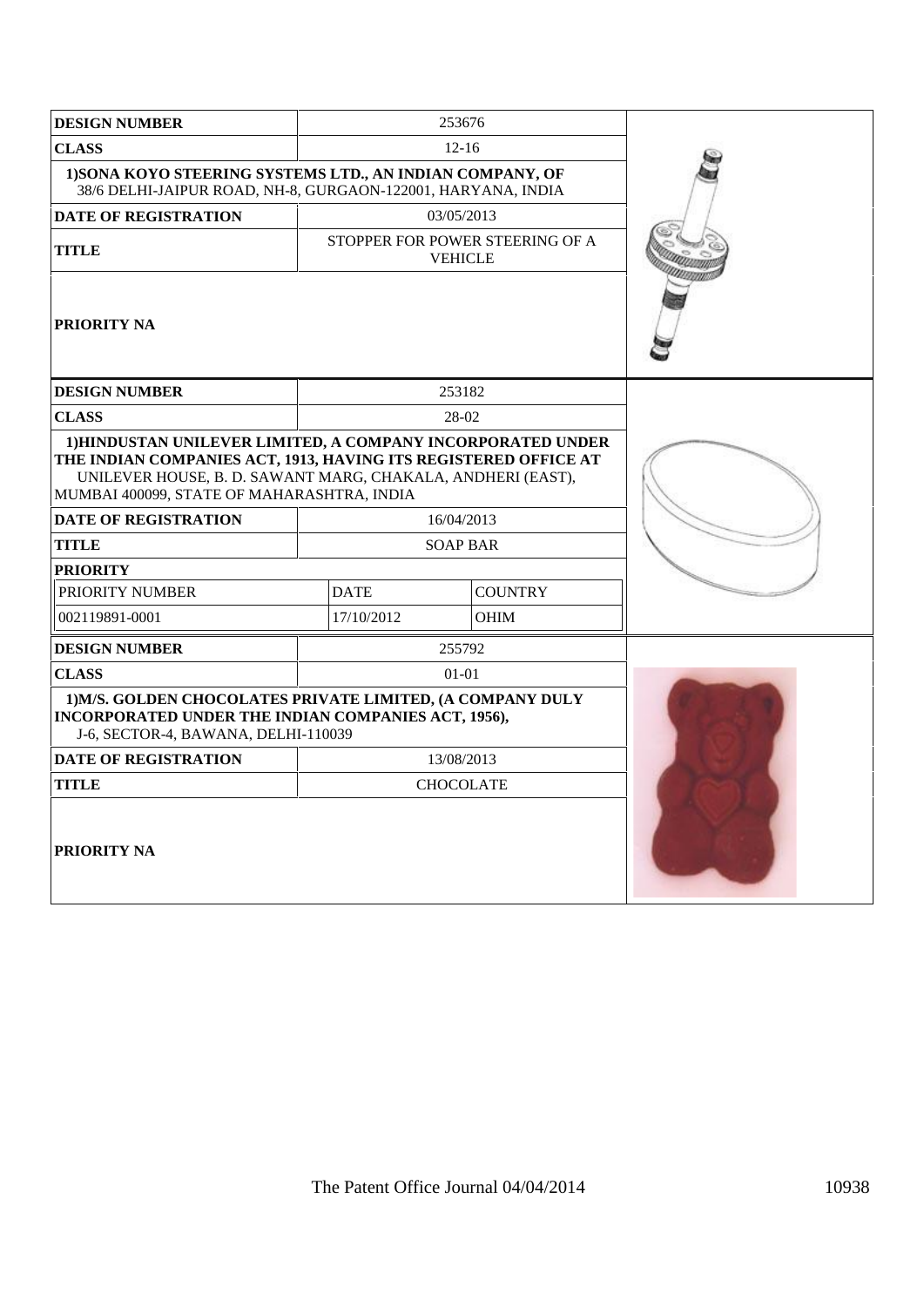| DESIGN NUMBER | 253676 | |
|---|---|---|
| CLASS | 12-16 | |
| 1)SONA KOYO STEERING SYSTEMS LTD., AN INDIAN COMPANY, OF 38/6 DELHI-JAIPUR ROAD, NH-8, GURGAON-122001, HARYANA, INDIA | | |
| DATE OF REGISTRATION | 03/05/2013 | |
| TITLE | STOPPER FOR POWER STEERING OF A VEHICLE | |
| PRIORITY NA | | |

| DESIGN NUMBER | 253182 | |
|---|---|---|
| CLASS | 28-02 | |
| 1)HINDUSTAN UNILEVER LIMITED, A COMPANY INCORPORATED UNDER THE INDIAN COMPANIES ACT, 1913, HAVING ITS REGISTERED OFFICE AT UNILEVER HOUSE, B. D. SAWANT MARG, CHAKALA, ANDHERI (EAST), MUMBAI 400099, STATE OF MAHARASHTRA, INDIA | | |
| DATE OF REGISTRATION | 16/04/2013 | |
| TITLE | SOAP BAR | |
| PRIORITY | | |
| PRIORITY NUMBER | DATE | COUNTRY |
| 002119891-0001 | 17/10/2012 | OHIM |

| DESIGN NUMBER | 255792 | |
|---|---|---|
| CLASS | 01-01 | |
| 1)M/S. GOLDEN CHOCOLATES PRIVATE LIMITED, (A COMPANY DULY INCORPORATED UNDER THE INDIAN COMPANIES ACT, 1956), J-6, SECTOR-4, BAWANA, DELHI-110039 | | |
| DATE OF REGISTRATION | 13/08/2013 | |
| TITLE | CHOCOLATE | |
| PRIORITY NA | | |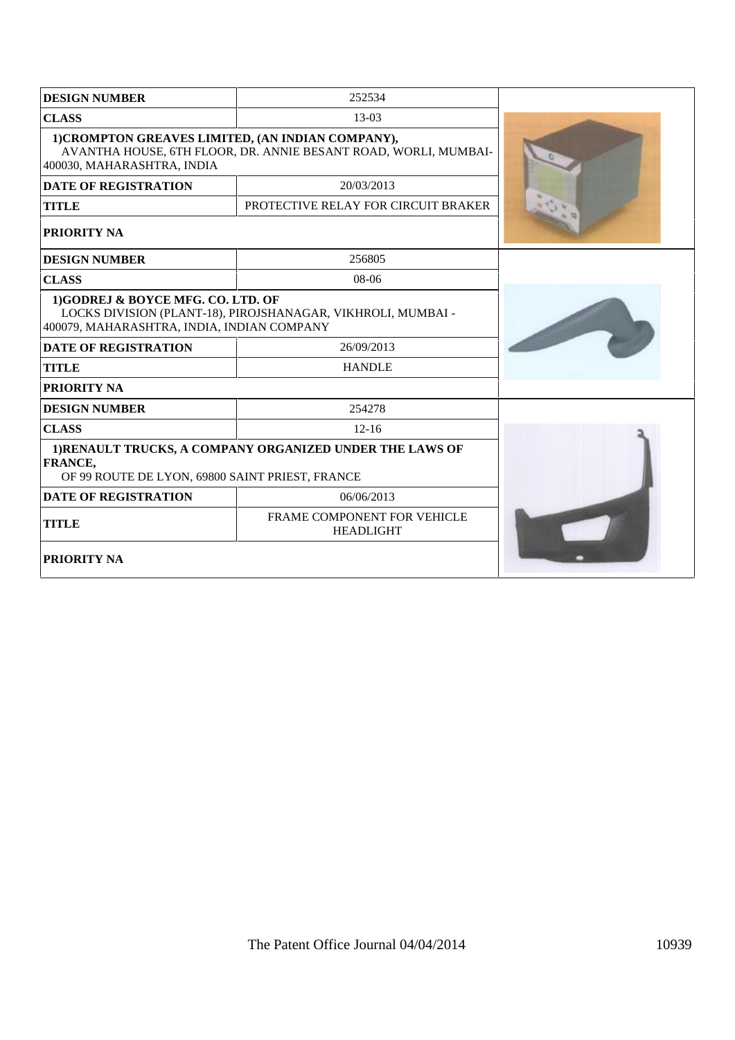| DESIGN NUMBER | 252534 |
|---|---|
| CLASS | 13-03 |
| 1)CROMPTON GREAVES LIMITED, (AN INDIAN COMPANY), AVANTHA HOUSE, 6TH FLOOR, DR. ANNIE BESANT ROAD, WORLI, MUMBAI-400030, MAHARASHTRA, INDIA | |
| DATE OF REGISTRATION | 20/03/2013 |
| TITLE | PROTECTIVE RELAY FOR CIRCUIT BRAKER |
| PRIORITY NA | |

| DESIGN NUMBER | 256805 |
|---|---|
| CLASS | 08-06 |
| 1)GODREJ & BOYCE MFG. CO. LTD. OF LOCKS DIVISION (PLANT-18), PIROJSHANAGAR, VIKHROLI, MUMBAI - 400079, MAHARASHTRA, INDIA, INDIAN COMPANY | |
| DATE OF REGISTRATION | 26/09/2013 |
| TITLE | HANDLE |
| PRIORITY NA | |

| DESIGN NUMBER | 254278 |
|---|---|
| CLASS | 12-16 |
| 1)RENAULT TRUCKS, A COMPANY ORGANIZED UNDER THE LAWS OF FRANCE, OF 99 ROUTE DE LYON, 69800 SAINT PRIEST, FRANCE | |
| DATE OF REGISTRATION | 06/06/2013 |
| TITLE | FRAME COMPONENT FOR VEHICLE HEADLIGHT |
| PRIORITY NA | |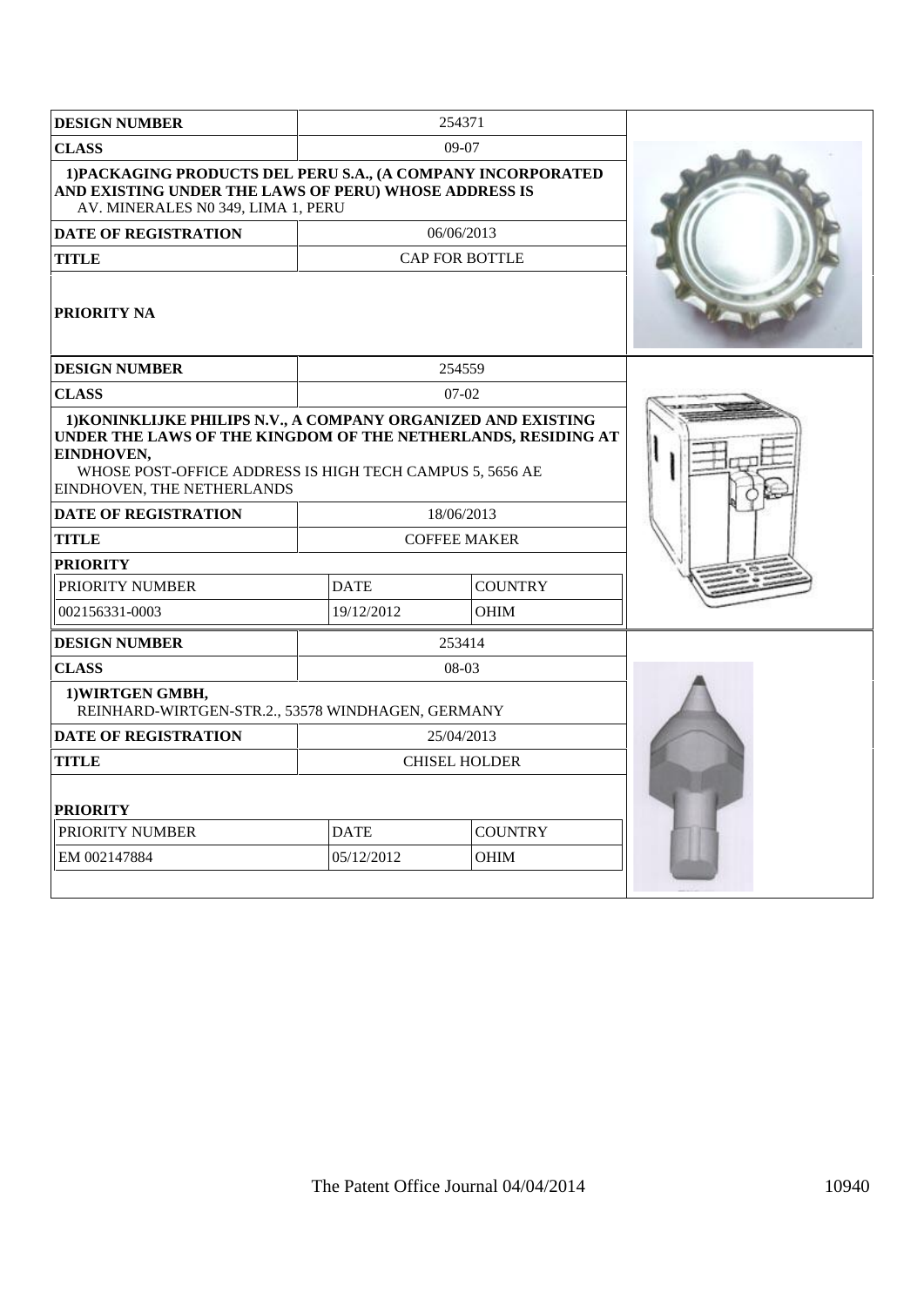| DESIGN NUMBER | 254371 | |
|---|---|---|
| CLASS | 09-07 | |
| 1)PACKAGING PRODUCTS DEL PERU S.A., (A COMPANY INCORPORATED AND EXISTING UNDER THE LAWS OF PERU) WHOSE ADDRESS IS AV. MINERALES N0 349, LIMA 1, PERU | | |
| DATE OF REGISTRATION | 06/06/2013 | |
| TITLE | CAP FOR BOTTLE | |
| PRIORITY NA | | |

| DESIGN NUMBER | 254559 | |
|---|---|---|
| CLASS | 07-02 | |
| 1)KONINKLIJKE PHILIPS N.V., A COMPANY ORGANIZED AND EXISTING UNDER THE LAWS OF THE KINGDOM OF THE NETHERLANDS, RESIDING AT EINDHOVEN, WHOSE POST-OFFICE ADDRESS IS HIGH TECH CAMPUS 5, 5656 AE EINDHOVEN, THE NETHERLANDS | | |
| DATE OF REGISTRATION | 18/06/2013 | |
| TITLE | COFFEE MAKER | |
| PRIORITY | | |
| PRIORITY NUMBER | DATE | COUNTRY |
| 002156331-0003 | 19/12/2012 | OHIM |

| DESIGN NUMBER | 253414 | |
|---|---|---|
| CLASS | 08-03 | |
| 1)WIRTGEN GMBH, REINHARD-WIRTGEN-STR.2., 53578 WINDHAGEN, GERMANY | | |
| DATE OF REGISTRATION | 25/04/2013 | |
| TITLE | CHISEL HOLDER | |
| PRIORITY | | |
| PRIORITY NUMBER | DATE | COUNTRY |
| EM 002147884 | 05/12/2012 | OHIM |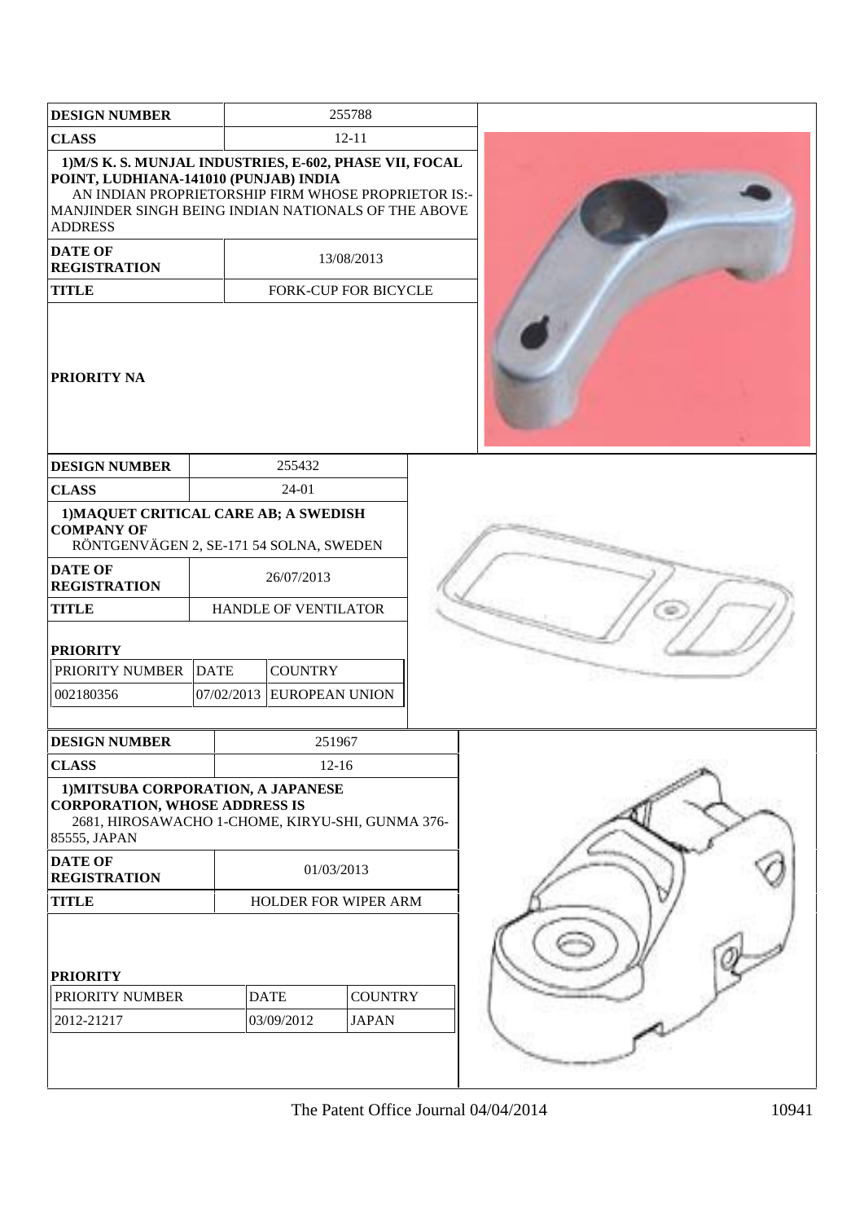| DESIGN NUMBER | 255788 |
|---|---|
| CLASS | 12-11 |
| 1)M/S K. S. MUNJAL INDUSTRIES, E-602, PHASE VII, FOCAL POINT, LUDHIANA-141010 (PUNJAB) INDIA<br>AN INDIAN PROPRIETORSHIP FIRM WHOSE PROPRIETOR IS:- MANJINDER SINGH BEING INDIAN NATIONALS OF THE ABOVE ADDRESS | |
| DATE OF REGISTRATION | 13/08/2013 |
| TITLE | FORK-CUP FOR BICYCLE |
| PRIORITY NA | |

| DESIGN NUMBER | 255432 |
|---|---|
| CLASS | 24-01 |
| 1)MAQUET CRITICAL CARE AB; A SWEDISH COMPANY OF<br>RÖNTGENVÄGEN 2, SE-171 54 SOLNA, SWEDEN | |
| DATE OF REGISTRATION | 26/07/2013 |
| TITLE | HANDLE OF VENTILATOR |

**PRIORITY**

| PRIORITY NUMBER | DATE | COUNTRY |
|---|---|---|
| 002180356 | 07/02/2013 | EUROPEAN UNION |

| DESIGN NUMBER | 251967 |
|---|---|
| CLASS | 12-16 |
| 1)MITSUBA CORPORATION, A JAPANESE CORPORATION, WHOSE ADDRESS IS<br>2681, HIROSAWACHO 1-CHOME, KIRYU-SHI, GUNMA 376-85555, JAPAN | |
| DATE OF REGISTRATION | 01/03/2013 |
| TITLE | HOLDER FOR WIPER ARM |

**PRIORITY**

| PRIORITY NUMBER | DATE | COUNTRY |
|---|---|---|
| 2012-21217 | 03/09/2012 | JAPAN |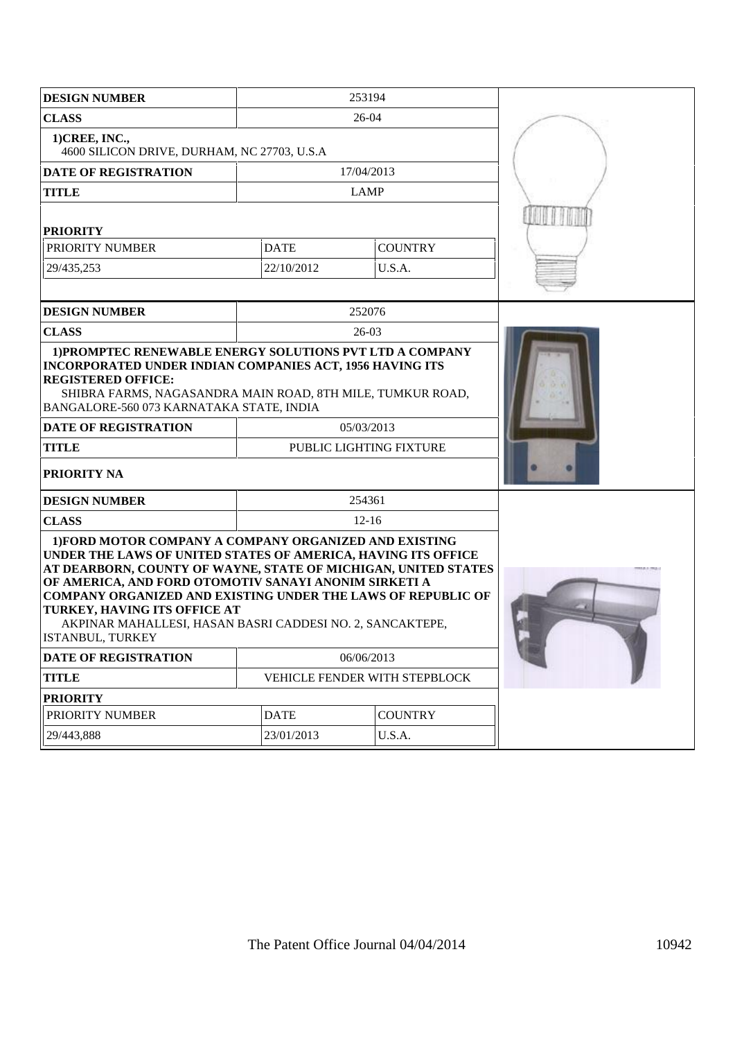| DESIGN NUMBER | 253194 | |
|---|---|---|
| CLASS | 26-04 | |
| 1)CREE, INC., 4600 SILICON DRIVE, DURHAM, NC 27703, U.S.A | | |
| DATE OF REGISTRATION | 17/04/2013 | |
| TITLE | LAMP | |
| PRIORITY | | |
| PRIORITY NUMBER | DATE | COUNTRY |
| 29/435,253 | 22/10/2012 | U.S.A. |

| DESIGN NUMBER | 252076 |
|---|---|
| CLASS | 26-03 |
| 1)PROMPTEC RENEWABLE ENERGY SOLUTIONS PVT LTD A COMPANY INCORPORATED UNDER INDIAN COMPANIES ACT, 1956 HAVING ITS REGISTERED OFFICE: SHIBRA FARMS, NAGASANDRA MAIN ROAD, 8TH MILE, TUMKUR ROAD, BANGALORE-560 073 KARNATAKA STATE, INDIA | |
| DATE OF REGISTRATION | 05/03/2013 |
| TITLE | PUBLIC LIGHTING FIXTURE |
| PRIORITY NA | |

| DESIGN NUMBER | 254361 | |
|---|---|---|
| CLASS | 12-16 | |
| 1)FORD MOTOR COMPANY A COMPANY ORGANIZED AND EXISTING UNDER THE LAWS OF UNITED STATES OF AMERICA, HAVING ITS OFFICE AT DEARBORN, COUNTY OF WAYNE, STATE OF MICHIGAN, UNITED STATES OF AMERICA, AND FORD OTOMOTIV SANAYI ANONIM SIRKETI A COMPANY ORGANIZED AND EXISTING UNDER THE LAWS OF REPUBLIC OF TURKEY, HAVING ITS OFFICE AT AKPINAR MAHALLESI, HASAN BASRI CADDESI NO. 2, SANCAKTEPE, ISTANBUL, TURKEY | | |
| DATE OF REGISTRATION | 06/06/2013 | |
| TITLE | VEHICLE FENDER WITH STEPBLOCK | |
| PRIORITY | | |
| PRIORITY NUMBER | DATE | COUNTRY |
| 29/443,888 | 23/01/2013 | U.S.A. |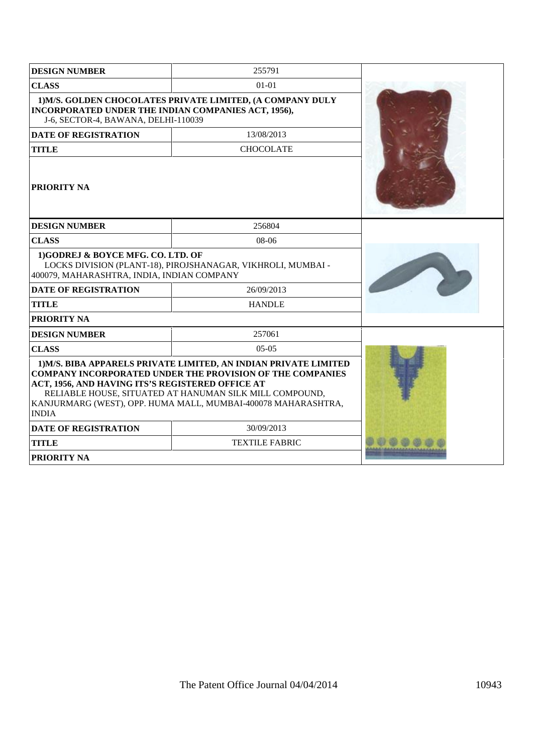| DESIGN NUMBER | 255791 |
|---|---|
| CLASS | 01-01 |
| 1)M/S. GOLDEN CHOCOLATES PRIVATE LIMITED, (A COMPANY DULY INCORPORATED UNDER THE INDIAN COMPANIES ACT, 1956), J-6, SECTOR-4, BAWANA, DELHI-110039 | |
| DATE OF REGISTRATION | 13/08/2013 |
| TITLE | CHOCOLATE |
| PRIORITY NA | |

| DESIGN NUMBER | 256804 |
|---|---|
| CLASS | 08-06 |
| 1)GODREJ & BOYCE MFG. CO. LTD. OF LOCKS DIVISION (PLANT-18), PIROJSHANAGAR, VIKHROLI, MUMBAI - 400079, MAHARASHTRA, INDIA, INDIAN COMPANY | |
| DATE OF REGISTRATION | 26/09/2013 |
| TITLE | HANDLE |
| PRIORITY NA | |

| DESIGN NUMBER | 257061 |
|---|---|
| CLASS | 05-05 |
| 1)M/S. BIBA APPARELS PRIVATE LIMITED, AN INDIAN PRIVATE LIMITED COMPANY INCORPORATED UNDER THE PROVISION OF THE COMPANIES ACT, 1956, AND HAVING ITS'S REGISTERED OFFICE AT RELIABLE HOUSE, SITUATED AT HANUMAN SILK MILL COMPOUND, KANJURMARG (WEST), OPP. HUMA MALL, MUMBAI-400078 MAHARASHTRA, INDIA | |
| DATE OF REGISTRATION | 30/09/2013 |
| TITLE | TEXTILE FABRIC |
| PRIORITY NA | |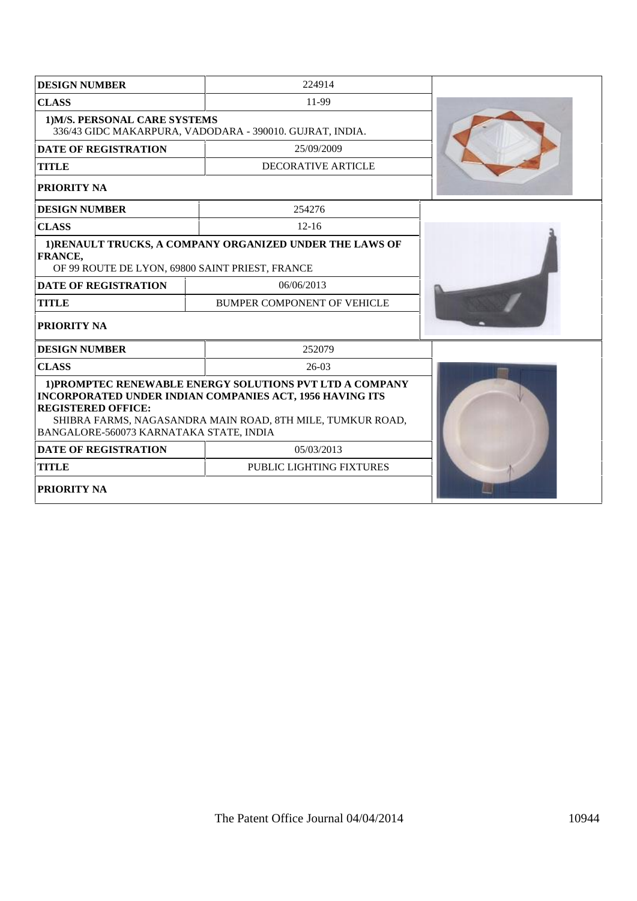| DESIGN NUMBER | 224914 |
|---|---|
| CLASS | 11-99 |
| 1)M/S. PERSONAL CARE SYSTEMS<br>336/43 GIDC MAKARPURA, VADODARA - 390010. GUJRAT, INDIA. | |
| DATE OF REGISTRATION | 25/09/2009 |
| TITLE | DECORATIVE ARTICLE |
| PRIORITY NA | |

| DESIGN NUMBER | 254276 |
|---|---|
| CLASS | 12-16 |
| 1)RENAULT TRUCKS, A COMPANY ORGANIZED UNDER THE LAWS OF FRANCE,<br>OF 99 ROUTE DE LYON, 69800 SAINT PRIEST, FRANCE | |
| DATE OF REGISTRATION | 06/06/2013 |
| TITLE | BUMPER COMPONENT OF VEHICLE |
| PRIORITY NA | |

| DESIGN NUMBER | 252079 |
|---|---|
| CLASS | 26-03 |
| 1)PROMPTEC RENEWABLE ENERGY SOLUTIONS PVT LTD A COMPANY INCORPORATED UNDER INDIAN COMPANIES ACT, 1956 HAVING ITS REGISTERED OFFICE:<br>SHIBRA FARMS, NAGASANDRA MAIN ROAD, 8TH MILE, TUMKUR ROAD, BANGALORE-560073 KARNATAKA STATE, INDIA | |
| DATE OF REGISTRATION | 05/03/2013 |
| TITLE | PUBLIC LIGHTING FIXTURES |
| PRIORITY NA | |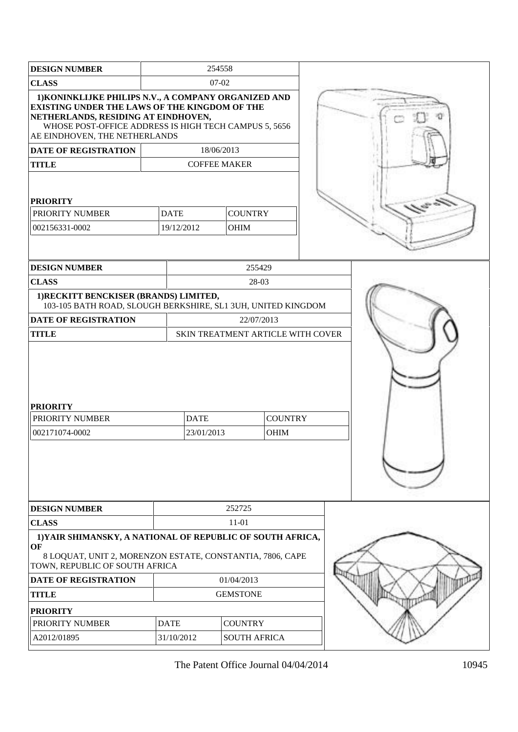| DESIGN NUMBER | 254558 | |
|---|---|---|
| CLASS | 07-02 | |
| 1)KONINKLIJKE PHILIPS N.V., A COMPANY ORGANIZED AND EXISTING UNDER THE LAWS OF THE KINGDOM OF THE NETHERLANDS, RESIDING AT EINDHOVEN, WHOSE POST-OFFICE ADDRESS IS HIGH TECH CAMPUS 5, 5656 AE EINDHOVEN, THE NETHERLANDS | | |
| DATE OF REGISTRATION | 18/06/2013 | |
| TITLE | COFFEE MAKER | |
| **PRIORITY** | | |
| PRIORITY NUMBER | DATE | COUNTRY |
| 002156331-0002 | 19/12/2012 | OHIM |

| DESIGN NUMBER | 255429 | |
|---|---|---|
| CLASS | 28-03 | |
| 1)RECKITT BENCKISER (BRANDS) LIMITED, 103-105 BATH ROAD, SLOUGH BERKSHIRE, SL1 3UH, UNITED KINGDOM | | |
| DATE OF REGISTRATION | 22/07/2013 | |
| TITLE | SKIN TREATMENT ARTICLE WITH COVER | |
| **PRIORITY** | | |
| PRIORITY NUMBER | DATE | COUNTRY |
| 002171074-0002 | 23/01/2013 | OHIM |

| DESIGN NUMBER | 252725 | |
|---|---|---|
| CLASS | 11-01 | |
| 1)YAIR SHIMANSKY, A NATIONAL OF REPUBLIC OF SOUTH AFRICA, OF 8 LOQUAT, UNIT 2, MORENZON ESTATE, CONSTANTIA, 7806, CAPE TOWN, REPUBLIC OF SOUTH AFRICA | | |
| DATE OF REGISTRATION | 01/04/2013 | |
| TITLE | GEMSTONE | |
| **PRIORITY** | | |
| PRIORITY NUMBER | DATE | COUNTRY |
| A2012/01895 | 31/10/2012 | SOUTH AFRICA |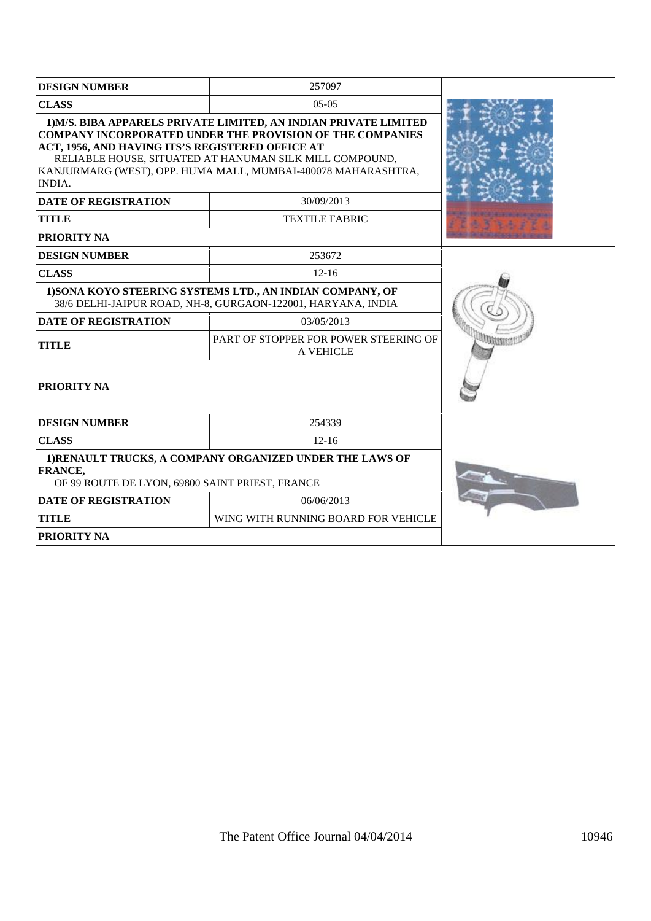| DESIGN NUMBER | 257097 |
|---|---|
| CLASS | 05-05 |
| 1)M/S. BIBA APPARELS PRIVATE LIMITED, AN INDIAN PRIVATE LIMITED COMPANY INCORPORATED UNDER THE PROVISION OF THE COMPANIES ACT, 1956, AND HAVING ITS'S REGISTERED OFFICE AT RELIABLE HOUSE, SITUATED AT HANUMAN SILK MILL COMPOUND, KANJURMARG (WEST), OPP. HUMA MALL, MUMBAI-400078 MAHARASHTRA, INDIA. | |
| DATE OF REGISTRATION | 30/09/2013 |
| TITLE | TEXTILE FABRIC |
| PRIORITY NA | |

| DESIGN NUMBER | 253672 |
|---|---|
| CLASS | 12-16 |
| 1)SONA KOYO STEERING SYSTEMS LTD., AN INDIAN COMPANY, OF 38/6 DELHI-JAIPUR ROAD, NH-8, GURGAON-122001, HARYANA, INDIA | |
| DATE OF REGISTRATION | 03/05/2013 |
| TITLE | PART OF STOPPER FOR POWER STEERING OF A VEHICLE |
| PRIORITY NA | |

| DESIGN NUMBER | 254339 |
|---|---|
| CLASS | 12-16 |
| 1)RENAULT TRUCKS, A COMPANY ORGANIZED UNDER THE LAWS OF FRANCE, OF 99 ROUTE DE LYON, 69800 SAINT PRIEST, FRANCE | |
| DATE OF REGISTRATION | 06/06/2013 |
| TITLE | WING WITH RUNNING BOARD FOR VEHICLE |
| PRIORITY NA | |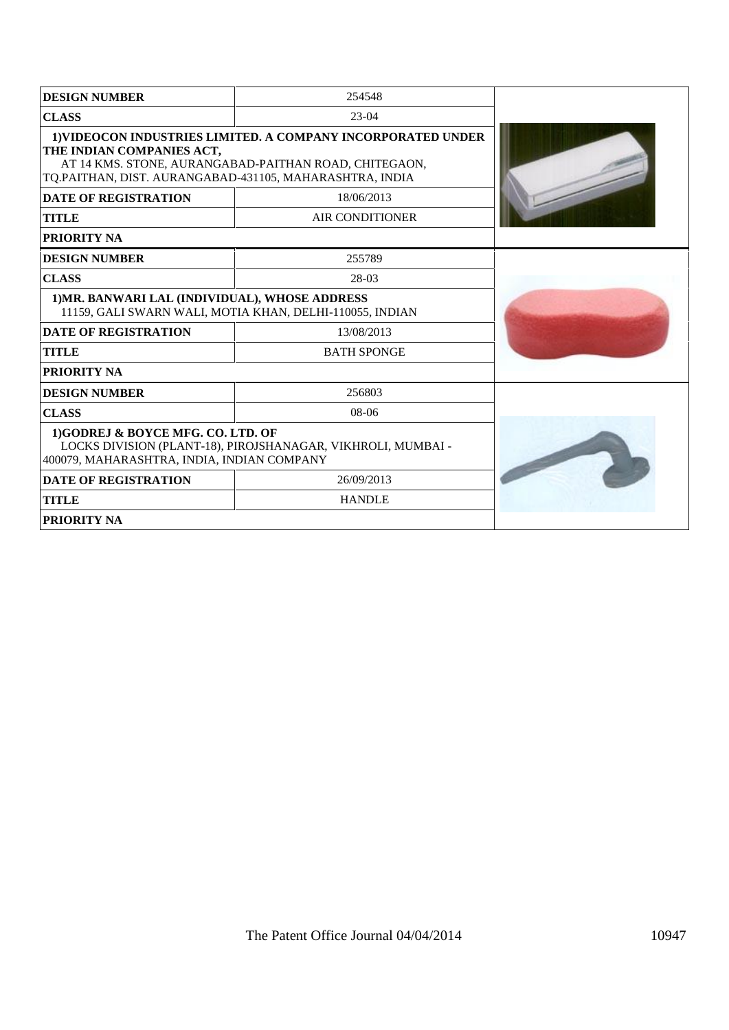| DESIGN NUMBER | 254548 |
|---|---|
| CLASS | 23-04 |
| 1)VIDEOCON INDUSTRIES LIMITED. A COMPANY INCORPORATED UNDER THE INDIAN COMPANIES ACT, AT 14 KMS. STONE, AURANGABAD-PAITHAN ROAD, CHITEGAON, TQ.PAITHAN, DIST. AURANGABAD-431105, MAHARASHTRA, INDIA | |
| DATE OF REGISTRATION | 18/06/2013 |
| TITLE | AIR CONDITIONER |
| PRIORITY NA | |

| DESIGN NUMBER | 255789 |
|---|---|
| CLASS | 28-03 |
| 1)MR. BANWARI LAL (INDIVIDUAL), WHOSE ADDRESS 11159, GALI SWARN WALI, MOTIA KHAN, DELHI-110055, INDIAN | |
| DATE OF REGISTRATION | 13/08/2013 |
| TITLE | BATH SPONGE |
| PRIORITY NA | |

| DESIGN NUMBER | 256803 |
|---|---|
| CLASS | 08-06 |
| 1)GODREJ & BOYCE MFG. CO. LTD. OF LOCKS DIVISION (PLANT-18), PIROJSHANAGAR, VIKHROLI, MUMBAI - 400079, MAHARASHTRA, INDIA, INDIAN COMPANY | |
| DATE OF REGISTRATION | 26/09/2013 |
| TITLE | HANDLE |
| PRIORITY NA | |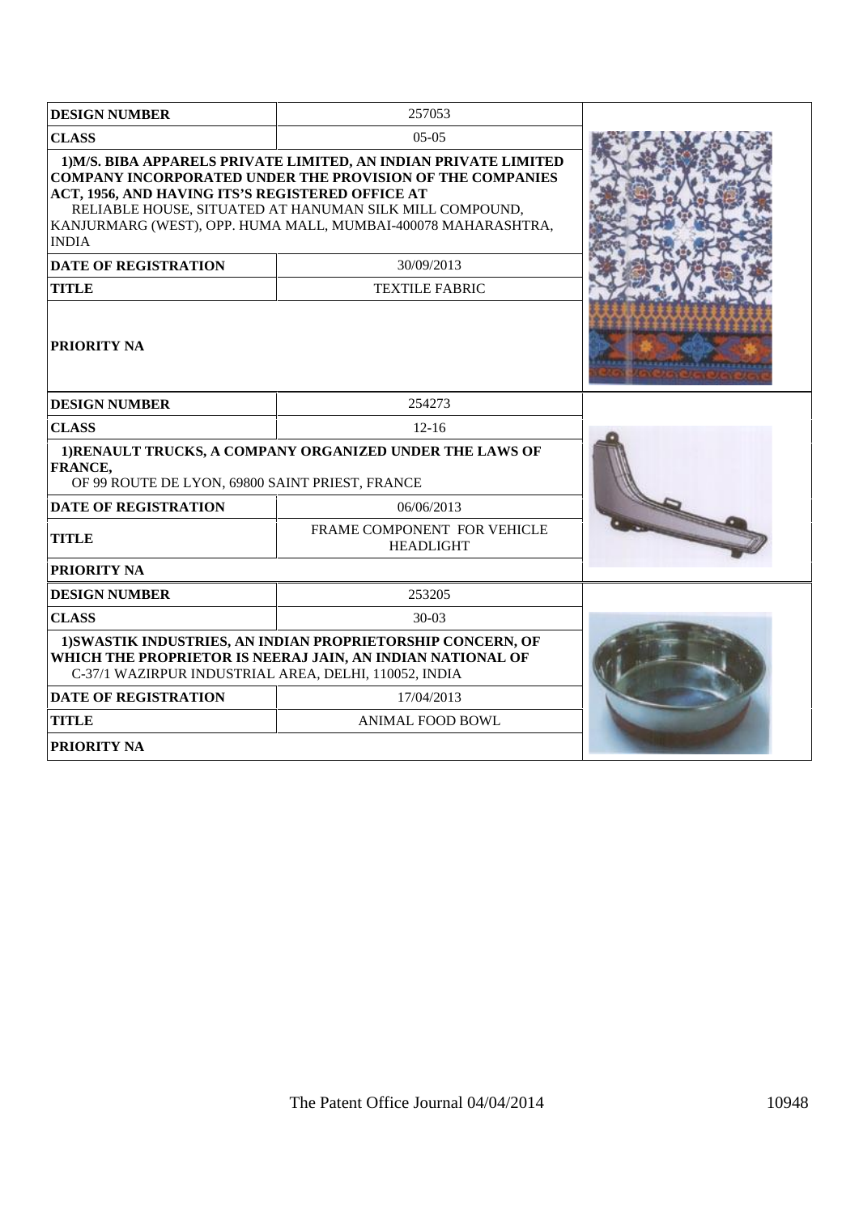| DESIGN NUMBER | 257053 |
|---|---|
| CLASS | 05-05 |
| 1)M/S. BIBA APPARELS PRIVATE LIMITED, AN INDIAN PRIVATE LIMITED COMPANY INCORPORATED UNDER THE PROVISION OF THE COMPANIES ACT, 1956, AND HAVING ITS'S REGISTERED OFFICE AT RELIABLE HOUSE, SITUATED AT HANUMAN SILK MILL COMPOUND, KANJURMARG (WEST), OPP. HUMA MALL, MUMBAI-400078 MAHARASHTRA, INDIA | |
| DATE OF REGISTRATION | 30/09/2013 |
| TITLE | TEXTILE FABRIC |
| PRIORITY NA | |

| DESIGN NUMBER | 254273 |
|---|---|
| CLASS | 12-16 |
| 1)RENAULT TRUCKS, A COMPANY ORGANIZED UNDER THE LAWS OF FRANCE, OF 99 ROUTE DE LYON, 69800 SAINT PRIEST, FRANCE | |
| DATE OF REGISTRATION | 06/06/2013 |
| TITLE | FRAME COMPONENT FOR VEHICLE HEADLIGHT |
| PRIORITY NA | |

| DESIGN NUMBER | 253205 |
|---|---|
| CLASS | 30-03 |
| 1)SWASTIK INDUSTRIES, AN INDIAN PROPRIETORSHIP CONCERN, OF WHICH THE PROPRIETOR IS NEERAJ JAIN, AN INDIAN NATIONAL OF C-37/1 WAZIRPUR INDUSTRIAL AREA, DELHI, 110052, INDIA | |
| DATE OF REGISTRATION | 17/04/2013 |
| TITLE | ANIMAL FOOD BOWL |
| PRIORITY NA | |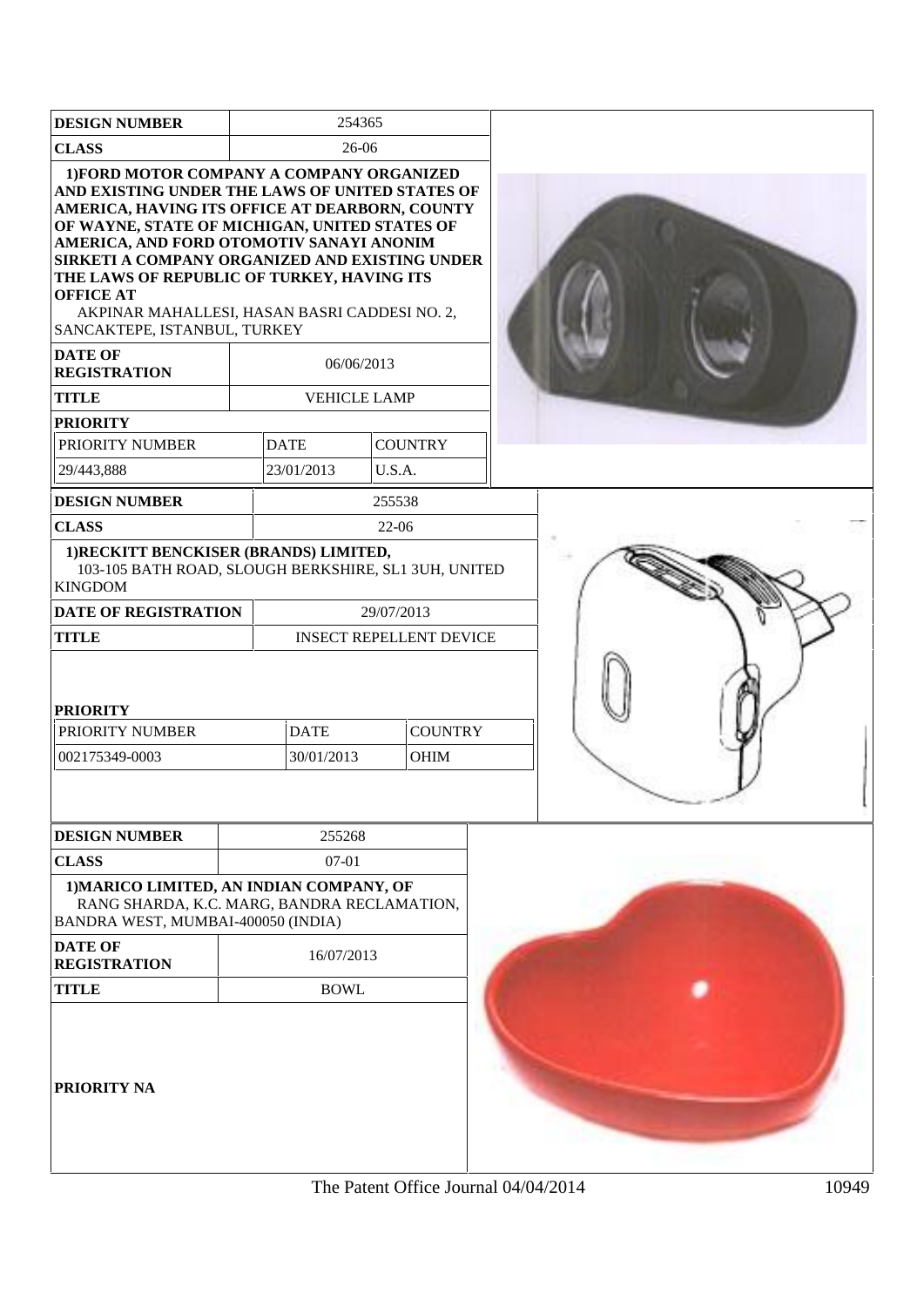| DESIGN NUMBER | 254365 | |
|---|---|---|
| CLASS | 26-06 | |
| 1)FORD MOTOR COMPANY A COMPANY ORGANIZED AND EXISTING UNDER THE LAWS OF UNITED STATES OF AMERICA, HAVING ITS OFFICE AT DEARBORN, COUNTY OF WAYNE, STATE OF MICHIGAN, UNITED STATES OF AMERICA, AND FORD OTOMOTIV SANAYI ANONIM SIRKETI A COMPANY ORGANIZED AND EXISTING UNDER THE LAWS OF REPUBLIC OF TURKEY, HAVING ITS OFFICE AT AKPINAR MAHALLESI, HASAN BASRI CADDESI NO. 2, SANCAKTEPE, ISTANBUL, TURKEY | | |
| DATE OF REGISTRATION | 06/06/2013 | |
| TITLE | VEHICLE LAMP | |
| PRIORITY | | |
| PRIORITY NUMBER | DATE | COUNTRY |
| 29/443,888 | 23/01/2013 | U.S.A. |

| DESIGN NUMBER | 255538 | |
|---|---|---|
| CLASS | 22-06 | |
| 1)RECKITT BENCKISER (BRANDS) LIMITED, 103-105 BATH ROAD, SLOUGH BERKSHIRE, SL1 3UH, UNITED KINGDOM | | |
| DATE OF REGISTRATION | 29/07/2013 | |
| TITLE | INSECT REPELLENT DEVICE | |
| PRIORITY | | |
| PRIORITY NUMBER | DATE | COUNTRY |
| 002175349-0003 | 30/01/2013 | OHIM |

| DESIGN NUMBER | 255268 |
|---|---|
| CLASS | 07-01 |
| 1)MARICO LIMITED, AN INDIAN COMPANY, OF RANG SHARDA, K.C. MARG, BANDRA RECLAMATION, BANDRA WEST, MUMBAI-400050 (INDIA) | |
| DATE OF REGISTRATION | 16/07/2013 |
| TITLE | BOWL |
| PRIORITY NA | |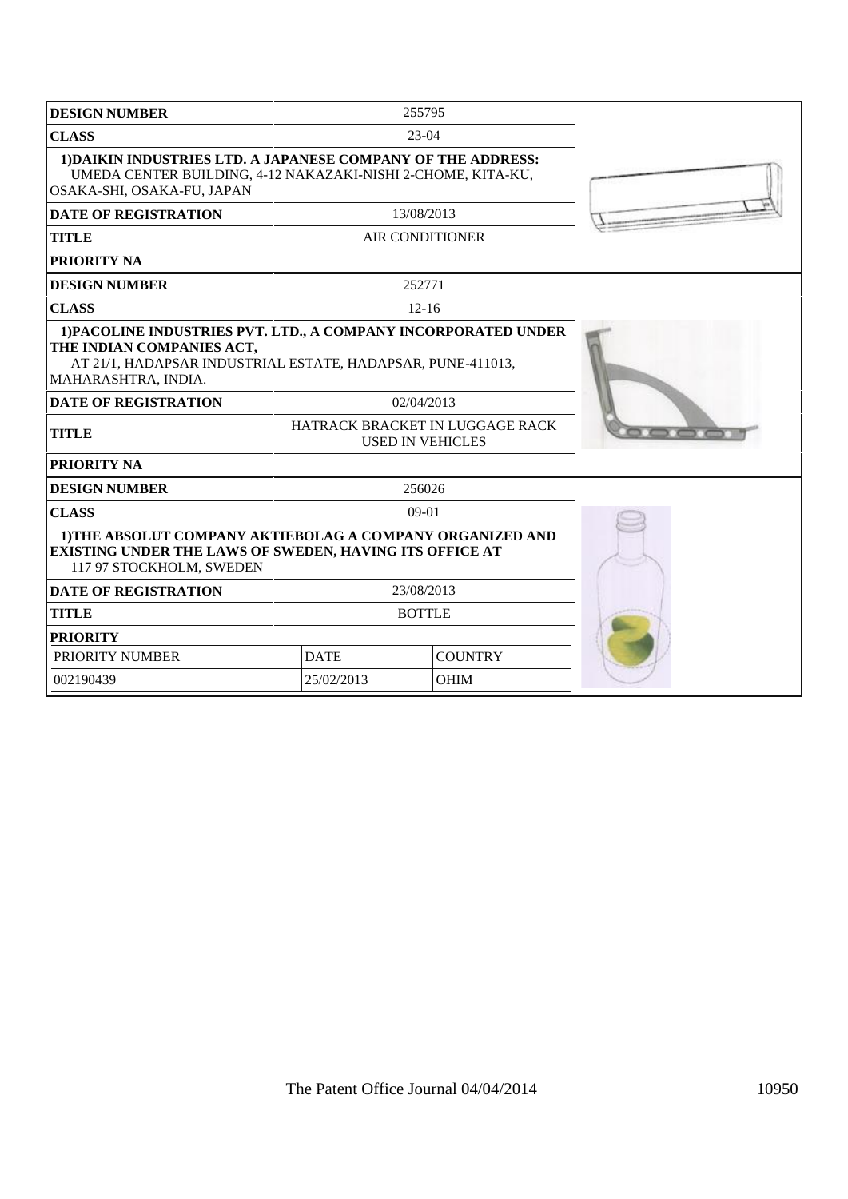| DESIGN NUMBER | 255795 |
|---|---|
| CLASS | 23-04 |
| **1)DAIKIN INDUSTRIES LTD. A JAPANESE COMPANY OF THE ADDRESS:** UMEDA CENTER BUILDING, 4-12 NAKAZAKI-NISHI 2-CHOME, KITA-KU, OSAKA-SHI, OSAKA-FU, JAPAN | |
| DATE OF REGISTRATION | 13/08/2013 |
| TITLE | AIR CONDITIONER |
| PRIORITY NA | |

| DESIGN NUMBER | 252771 |
|---|---|
| CLASS | 12-16 |
| **1)PACOLINE INDUSTRIES PVT. LTD., A COMPANY INCORPORATED UNDER THE INDIAN COMPANIES ACT,** AT 21/1, HADAPSAR INDUSTRIAL ESTATE, HADAPSAR, PUNE-411013, MAHARASHTRA, INDIA. | |
| DATE OF REGISTRATION | 02/04/2013 |
| TITLE | HATRACK BRACKET IN LUGGAGE RACK USED IN VEHICLES |
| PRIORITY NA | |

| DESIGN NUMBER | 256026 | |
|---|---|---|
| CLASS | 09-01 | |
| **1)THE ABSOLUT COMPANY AKTIEBOLAG A COMPANY ORGANIZED AND EXISTING UNDER THE LAWS OF SWEDEN, HAVING ITS OFFICE AT** 117 97 STOCKHOLM, SWEDEN | | |
| DATE OF REGISTRATION | 23/08/2013 | |
| TITLE | BOTTLE | |
| PRIORITY | | |
| PRIORITY NUMBER | DATE | COUNTRY |
| 002190439 | 25/02/2013 | OHIM |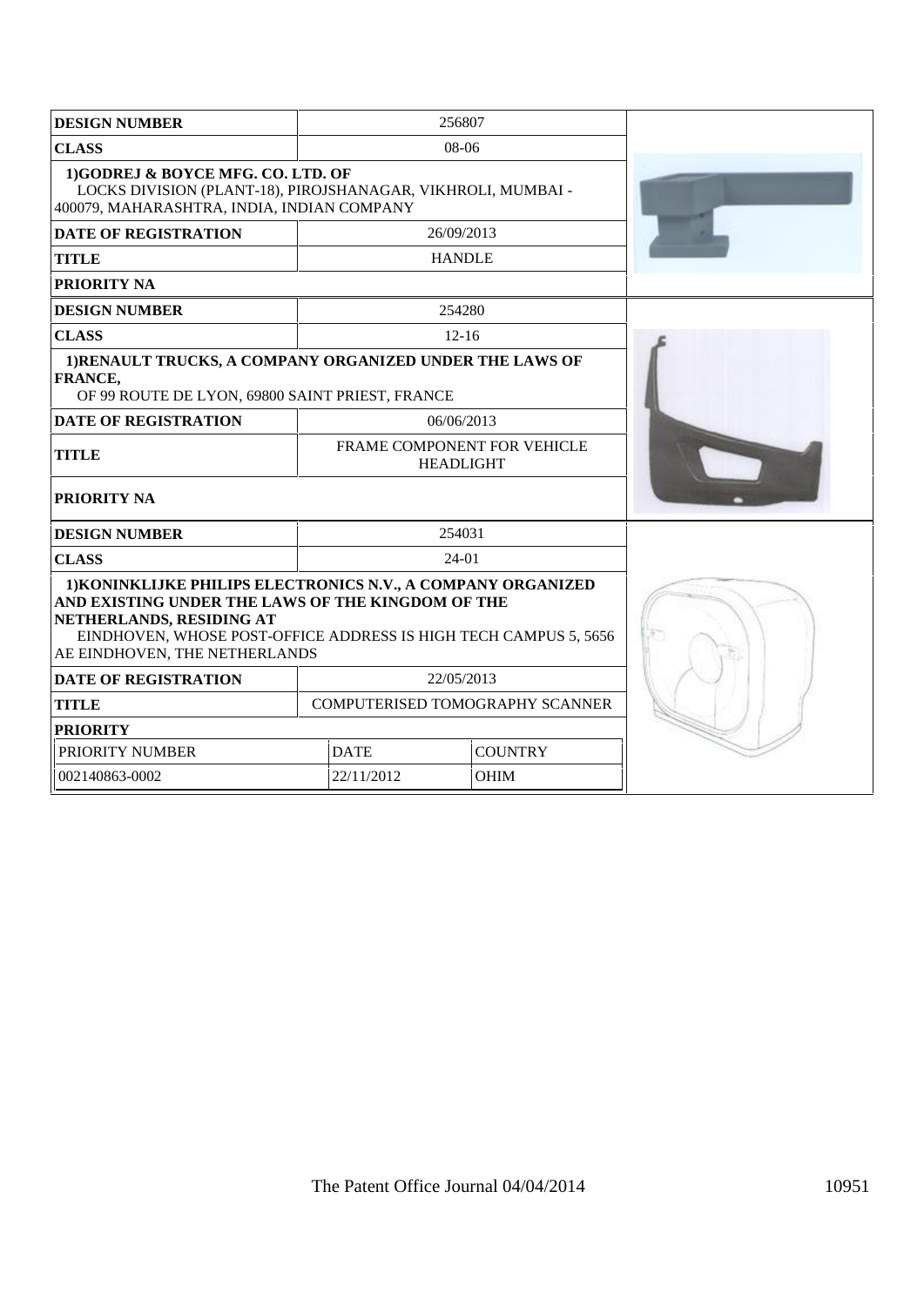| DESIGN NUMBER | 256807 |
|---|---|
| CLASS | 08-06 |
| 1)GODREJ & BOYCE MFG. CO. LTD. OF LOCKS DIVISION (PLANT-18), PIROJSHANAGAR, VIKHROLI, MUMBAI - 400079, MAHARASHTRA, INDIA, INDIAN COMPANY | |
| DATE OF REGISTRATION | 26/09/2013 |
| TITLE | HANDLE |
| PRIORITY NA | |

| DESIGN NUMBER | 254280 |
|---|---|
| CLASS | 12-16 |
| 1)RENAULT TRUCKS, A COMPANY ORGANIZED UNDER THE LAWS OF FRANCE, OF 99 ROUTE DE LYON, 69800 SAINT PRIEST, FRANCE | |
| DATE OF REGISTRATION | 06/06/2013 |
| TITLE | FRAME COMPONENT FOR VEHICLE HEADLIGHT |
| PRIORITY NA | |

| DESIGN NUMBER | 254031 | |
|---|---|---|
| CLASS | 24-01 | |
| 1)KONINKLIJKE PHILIPS ELECTRONICS N.V., A COMPANY ORGANIZED AND EXISTING UNDER THE LAWS OF THE KINGDOM OF THE NETHERLANDS, RESIDING AT EINDHOVEN, WHOSE POST-OFFICE ADDRESS IS HIGH TECH CAMPUS 5, 5656 AE EINDHOVEN, THE NETHERLANDS | | |
| DATE OF REGISTRATION | 22/05/2013 | |
| TITLE | COMPUTERISED TOMOGRAPHY SCANNER | |
| PRIORITY | | |
| PRIORITY NUMBER | DATE | COUNTRY |
| 002140863-0002 | 22/11/2012 | OHIM |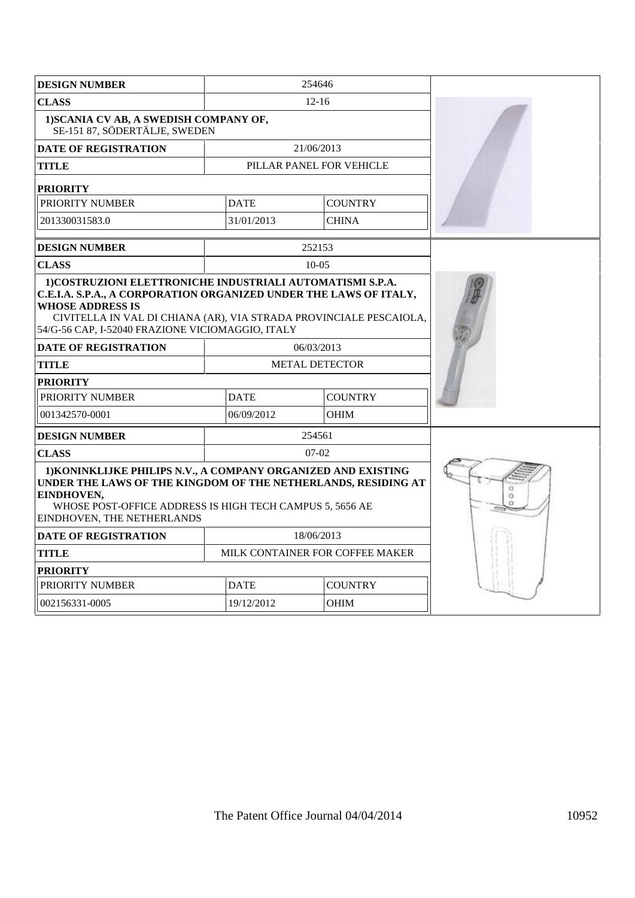| DESIGN NUMBER | 254646 | |
|---|---|---|
| CLASS | 12-16 | |
| **1)SCANIA CV AB, A SWEDISH COMPANY OF,** SE-151 87, SÖDERTÄLJE, SWEDEN | | |
| DATE OF REGISTRATION | 21/06/2013 | |
| TITLE | PILLAR PANEL FOR VEHICLE | |
| **PRIORITY** | | |
| PRIORITY NUMBER | DATE | COUNTRY |
| 201330031583.0 | 31/01/2013 | CHINA |

| DESIGN NUMBER | 252153 | |
|---|---|---|
| CLASS | 10-05 | |
| **1)COSTRUZIONI ELETTRONICHE INDUSTRIALI AUTOMATISMI S.P.A. C.E.I.A. S.P.A., A CORPORATION ORGANIZED UNDER THE LAWS OF ITALY, WHOSE ADDRESS IS** CIVITELLA IN VAL DI CHIANA (AR), VIA STRADA PROVINCIALE PESCAIOLA, 54/G-56 CAP, I-52040 FRAZIONE VICIOMAGGIO, ITALY | | |
| DATE OF REGISTRATION | 06/03/2013 | |
| TITLE | METAL DETECTOR | |
| **PRIORITY** | | |
| PRIORITY NUMBER | DATE | COUNTRY |
| 001342570-0001 | 06/09/2012 | OHIM |

| DESIGN NUMBER | 254561 | |
|---|---|---|
| CLASS | 07-02 | |
| **1)KONINKLIJKE PHILIPS N.V., A COMPANY ORGANIZED AND EXISTING UNDER THE LAWS OF THE KINGDOM OF THE NETHERLANDS, RESIDING AT EINDHOVEN,** WHOSE POST-OFFICE ADDRESS IS HIGH TECH CAMPUS 5, 5656 AE EINDHOVEN, THE NETHERLANDS | | |
| DATE OF REGISTRATION | 18/06/2013 | |
| TITLE | MILK CONTAINER FOR COFFEE MAKER | |
| **PRIORITY** | | |
| PRIORITY NUMBER | DATE | COUNTRY |
| 002156331-0005 | 19/12/2012 | OHIM |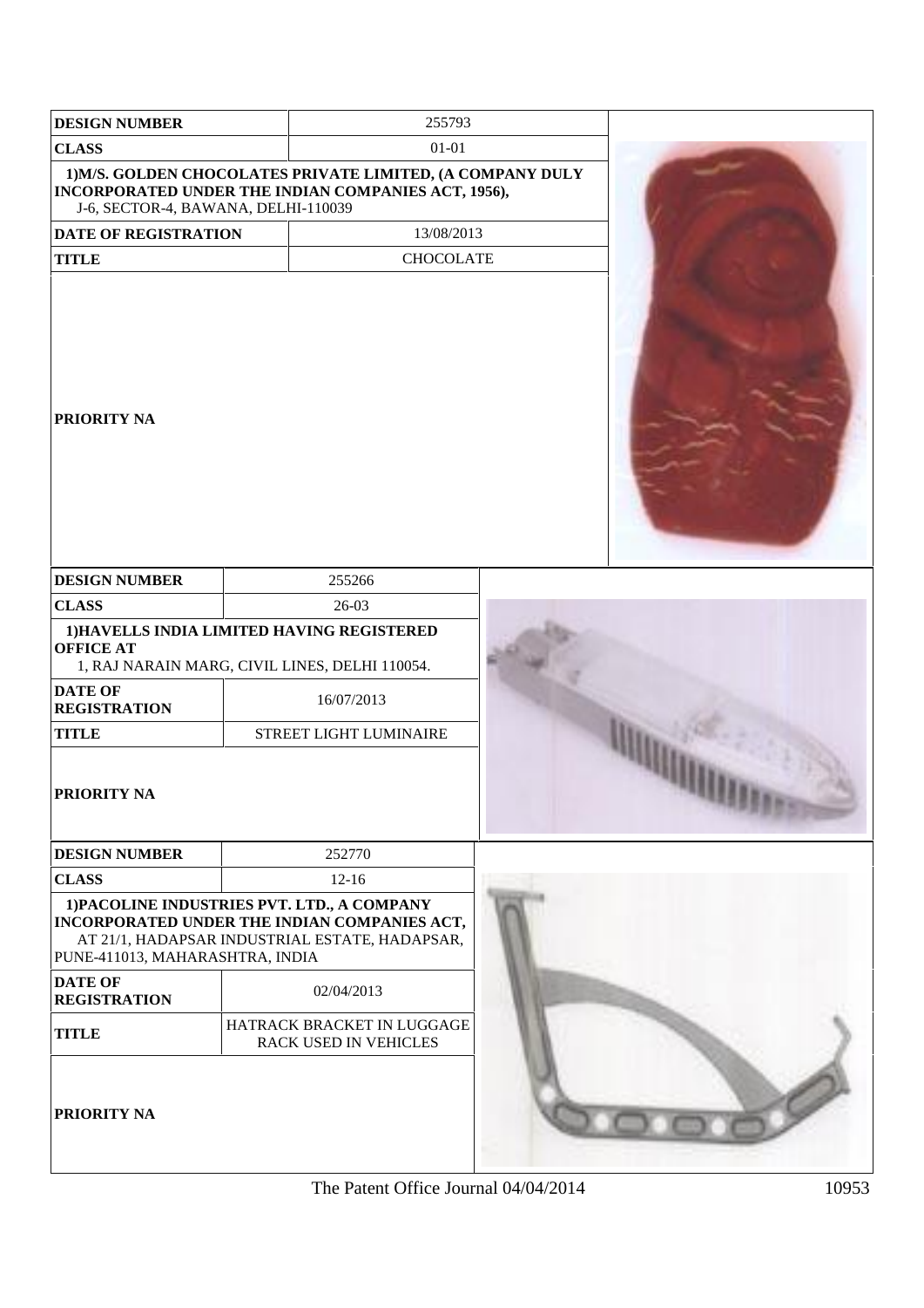| DESIGN NUMBER | 255793 |
| --- | --- |
| CLASS | 01-01 |
| 1)M/S. GOLDEN CHOCOLATES PRIVATE LIMITED, (A COMPANY DULY INCORPORATED UNDER THE INDIAN COMPANIES ACT, 1956), J-6, SECTOR-4, BAWANA, DELHI-110039 | |
| DATE OF REGISTRATION | 13/08/2013 |
| TITLE | CHOCOLATE |
| PRIORITY NA | |

| DESIGN NUMBER | 255266 |
| --- | --- |
| CLASS | 26-03 |
| 1)HAVELLS INDIA LIMITED HAVING REGISTERED OFFICE AT 1, RAJ NARAIN MARG, CIVIL LINES, DELHI 110054. | |
| DATE OF REGISTRATION | 16/07/2013 |
| TITLE | STREET LIGHT LUMINAIRE |
| PRIORITY NA | |

| DESIGN NUMBER | 252770 |
| --- | --- |
| CLASS | 12-16 |
| 1)PACOLINE INDUSTRIES PVT. LTD., A COMPANY INCORPORATED UNDER THE INDIAN COMPANIES ACT, AT 21/1, HADAPSAR INDUSTRIAL ESTATE, HADAPSAR, PUNE-411013, MAHARASHTRA, INDIA | |
| DATE OF REGISTRATION | 02/04/2013 |
| TITLE | HATRACK BRACKET IN LUGGAGE RACK USED IN VEHICLES |
| PRIORITY NA | |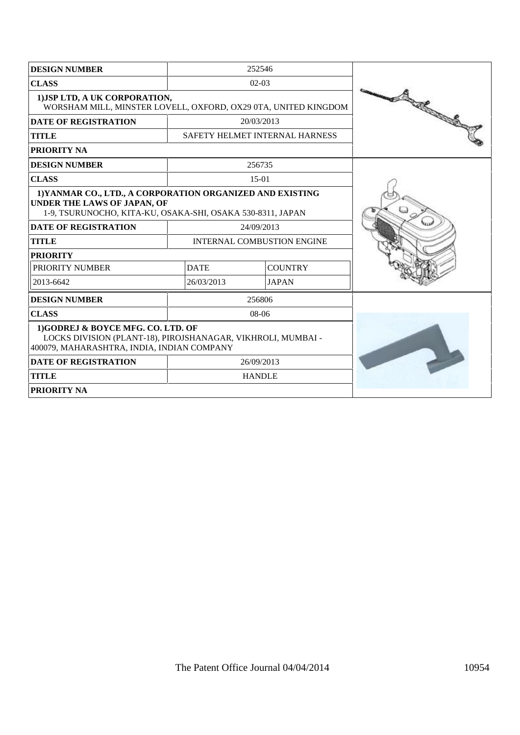| DESIGN NUMBER | 252546 | |
|---|---|---|
| CLASS | 02-03 | |
| 1)JSP LTD, A UK CORPORATION, WORSHAM MILL, MINSTER LOVELL, OXFORD, OX29 0TA, UNITED KINGDOM | | |
| DATE OF REGISTRATION | 20/03/2013 | |
| TITLE | SAFETY HELMET INTERNAL HARNESS | |
| PRIORITY NA | | |

| DESIGN NUMBER | 256735 | |
|---|---|---|
| CLASS | 15-01 | |
| 1)YANMAR CO., LTD., A CORPORATION ORGANIZED AND EXISTING UNDER THE LAWS OF JAPAN, OF 1-9, TSURUNOCHO, KITA-KU, OSAKA-SHI, OSAKA 530-8311, JAPAN | | |
| DATE OF REGISTRATION | 24/09/2013 | |
| TITLE | INTERNAL COMBUSTION ENGINE | |
| PRIORITY | | |
| PRIORITY NUMBER | DATE | COUNTRY |
| 2013-6642 | 26/03/2013 | JAPAN |

| DESIGN NUMBER | 256806 | |
|---|---|---|
| CLASS | 08-06 | |
| 1)GODREJ & BOYCE MFG. CO. LTD. OF LOCKS DIVISION (PLANT-18), PIROJSHANAGAR, VIKHROLI, MUMBAI - 400079, MAHARASHTRA, INDIA, INDIAN COMPANY | | |
| DATE OF REGISTRATION | 26/09/2013 | |
| TITLE | HANDLE | |
| PRIORITY NA | | |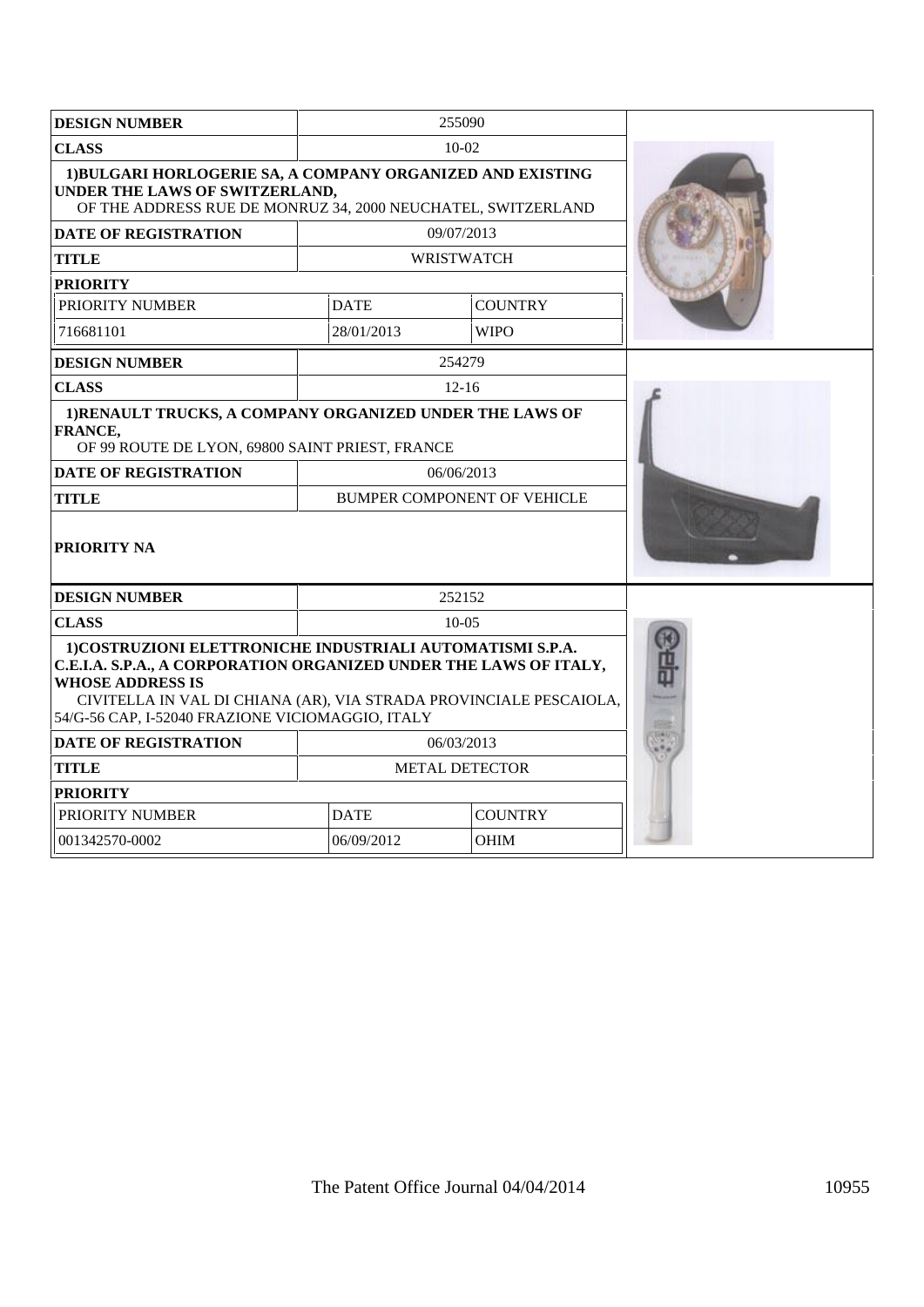| DESIGN NUMBER | 255090 | |
|---|---|---|
| CLASS | 10-02 | |
| **1)BULGARI HORLOGERIE SA, A COMPANY ORGANIZED AND EXISTING UNDER THE LAWS OF SWITZERLAND,** OF THE ADDRESS RUE DE MONRUZ 34, 2000 NEUCHATEL, SWITZERLAND | | |
| DATE OF REGISTRATION | 09/07/2013 | |
| TITLE | WRISTWATCH | |
| PRIORITY | | |
| PRIORITY NUMBER | DATE | COUNTRY |
| 716681101 | 28/01/2013 | WIPO |

| DESIGN NUMBER | 254279 |
|---|---|
| CLASS | 12-16 |
| **1)RENAULT TRUCKS, A COMPANY ORGANIZED UNDER THE LAWS OF FRANCE,** OF 99 ROUTE DE LYON, 69800 SAINT PRIEST, FRANCE | |
| DATE OF REGISTRATION | 06/06/2013 |
| TITLE | BUMPER COMPONENT OF VEHICLE |
| PRIORITY NA | |

| DESIGN NUMBER | 252152 | |
|---|---|---|
| CLASS | 10-05 | |
| **1)COSTRUZIONI ELETTRONICHE INDUSTRIALI AUTOMATISMI S.P.A. C.E.I.A. S.P.A., A CORPORATION ORGANIZED UNDER THE LAWS OF ITALY, WHOSE ADDRESS IS** CIVITELLA IN VAL DI CHIANA (AR), VIA STRADA PROVINCIALE PESCAIOLA, 54/G-56 CAP, I-52040 FRAZIONE VICIOMAGGIO, ITALY | | |
| DATE OF REGISTRATION | 06/03/2013 | |
| TITLE | METAL DETECTOR | |
| PRIORITY | | |
| PRIORITY NUMBER | DATE | COUNTRY |
| 001342570-0002 | 06/09/2012 | OHIM |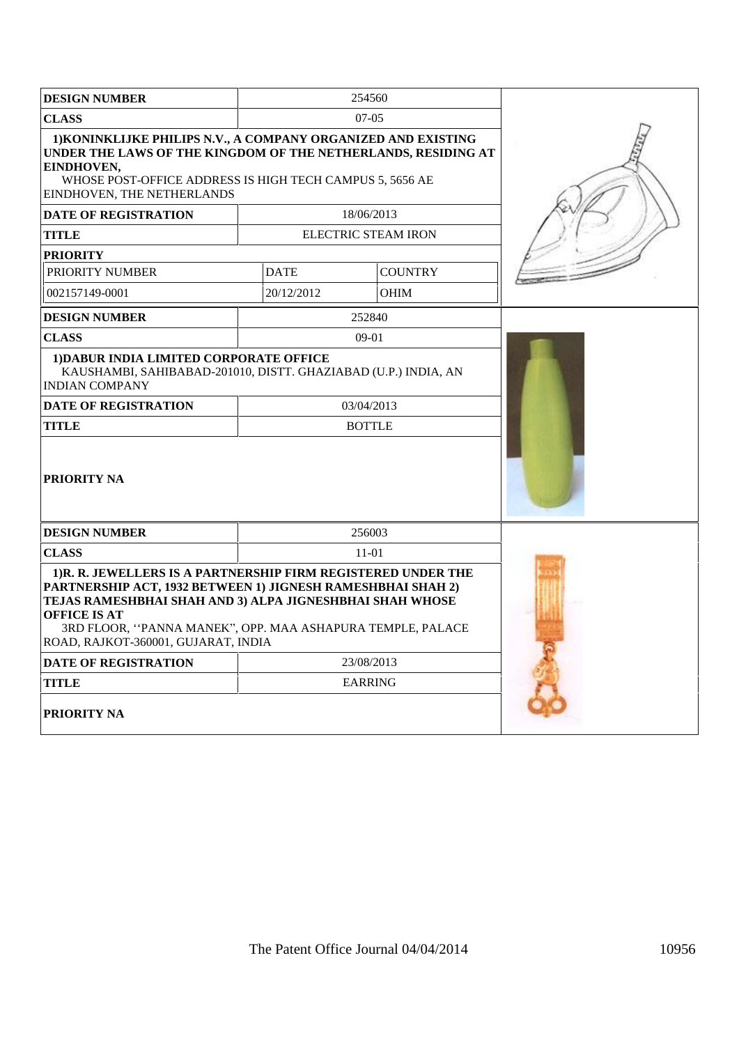| DESIGN NUMBER | 254560 | |
|---|---|---|
| CLASS | 07-05 | |
| **1)KONINKLIJKE PHILIPS N.V., A COMPANY ORGANIZED AND EXISTING UNDER THE LAWS OF THE KINGDOM OF THE NETHERLANDS, RESIDING AT EINDHOVEN,** WHOSE POST-OFFICE ADDRESS IS HIGH TECH CAMPUS 5, 5656 AE EINDHOVEN, THE NETHERLANDS | | |
| DATE OF REGISTRATION | 18/06/2013 | |
| TITLE | ELECTRIC STEAM IRON | |
| PRIORITY | | |
| PRIORITY NUMBER | DATE | COUNTRY |
| 002157149-0001 | 20/12/2012 | OHIM |

| DESIGN NUMBER | 252840 |
|---|---|
| CLASS | 09-01 |
| **1)DABUR INDIA LIMITED CORPORATE OFFICE** KAUSHAMBI, SAHIBABAD-201010, DISTT. GHAZIABAD (U.P.) INDIA, AN INDIAN COMPANY | |
| DATE OF REGISTRATION | 03/04/2013 |
| TITLE | BOTTLE |
| PRIORITY NA | |

| DESIGN NUMBER | 256003 |
|---|---|
| CLASS | 11-01 |
| **1)R. R. JEWELLERS IS A PARTNERSHIP FIRM REGISTERED UNDER THE PARTNERSHIP ACT, 1932 BETWEEN 1) JIGNESH RAMESHBHAI SHAH 2) TEJAS RAMESHBHAI SHAH AND 3) ALPA JIGNESHBHAI SHAH WHOSE OFFICE IS AT** 3RD FLOOR, ''PANNA MANEK", OPP. MAA ASHAPURA TEMPLE, PALACE ROAD, RAJKOT-360001, GUJARAT, INDIA | |
| DATE OF REGISTRATION | 23/08/2013 |
| TITLE | EARRING |
| PRIORITY NA | |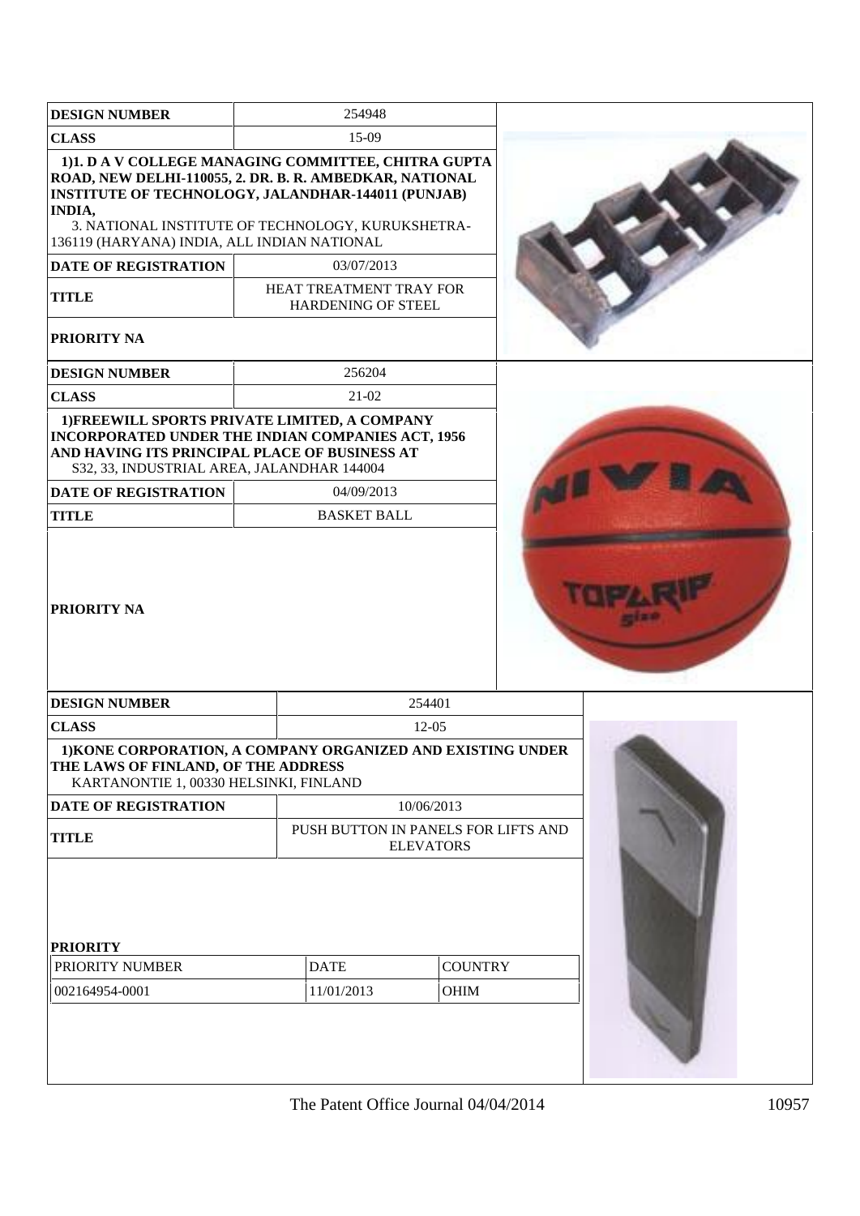| DESIGN NUMBER | 254948 |
|---|---|
| CLASS | 15-09 |
| 1)1. D A V COLLEGE MANAGING COMMITTEE, CHITRA GUPTA ROAD, NEW DELHI-110055, 2. DR. B. R. AMBEDKAR, NATIONAL INSTITUTE OF TECHNOLOGY, JALANDHAR-144011 (PUNJAB) INDIA, 3. NATIONAL INSTITUTE OF TECHNOLOGY, KURUKSHETRA-136119 (HARYANA) INDIA, ALL INDIAN NATIONAL | |
| DATE OF REGISTRATION | 03/07/2013 |
| TITLE | HEAT TREATMENT TRAY FOR HARDENING OF STEEL |
| PRIORITY NA | |

| DESIGN NUMBER | 256204 |
|---|---|
| CLASS | 21-02 |
| 1)FREEWILL SPORTS PRIVATE LIMITED, A COMPANY INCORPORATED UNDER THE INDIAN COMPANIES ACT, 1956 AND HAVING ITS PRINCIPAL PLACE OF BUSINESS AT S32, 33, INDUSTRIAL AREA, JALANDHAR 144004 | |
| DATE OF REGISTRATION | 04/09/2013 |
| TITLE | BASKET BALL |
| PRIORITY NA | |

| DESIGN NUMBER | 254401 | |
|---|---|---|
| CLASS | 12-05 | |
| 1)KONE CORPORATION, A COMPANY ORGANIZED AND EXISTING UNDER THE LAWS OF FINLAND, OF THE ADDRESS KARTANONTIE 1, 00330 HELSINKI, FINLAND | | |
| DATE OF REGISTRATION | 10/06/2013 | |
| TITLE | PUSH BUTTON IN PANELS FOR LIFTS AND ELEVATORS | |
| PRIORITY | | |
| PRIORITY NUMBER | DATE | COUNTRY |
| 002164954-0001 | 11/01/2013 | OHIM |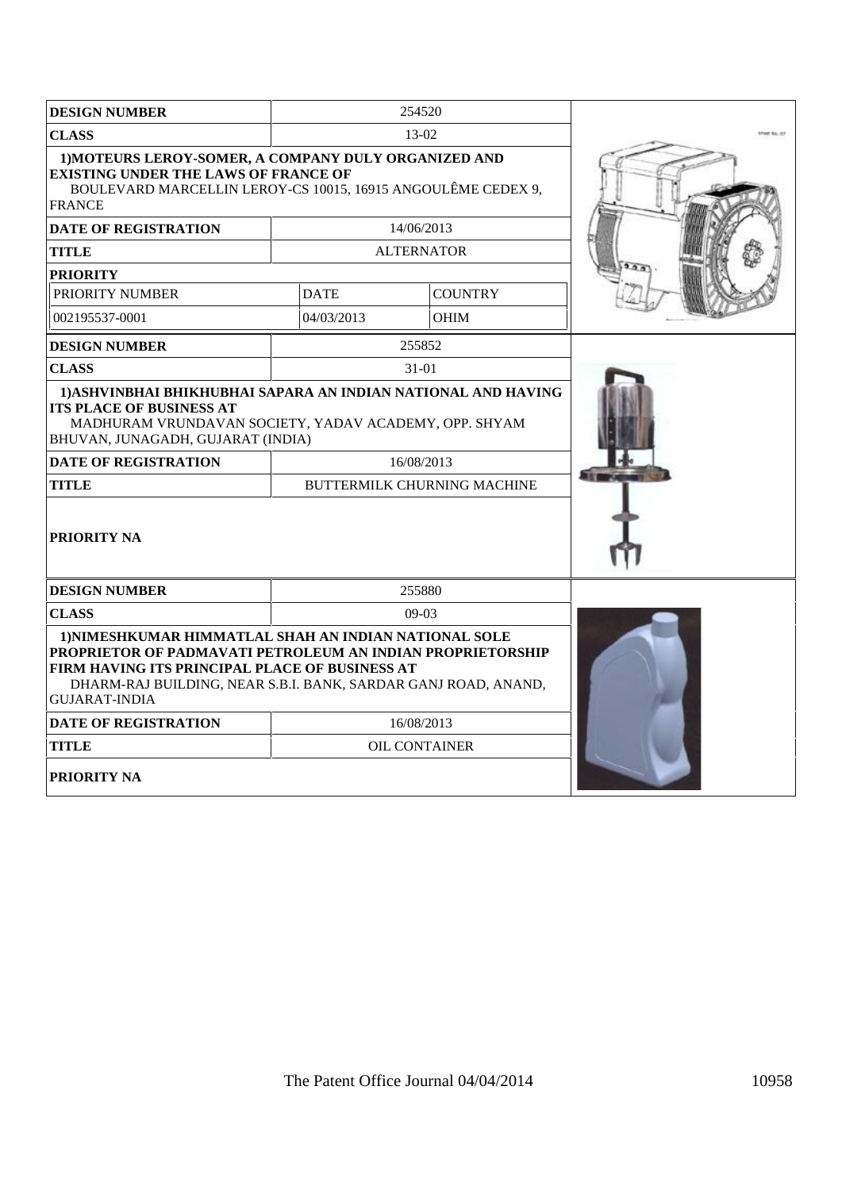| DESIGN NUMBER | 254520 | |
|---|---|---|
| CLASS | 13-02 | |
| **1)MOTEURS LEROY-SOMER, A COMPANY DULY ORGANIZED AND EXISTING UNDER THE LAWS OF FRANCE OF** BOULEVARD MARCELLIN LEROY-CS 10015, 16915 ANGOULÊME CEDEX 9, FRANCE | | |
| DATE OF REGISTRATION | 14/06/2013 | |
| TITLE | ALTERNATOR | |
| PRIORITY | | |
| PRIORITY NUMBER | DATE | COUNTRY |
| 002195537-0001 | 04/03/2013 | OHIM |

| DESIGN NUMBER | 255852 |
|---|---|
| CLASS | 31-01 |
| **1)ASHVINBHAI BHIKHUBHAI SAPARA AN INDIAN NATIONAL AND HAVING ITS PLACE OF BUSINESS AT** MADHURAM VRUNDAVAN SOCIETY, YADAV ACADEMY, OPP. SHYAM BHUVAN, JUNAGADH, GUJARAT (INDIA) | |
| DATE OF REGISTRATION | 16/08/2013 |
| TITLE | BUTTERMILK CHURNING MACHINE |
| PRIORITY NA | |

| DESIGN NUMBER | 255880 |
|---|---|
| CLASS | 09-03 |
| **1)NIMESHKUMAR HIMMATLAL SHAH AN INDIAN NATIONAL SOLE PROPRIETOR OF PADMAVATI PETROLEUM AN INDIAN PROPRIETORSHIP FIRM HAVING ITS PRINCIPAL PLACE OF BUSINESS AT** DHARM-RAJ BUILDING, NEAR S.B.I. BANK, SARDAR GANJ ROAD, ANAND, GUJARAT-INDIA | |
| DATE OF REGISTRATION | 16/08/2013 |
| TITLE | OIL CONTAINER |
| PRIORITY NA | |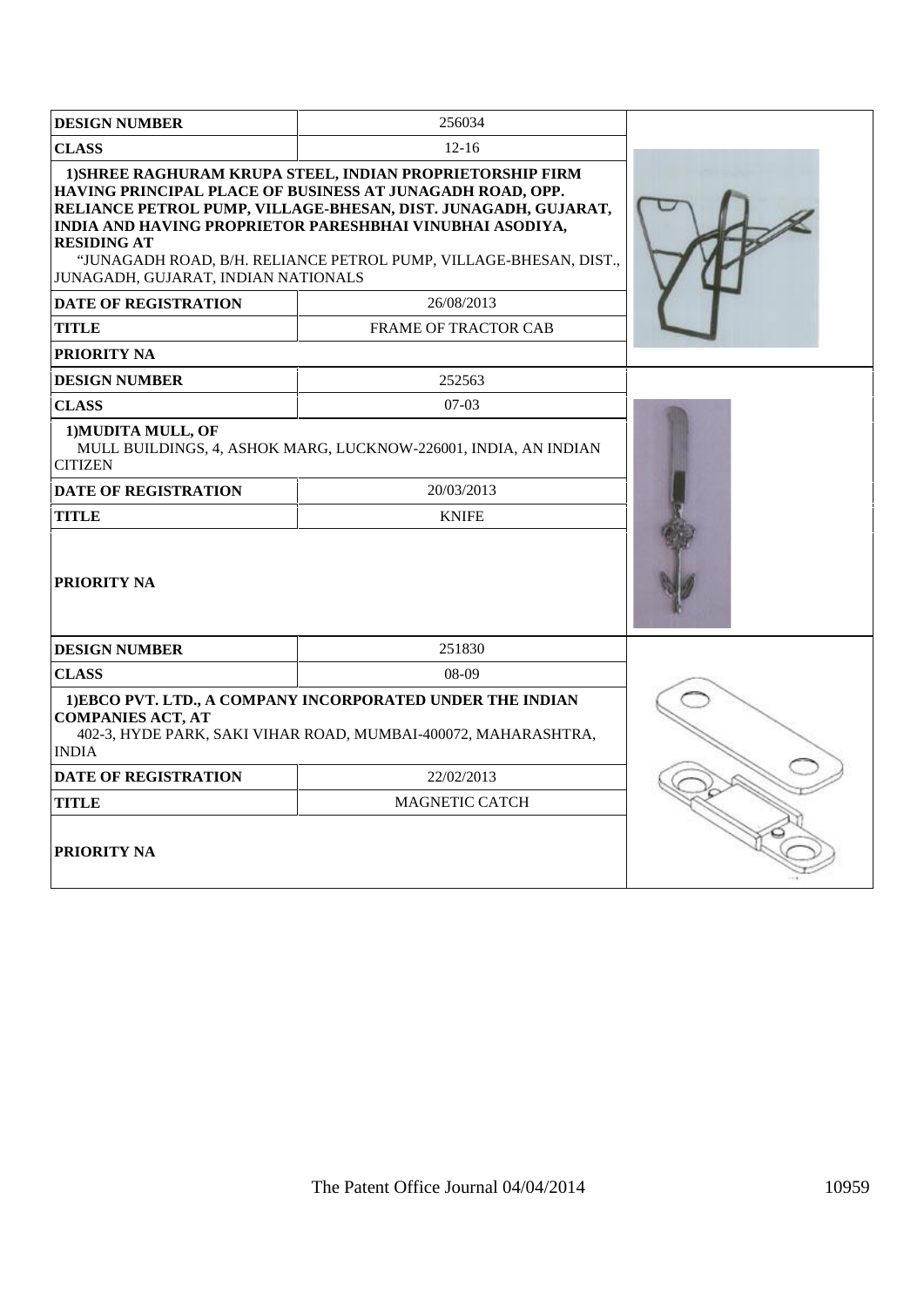| DESIGN NUMBER | 256034 |
|---|---|
| CLASS | 12-16 |
| **1)SHREE RAGHURAM KRUPA STEEL, INDIAN PROPRIETORSHIP FIRM HAVING PRINCIPAL PLACE OF BUSINESS AT JUNAGADH ROAD, OPP. RELIANCE PETROL PUMP, VILLAGE-BHESAN, DIST. JUNAGADH, GUJARAT, INDIA AND HAVING PROPRIETOR PARESHBHAI VINUBHAI ASODIYA, RESIDING AT** "JUNAGADH ROAD, B/H. RELIANCE PETROL PUMP, VILLAGE-BHESAN, DIST., JUNAGADH, GUJARAT, INDIAN NATIONALS | |
| DATE OF REGISTRATION | 26/08/2013 |
| TITLE | FRAME OF TRACTOR CAB |
| PRIORITY NA | |

| DESIGN NUMBER | 252563 |
|---|---|
| CLASS | 07-03 |
| **1)MUDITA MULL, OF** MULL BUILDINGS, 4, ASHOK MARG, LUCKNOW-226001, INDIA, AN INDIAN CITIZEN | |
| DATE OF REGISTRATION | 20/03/2013 |
| TITLE | KNIFE |
| PRIORITY NA | |

| DESIGN NUMBER | 251830 |
|---|---|
| CLASS | 08-09 |
| **1)EBCO PVT. LTD., A COMPANY INCORPORATED UNDER THE INDIAN COMPANIES ACT, AT** 402-3, HYDE PARK, SAKI VIHAR ROAD, MUMBAI-400072, MAHARASHTRA, INDIA | |
| DATE OF REGISTRATION | 22/02/2013 |
| TITLE | MAGNETIC CATCH |
| PRIORITY NA | |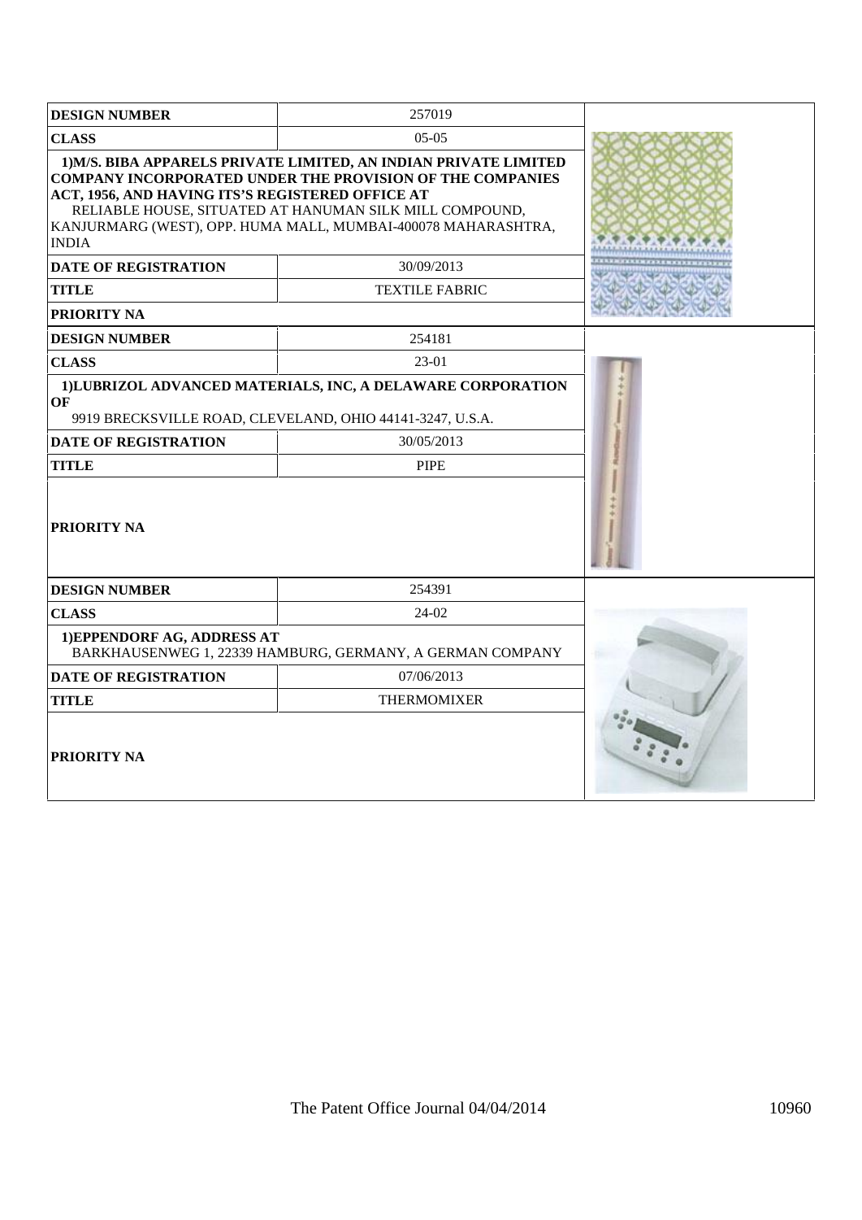| DESIGN NUMBER | 257019 |
|---|---|
| CLASS | 05-05 |
| **1)M/S. BIBA APPARELS PRIVATE LIMITED, AN INDIAN PRIVATE LIMITED COMPANY INCORPORATED UNDER THE PROVISION OF THE COMPANIES ACT, 1956, AND HAVING ITS'S REGISTERED OFFICE AT** RELIABLE HOUSE, SITUATED AT HANUMAN SILK MILL COMPOUND, KANJURMARG (WEST), OPP. HUMA MALL, MUMBAI-400078 MAHARASHTRA, INDIA | |
| DATE OF REGISTRATION | 30/09/2013 |
| TITLE | TEXTILE FABRIC |
| PRIORITY NA | |

| DESIGN NUMBER | 254181 |
|---|---|
| CLASS | 23-01 |
| **1)LUBRIZOL ADVANCED MATERIALS, INC, A DELAWARE CORPORATION OF** 9919 BRECKSVILLE ROAD, CLEVELAND, OHIO 44141-3247, U.S.A. | |
| DATE OF REGISTRATION | 30/05/2013 |
| TITLE | PIPE |
| PRIORITY NA | |

| DESIGN NUMBER | 254391 |
|---|---|
| CLASS | 24-02 |
| **1)EPPENDORF AG, ADDRESS AT** BARKHAUSENWEG 1, 22339 HAMBURG, GERMANY, A GERMAN COMPANY | |
| DATE OF REGISTRATION | 07/06/2013 |
| TITLE | THERMOMIXER |
| PRIORITY NA | |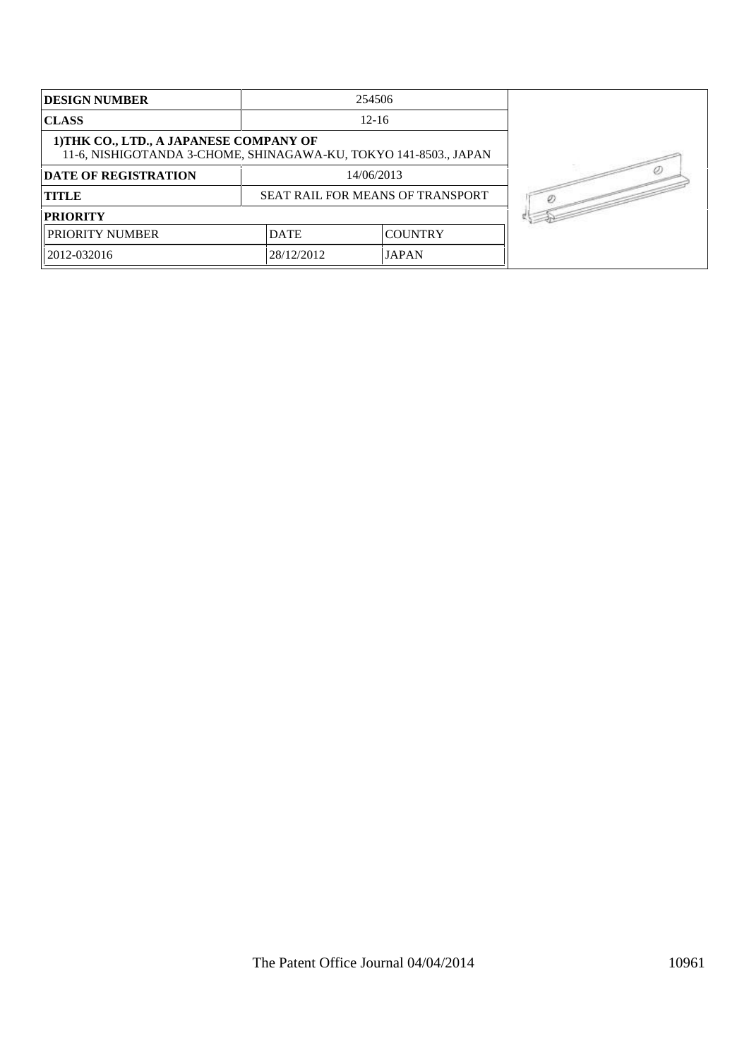| | | |
|---|---|---|
| **DESIGN NUMBER** | 254506 | |
| **CLASS** | 12-16 | |
| **1)THK CO., LTD., A JAPANESE COMPANY OF** 11-6, NISHIGOTANDA 3-CHOME, SHINAGAWA-KU, TOKYO 141-8503., JAPAN | | |
| **DATE OF REGISTRATION** | 14/06/2013 | |
| **TITLE** | SEAT RAIL FOR MEANS OF TRANSPORT | |
| **PRIORITY** | | |
| PRIORITY NUMBER | DATE | COUNTRY |
| 2012-032016 | 28/12/2012 | JAPAN |